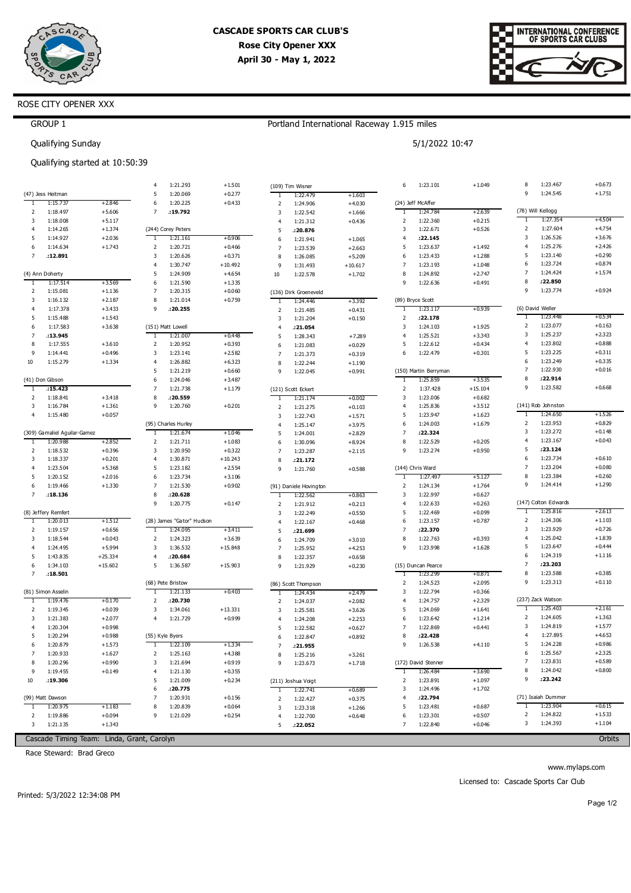# CASCADE SPORTS CAR CLUB'S

**Rose City Opener XXX**

**April 30 - May 1, 2022**

ROSE CITY OPENER XXX

GROUP 1

Portland International Raceway 1.915 miles

Qualifying Sunday

5/1/2022 10:47

Qualifying started at 10:50:39

**(47) Jess Heitman**

| Lap | Time | Diff |
|---|---|---|
| 1 | 1:15.737 | +2.846 |
| 2 | 1:18.497 | +5.606 |
| 3 | 1:18.008 | +5.117 |
| 4 | 1:14.265 | +1.374 |
| 5 | 1:14.927 | +2.036 |
| 6 | 1:14.634 | +1.743 |
| 7 | **:12.891** | |

**(4) Ann Doherty**

| Lap | Time | Diff |
|---|---|---|
| 1 | 1:17.514 | +3.569 |
| 2 | 1:15.081 | +1.136 |
| 3 | 1:16.132 | +2.187 |
| 4 | 1:17.378 | +3.433 |
| 5 | 1:15.488 | +1.543 |
| 6 | 1:17.583 | +3.638 |
| 7 | **:13.945** | |
| 8 | 1:17.555 | +3.610 |
| 9 | 1:14.441 | +0.496 |
| 10 | 1:15.279 | +1.334 |

**(41) Don Gibson**

| Lap | Time | Diff |
|---|---|---|
| 1 | **:15.423** | |
| 2 | 1:18.841 | +3.418 |
| 3 | 1:16.784 | +1.361 |
| 4 | 1:15.480 | +0.057 |

**(309) Gamaliel Aguilar-Gamez**

| Lap | Time | Diff |
|---|---|---|
| 1 | 1:20.988 | +2.852 |
| 2 | 1:18.532 | +0.396 |
| 3 | 1:18.337 | +0.201 |
| 4 | 1:23.504 | +5.368 |
| 5 | 1:20.152 | +2.016 |
| 6 | 1:19.466 | +1.330 |
| 7 | **:18.136** | |

**(8) Jeffery Remfert**

| Lap | Time | Diff |
|---|---|---|
| 1 | 1:20.013 | +1.512 |
| 2 | 1:19.157 | +0.656 |
| 3 | 1:18.544 | +0.043 |
| 4 | 1:24.495 | +5.994 |
| 5 | 1:43.835 | +25.334 |
| 6 | 1:34.103 | +15.602 |
| 7 | **:18.501** | |

**(81) Simon Asselin**

| Lap | Time | Diff |
|---|---|---|
| 1 | 1:19.476 | +0.170 |
| 2 | 1:19.345 | +0.039 |
| 3 | 1:21.383 | +2.077 |
| 4 | 1:20.304 | +0.998 |
| 5 | 1:20.294 | +0.988 |
| 6 | 1:20.879 | +1.573 |
| 7 | 1:20.933 | +1.627 |
| 8 | 1:20.296 | +0.990 |
| 9 | 1:19.455 | +0.149 |
| 10 | **:19.306** | |

**(99) Matt Dawson**

| Lap | Time | Diff |
|---|---|---|
| 1 | 1:20.975 | +1.183 |
| 2 | 1:19.886 | +0.094 |
| 3 | 1:21.135 | +1.343 |
| 4 | 1:21.293 | +1.501 |
| 5 | 1:20.069 | +0.277 |
| 6 | 1:20.225 | +0.433 |
| 7 | **:19.792** | |

**(244) Corey Peters**

| Lap | Time | Diff |
|---|---|---|
| 1 | 1:21.161 | +0.906 |
| 2 | 1:20.721 | +0.466 |
| 3 | 1:20.626 | +0.371 |
| 4 | 1:30.747 | +10.492 |
| 5 | 1:24.909 | +4.654 |
| 6 | 1:21.590 | +1.335 |
| 7 | 1:20.315 | +0.060 |
| 8 | 1:21.014 | +0.759 |
| 9 | **:20.255** | |

**(151) Matt Lowell**

| Lap | Time | Diff |
|---|---|---|
| 1 | 1:21.007 | +0.448 |
| 2 | 1:20.952 | +0.393 |
| 3 | 1:23.141 | +2.582 |
| 4 | 1:26.882 | +6.323 |
| 5 | 1:21.219 | +0.660 |
| 6 | 1:24.046 | +3.487 |
| 7 | 1:21.738 | +1.179 |
| 8 | **:20.559** | |
| 9 | 1:20.760 | +0.201 |

**(95) Charles Hurley**

| Lap | Time | Diff |
|---|---|---|
| 1 | 1:21.674 | +1.046 |
| 2 | 1:21.711 | +1.083 |
| 3 | 1:20.950 | +0.322 |
| 4 | 1:30.871 | +10.243 |
| 5 | 1:23.182 | +2.554 |
| 6 | 1:23.734 | +3.106 |
| 7 | 1:21.530 | +0.902 |
| 8 | **:20.628** | |
| 9 | 1:20.775 | +0.147 |

**(28) James "Gator" Hudson**

| Lap | Time | Diff |
|---|---|---|
| 1 | 1:24.095 | +3.411 |
| 2 | 1:24.323 | +3.639 |
| 3 | 1:36.532 | +15.848 |
| 4 | **:20.684** | |
| 5 | 1:36.587 | +15.903 |

**(68) Pete Bristow**

| Lap | Time | Diff |
|---|---|---|
| 1 | 1:21.133 | +0.403 |
| 2 | **:20.730** | |
| 3 | 1:34.061 | +13.331 |
| 4 | 1:21.729 | +0.999 |

**(55) Kyle Byers**

| Lap | Time | Diff |
|---|---|---|
| 1 | 1:22.109 | +1.334 |
| 2 | 1:25.163 | +4.388 |
| 3 | 1:21.694 | +0.919 |
| 4 | 1:21.130 | +0.355 |
| 5 | 1:21.009 | +0.234 |
| 6 | **:20.775** | |
| 7 | 1:20.931 | +0.156 |
| 8 | 1:20.839 | +0.064 |
| 9 | 1:21.029 | +0.254 |

**(109) Tim Wisner**

| Lap | Time | Diff |
|---|---|---|
| 1 | 1:22.479 | +1.603 |
| 2 | 1:24.906 | +4.030 |
| 3 | 1:22.542 | +1.666 |
| 4 | 1:21.312 | +0.436 |
| 5 | **:20.876** | |
| 6 | 1:21.941 | +1.065 |
| 7 | 1:23.539 | +2.663 |
| 8 | 1:26.085 | +5.209 |
| 9 | 1:31.493 | +10.617 |
| 10 | 1:22.578 | +1.702 |

**(136) Dirk Groeneveld**

| Lap | Time | Diff |
|---|---|---|
| 1 | 1:24.446 | +3.392 |
| 2 | 1:21.485 | +0.431 |
| 3 | 1:21.204 | +0.150 |
| 4 | **:21.054** | |
| 5 | 1:28.343 | +7.289 |
| 6 | 1:21.083 | +0.029 |
| 7 | 1:21.373 | +0.319 |
| 8 | 1:22.244 | +1.190 |
| 9 | 1:22.045 | +0.991 |

**(121) Scott Eckert**

| Lap | Time | Diff |
|---|---|---|
| 1 | 1:21.174 | +0.002 |
| 2 | 1:21.275 | +0.103 |
| 3 | 1:22.743 | +1.571 |
| 4 | 1:25.147 | +3.975 |
| 5 | 1:24.001 | +2.829 |
| 6 | 1:30.096 | +8.924 |
| 7 | 1:23.287 | +2.115 |
| 8 | **:21.172** | |
| 9 | 1:21.760 | +0.588 |

**(91) Daniele Hovington**

| Lap | Time | Diff |
|---|---|---|
| 1 | 1:22.562 | +0.863 |
| 2 | 1:21.912 | +0.213 |
| 3 | 1:22.249 | +0.550 |
| 4 | 1:22.167 | +0.468 |
| 5 | **:21.699** | |
| 6 | 1:24.709 | +3.010 |
| 7 | 1:25.952 | +4.253 |
| 8 | 1:22.357 | +0.658 |
| 9 | 1:21.929 | +0.230 |

**(86) Scott Thompson**

| Lap | Time | Diff |
|---|---|---|
| 1 | 1:24.434 | +2.479 |
| 2 | 1:24.037 | +2.082 |
| 3 | 1:25.581 | +3.626 |
| 4 | 1:24.208 | +2.253 |
| 5 | 1:22.582 | +0.627 |
| 6 | 1:22.847 | +0.892 |
| 7 | **:21.955** | |
| 8 | 1:25.216 | +3.261 |
| 9 | 1:23.673 | +1.718 |

**(211) Joshua Voigt**

| Lap | Time | Diff |
|---|---|---|
| 1 | 1:22.741 | +0.689 |
| 2 | 1:22.427 | +0.375 |
| 3 | 1:23.318 | +1.266 |
| 4 | 1:22.700 | +0.648 |
| 5 | **:22.052** | |
| 6 | 1:23.101 | +1.049 |

**(24) Jeff McAffer**

| Lap | Time | Diff |
|---|---|---|
| 1 | 1:24.784 | +2.639 |
| 2 | 1:22.360 | +0.215 |
| 3 | 1:22.671 | +0.526 |
| 4 | **:22.145** | |
| 5 | 1:23.637 | +1.492 |
| 6 | 1:23.433 | +1.288 |
| 7 | 1:23.193 | +1.048 |
| 8 | 1:24.892 | +2.747 |
| 9 | 1:22.636 | +0.491 |

**(89) Bryce Scott**

| Lap | Time | Diff |
|---|---|---|
| 1 | 1:23.117 | +0.939 |
| 2 | **:22.178** | |
| 3 | 1:24.103 | +1.925 |
| 4 | 1:25.521 | +3.343 |
| 5 | 1:22.612 | +0.434 |
| 6 | 1:22.479 | +0.301 |

**(150) Martin Berryman**

| Lap | Time | Diff |
|---|---|---|
| 1 | 1:25.859 | +3.535 |
| 2 | 1:37.428 | +15.104 |
| 3 | 1:23.006 | +0.682 |
| 4 | 1:25.836 | +3.512 |
| 5 | 1:23.947 | +1.623 |
| 6 | 1:24.003 | +1.679 |
| 7 | **:22.324** | |
| 8 | 1:22.529 | +0.205 |
| 9 | 1:23.274 | +0.950 |

**(144) Chris Ward**

| Lap | Time | Diff |
|---|---|---|
| 1 | 1:27.497 | +5.127 |
| 2 | 1:24.134 | +1.764 |
| 3 | 1:22.997 | +0.627 |
| 4 | 1:22.633 | +0.263 |
| 5 | 1:22.469 | +0.099 |
| 6 | 1:23.157 | +0.787 |
| 7 | **:22.370** | |
| 8 | 1:22.763 | +0.393 |
| 9 | 1:23.998 | +1.628 |

**(15) Duncan Pearce**

| Lap | Time | Diff |
|---|---|---|
| 1 | 1:23.299 | +0.871 |
| 2 | 1:24.523 | +2.095 |
| 3 | 1:22.794 | +0.366 |
| 4 | 1:24.757 | +2.329 |
| 5 | 1:24.069 | +1.641 |
| 6 | 1:23.642 | +1.214 |
| 7 | 1:22.869 | +0.441 |
| 8 | **:22.428** | |
| 9 | 1:26.538 | +4.110 |

**(172) David Stenner**

| Lap | Time | Diff |
|---|---|---|
| 1 | 1:26.484 | +3.690 |
| 2 | 1:23.891 | +1.097 |
| 3 | 1:24.496 | +1.702 |
| 4 | **:22.794** | |
| 5 | 1:23.481 | +0.687 |
| 6 | 1:23.301 | +0.507 |
| 7 | 1:22.840 | +0.046 |
| 8 | 1:23.467 | +0.673 |
| 9 | 1:24.545 | +1.751 |

**(78) Will Kellogg**

| Lap | Time | Diff |
|---|---|---|
| 1 | 1:27.354 | +4.504 |
| 2 | 1:27.604 | +4.754 |
| 3 | 1:26.526 | +3.676 |
| 4 | 1:25.276 | +2.426 |
| 5 | 1:23.140 | +0.290 |
| 6 | 1:23.724 | +0.874 |
| 7 | 1:24.424 | +1.574 |
| 8 | **:22.850** | |
| 9 | 1:23.774 | +0.924 |

**(6) David Weller**

| Lap | Time | Diff |
|---|---|---|
| 1 | 1:23.448 | +0.534 |
| 2 | 1:23.077 | +0.163 |
| 3 | 1:25.237 | +2.323 |
| 4 | 1:23.802 | +0.888 |
| 5 | 1:23.225 | +0.311 |
| 6 | 1:23.249 | +0.335 |
| 7 | 1:22.930 | +0.016 |
| 8 | **:22.914** | |
| 9 | 1:23.582 | +0.668 |

**(141) Rob Johnston**

| Lap | Time | Diff |
|---|---|---|
| 1 | 1:24.650 | +1.526 |
| 2 | 1:23.953 | +0.829 |
| 3 | 1:23.272 | +0.148 |
| 4 | 1:23.167 | +0.043 |
| 5 | **:23.124** | |
| 6 | 1:23.734 | +0.610 |
| 7 | 1:23.204 | +0.080 |
| 8 | 1:23.384 | +0.260 |
| 9 | 1:24.414 | +1.290 |

**(147) Colton Edwards**

| Lap | Time | Diff |
|---|---|---|
| 1 | 1:25.816 | +2.613 |
| 2 | 1:24.306 | +1.103 |
| 3 | 1:23.929 | +0.726 |
| 4 | 1:25.042 | +1.839 |
| 5 | 1:23.647 | +0.444 |
| 6 | 1:24.319 | +1.116 |
| 7 | **:23.203** | |
| 8 | 1:23.588 | +0.385 |
| 9 | 1:23.313 | +0.110 |

**(237) Zack Watson**

| Lap | Time | Diff |
|---|---|---|
| 1 | 1:25.403 | +2.161 |
| 2 | 1:24.605 | +1.363 |
| 3 | 1:24.819 | +1.577 |
| 4 | 1:27.895 | +4.653 |
| 5 | 1:24.228 | +0.986 |
| 6 | 1:25.567 | +2.325 |
| 7 | 1:23.831 | +0.589 |
| 8 | 1:24.042 | +0.800 |
| 9 | **:23.242** | |

**(71) Isaiah Dummer**

| Lap | Time | Diff |
|---|---|---|
| 1 | 1:23.904 | +0.615 |
| 2 | 1:24.822 | +1.533 |
| 3 | 1:24.393 | +1.104 |

Cascade Timing Team: Linda, Grant, Carolyn

Orbits

Race Steward: Brad Greco

www.mylaps.com

Licensed to: Cascade Sports Car Club

Printed: 5/3/2022 12:34:08 PM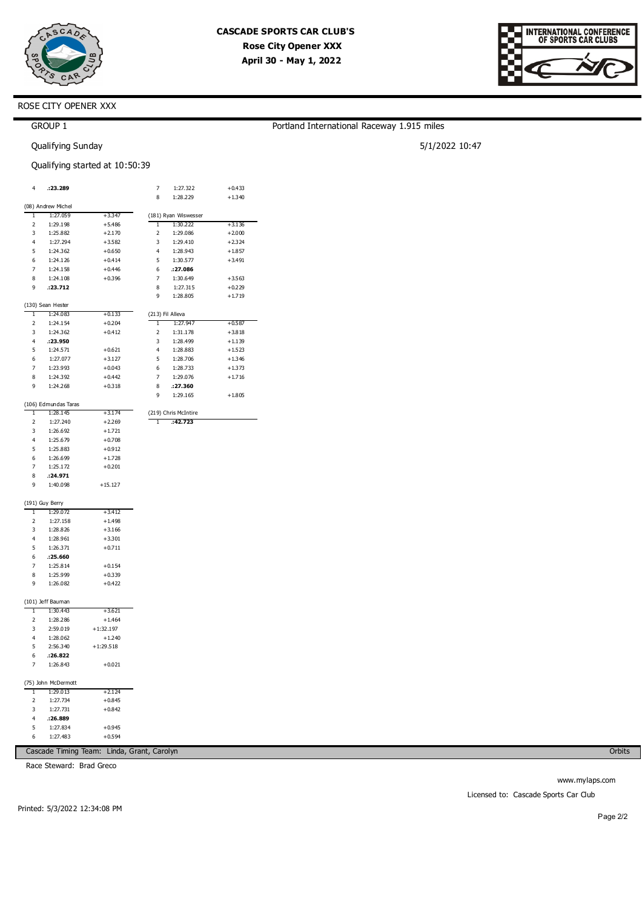# CASCADE SPORTS CAR CLUB'S

**Rose City Opener XXX**

**April 30 - May 1, 2022**

ROSE CITY OPENER XXX

GROUP 1

Portland International Raceway 1.915 miles

Qualifying Sunday

5/1/2022 10:47

Qualifying started at 10:50:39

| Lap | Time | Diff |
|---|---|---|
| 4 | **:23.289** | |

(08) Andrew Michel

| Lap | Time | Diff |
|---|---|---|
| 1 | 1:27.059 | +3.347 |
| 2 | 1:29.198 | +5.486 |
| 3 | 1:25.882 | +2.170 |
| 4 | 1:27.294 | +3.582 |
| 5 | 1:24.362 | +0.650 |
| 6 | 1:24.126 | +0.414 |
| 7 | 1:24.158 | +0.446 |
| 8 | 1:24.108 | +0.396 |
| 9 | **:23.712** | |

(130) Sean Hester

| Lap | Time | Diff |
|---|---|---|
| 1 | 1:24.083 | +0.133 |
| 2 | 1:24.154 | +0.204 |
| 3 | 1:24.362 | +0.412 |
| 4 | **:23.950** | |
| 5 | 1:24.571 | +0.621 |
| 6 | 1:27.077 | +3.127 |
| 7 | 1:23.993 | +0.043 |
| 8 | 1:24.392 | +0.442 |
| 9 | 1:24.268 | +0.318 |

(106) Edmundas Taras

| Lap | Time | Diff |
|---|---|---|
| 1 | 1:28.145 | +3.174 |
| 2 | 1:27.240 | +2.269 |
| 3 | 1:26.692 | +1.721 |
| 4 | 1:25.679 | +0.708 |
| 5 | 1:25.883 | +0.912 |
| 6 | 1:26.699 | +1.728 |
| 7 | 1:25.172 | +0.201 |
| 8 | **:24.971** | |
| 9 | 1:40.098 | +15.127 |

(191) Guy Berry

| Lap | Time | Diff |
|---|---|---|
| 1 | 1:29.072 | +3.412 |
| 2 | 1:27.158 | +1.498 |
| 3 | 1:28.826 | +3.166 |
| 4 | 1:28.961 | +3.301 |
| 5 | 1:26.371 | +0.711 |
| 6 | **:25.660** | |
| 7 | 1:25.814 | +0.154 |
| 8 | 1:25.999 | +0.339 |
| 9 | 1:26.082 | +0.422 |

(101) Jeff Bauman

| Lap | Time | Diff |
|---|---|---|
| 1 | 1:30.443 | +3.621 |
| 2 | 1:28.286 | +1.464 |
| 3 | 2:59.019 | +1:32.197 |
| 4 | 1:28.062 | +1.240 |
| 5 | 2:56.340 | +1:29.518 |
| 6 | **:26.822** | |
| 7 | 1:26.843 | +0.021 |

(75) John McDermott

| Lap | Time | Diff |
|---|---|---|
| 1 | 1:29.013 | +2.124 |
| 2 | 1:27.734 | +0.845 |
| 3 | 1:27.731 | +0.842 |
| 4 | **:26.889** | |
| 5 | 1:27.834 | +0.945 |
| 6 | 1:27.483 | +0.594 |
| 7 | 1:27.322 | +0.433 |
| 8 | 1:28.229 | +1.340 |

(181) Ryan Wiswesser

| Lap | Time | Diff |
|---|---|---|
| 1 | 1:30.222 | +3.136 |
| 2 | 1:29.086 | +2.000 |
| 3 | 1:29.410 | +2.324 |
| 4 | 1:28.943 | +1.857 |
| 5 | 1:30.577 | +3.491 |
| 6 | **:27.086** | |
| 7 | 1:30.649 | +3.563 |
| 8 | 1:27.315 | +0.229 |
| 9 | 1:28.805 | +1.719 |

(213) Fil Alleva

| Lap | Time | Diff |
|---|---|---|
| 1 | 1:27.947 | +0.587 |
| 2 | 1:31.178 | +3.818 |
| 3 | 1:28.499 | +1.139 |
| 4 | 1:28.883 | +1.523 |
| 5 | 1:28.706 | +1.346 |
| 6 | 1:28.733 | +1.373 |
| 7 | 1:29.076 | +1.716 |
| 8 | **:27.360** | |
| 9 | 1:29.165 | +1.805 |

(219) Chris McIntire

| Lap | Time | Diff |
|---|---|---|
| 1 | **:42.723** | |

Cascade Timing Team: Linda, Grant, Carolyn

Orbits

Race Steward: Brad Greco

www.mylaps.com

Licensed to: Cascade Sports Car Club

Printed: 5/3/2022 12:34:08 PM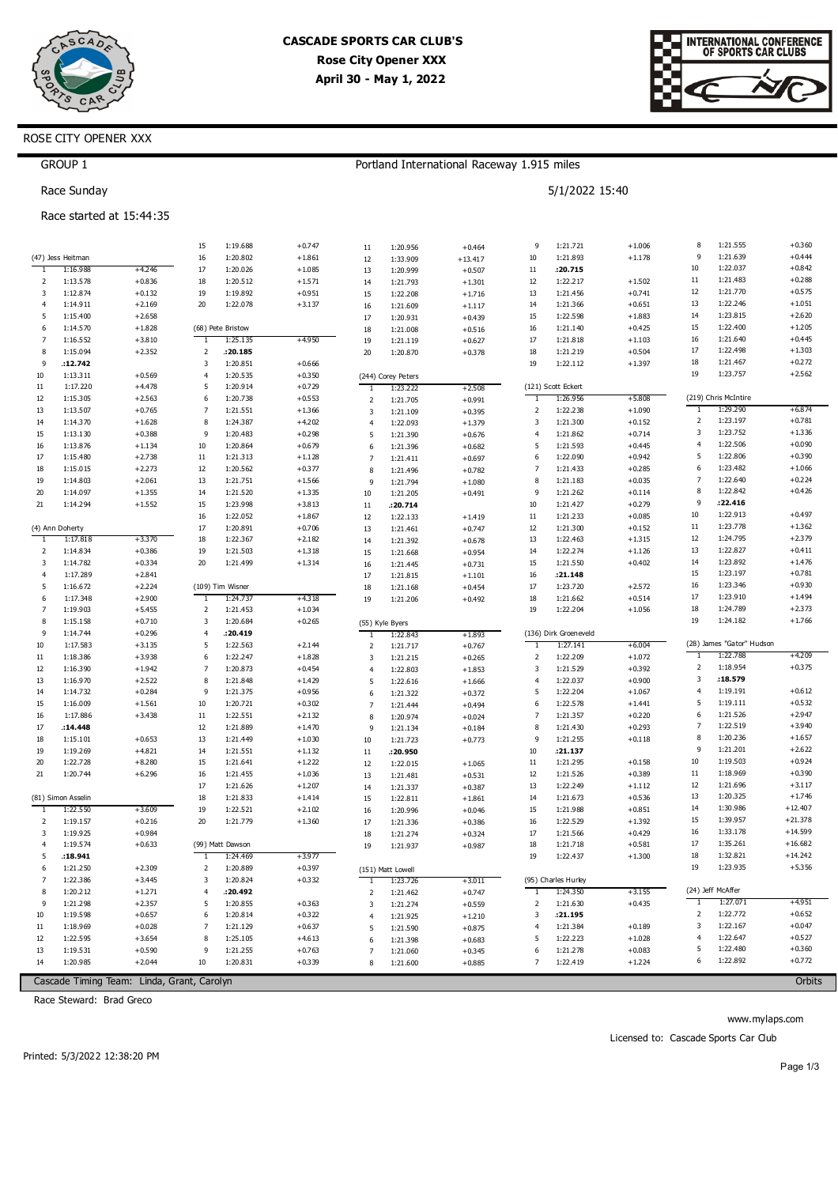# CASCADE SPORTS CAR CLUB'S

**Rose City Opener XXX**

**April 30 - May 1, 2022**

ROSE CITY OPENER XXX

GROUP 1

Portland International Raceway 1.915 miles

Race Sunday

5/1/2022 15:40

Race started at 15:44:35

### (47) Jess Heitman

| Lap | Time | Diff |
|---|---|---|
| 1 | 1:16.988 | +4.246 |
| 2 | 1:13.578 | +0.836 |
| 3 | 1:12.874 | +0.132 |
| 4 | 1:14.911 | +2.169 |
| 5 | 1:15.400 | +2.658 |
| 6 | 1:14.570 | +1.828 |
| 7 | 1:16.552 | +3.810 |
| 8 | 1:15.094 | +2.352 |
| 9 | **:12.742** | |
| 10 | 1:13.311 | +0.569 |
| 11 | 1:17.220 | +4.478 |
| 12 | 1:15.305 | +2.563 |
| 13 | 1:13.507 | +0.765 |
| 14 | 1:14.370 | +1.628 |
| 15 | 1:13.130 | +0.388 |
| 16 | 1:13.876 | +1.134 |
| 17 | 1:15.480 | +2.738 |
| 18 | 1:15.015 | +2.273 |
| 19 | 1:14.803 | +2.061 |
| 20 | 1:14.097 | +1.355 |
| 21 | 1:14.294 | +1.552 |

### (4) Ann Doherty

| Lap | Time | Diff |
|---|---|---|
| 1 | 1:17.818 | +3.370 |
| 2 | 1:14.834 | +0.386 |
| 3 | 1:14.782 | +0.334 |
| 4 | 1:17.289 | +2.841 |
| 5 | 1:16.672 | +2.224 |
| 6 | 1:17.348 | +2.900 |
| 7 | 1:19.903 | +5.455 |
| 8 | 1:15.158 | +0.710 |
| 9 | 1:14.744 | +0.296 |
| 10 | 1:17.583 | +3.135 |
| 11 | 1:18.386 | +3.938 |
| 12 | 1:16.390 | +1.942 |
| 13 | 1:16.970 | +2.522 |
| 14 | 1:14.732 | +0.284 |
| 15 | 1:16.009 | +1.561 |
| 16 | 1:17.886 | +3.438 |
| 17 | **:14.448** | |
| 18 | 1:15.101 | +0.653 |
| 19 | 1:19.269 | +4.821 |
| 20 | 1:22.728 | +8.280 |
| 21 | 1:20.744 | +6.296 |

### (81) Simon Asselin

| Lap | Time | Diff |
|---|---|---|
| 1 | 1:22.550 | +3.609 |
| 2 | 1:19.157 | +0.216 |
| 3 | 1:19.925 | +0.984 |
| 4 | 1:19.574 | +0.633 |
| 5 | **:18.941** | |
| 6 | 1:21.250 | +2.309 |
| 7 | 1:22.386 | +3.445 |
| 8 | 1:20.212 | +1.271 |
| 9 | 1:21.298 | +2.357 |
| 10 | 1:19.598 | +0.657 |
| 11 | 1:18.969 | +0.028 |
| 12 | 1:22.595 | +3.654 |
| 13 | 1:19.531 | +0.590 |
| 14 | 1:20.985 | +2.044 |
| 15 | 1:19.688 | +0.747 |
| 16 | 1:20.802 | +1.861 |
| 17 | 1:20.026 | +1.085 |
| 18 | 1:20.512 | +1.571 |
| 19 | 1:19.892 | +0.951 |
| 20 | 1:22.078 | +3.137 |

### (68) Pete Bristow

| Lap | Time | Diff |
|---|---|---|
| 1 | 1:25.135 | +4.950 |
| 2 | **:20.185** | |
| 3 | 1:20.851 | +0.666 |
| 4 | 1:20.535 | +0.350 |
| 5 | 1:20.914 | +0.729 |
| 6 | 1:20.738 | +0.553 |
| 7 | 1:21.551 | +1.366 |
| 8 | 1:24.387 | +4.202 |
| 9 | 1:20.483 | +0.298 |
| 10 | 1:20.864 | +0.679 |
| 11 | 1:21.313 | +1.128 |
| 12 | 1:20.562 | +0.377 |
| 13 | 1:21.751 | +1.566 |
| 14 | 1:21.520 | +1.335 |
| 15 | 1:23.998 | +3.813 |
| 16 | 1:22.052 | +1.867 |
| 17 | 1:20.891 | +0.706 |
| 18 | 1:22.367 | +2.182 |
| 19 | 1:21.503 | +1.318 |
| 20 | 1:21.499 | +1.314 |

### (109) Tim Wisner

| Lap | Time | Diff |
|---|---|---|
| 1 | 1:24.737 | +4.318 |
| 2 | 1:21.453 | +1.034 |
| 3 | 1:20.684 | +0.265 |
| 4 | **:20.419** | |
| 5 | 1:22.563 | +2.144 |
| 6 | 1:22.247 | +1.828 |
| 7 | 1:20.873 | +0.454 |
| 8 | 1:21.848 | +1.429 |
| 9 | 1:21.375 | +0.956 |
| 10 | 1:20.721 | +0.302 |
| 11 | 1:22.551 | +2.132 |
| 12 | 1:21.889 | +1.470 |
| 13 | 1:21.449 | +1.030 |
| 14 | 1:21.551 | +1.132 |
| 15 | 1:21.641 | +1.222 |
| 16 | 1:21.455 | +1.036 |
| 17 | 1:21.626 | +1.207 |
| 18 | 1:21.833 | +1.414 |
| 19 | 1:22.521 | +2.102 |
| 20 | 1:21.779 | +1.360 |

### (99) Matt Dawson

| Lap | Time | Diff |
|---|---|---|
| 1 | 1:24.469 | +3.977 |
| 2 | 1:20.889 | +0.397 |
| 3 | 1:20.824 | +0.332 |
| 4 | **:20.492** | |
| 5 | 1:20.855 | +0.363 |
| 6 | 1:20.814 | +0.322 |
| 7 | 1:21.129 | +0.637 |
| 8 | 1:25.105 | +4.613 |
| 9 | 1:21.255 | +0.763 |
| 10 | 1:20.831 | +0.339 |
| 11 | 1:20.956 | +0.464 |
| 12 | 1:33.909 | +13.417 |
| 13 | 1:20.999 | +0.507 |
| 14 | 1:21.793 | +1.301 |
| 15 | 1:22.208 | +1.716 |
| 16 | 1:21.609 | +1.117 |
| 17 | 1:20.931 | +0.439 |
| 18 | 1:21.008 | +0.516 |
| 19 | 1:21.119 | +0.627 |
| 20 | 1:20.870 | +0.378 |

### (244) Corey Peters

| Lap | Time | Diff |
|---|---|---|
| 1 | 1:23.222 | +2.508 |
| 2 | 1:21.705 | +0.991 |
| 3 | 1:21.109 | +0.395 |
| 4 | 1:22.093 | +1.379 |
| 5 | 1:21.390 | +0.676 |
| 6 | 1:21.396 | +0.682 |
| 7 | 1:21.411 | +0.697 |
| 8 | 1:21.496 | +0.782 |
| 9 | 1:21.794 | +1.080 |
| 10 | 1:21.205 | +0.491 |
| 11 | **:20.714** | |
| 12 | 1:22.133 | +1.419 |
| 13 | 1:21.461 | +0.747 |
| 14 | 1:21.392 | +0.678 |
| 15 | 1:21.668 | +0.954 |
| 16 | 1:21.445 | +0.731 |
| 17 | 1:21.815 | +1.101 |
| 18 | 1:21.168 | +0.454 |
| 19 | 1:21.206 | +0.492 |

### (55) Kyle Byers

| Lap | Time | Diff |
|---|---|---|
| 1 | 1:22.843 | +1.893 |
| 2 | 1:21.717 | +0.767 |
| 3 | 1:21.215 | +0.265 |
| 4 | 1:22.803 | +1.853 |
| 5 | 1:22.616 | +1.666 |
| 6 | 1:21.322 | +0.372 |
| 7 | 1:21.444 | +0.494 |
| 8 | 1:20.974 | +0.024 |
| 9 | 1:21.134 | +0.184 |
| 10 | 1:21.723 | +0.773 |
| 11 | **:20.950** | |
| 12 | 1:22.015 | +1.065 |
| 13 | 1:21.481 | +0.531 |
| 14 | 1:21.337 | +0.387 |
| 15 | 1:22.811 | +1.861 |
| 16 | 1:20.996 | +0.046 |
| 17 | 1:21.336 | +0.386 |
| 18 | 1:21.274 | +0.324 |
| 19 | 1:21.937 | +0.987 |

### (151) Matt Lowell

| Lap | Time | Diff |
|---|---|---|
| 1 | 1:23.726 | +3.011 |
| 2 | 1:21.462 | +0.747 |
| 3 | 1:21.274 | +0.559 |
| 4 | 1:21.925 | +1.210 |
| 5 | 1:21.590 | +0.875 |
| 6 | 1:21.398 | +0.683 |
| 7 | 1:21.060 | +0.345 |
| 8 | 1:21.600 | +0.885 |
| 9 | 1:21.721 | +1.006 |
| 10 | 1:21.893 | +1.178 |
| 11 | **:20.715** | |
| 12 | 1:22.217 | +1.502 |
| 13 | 1:21.456 | +0.741 |
| 14 | 1:21.366 | +0.651 |
| 15 | 1:22.598 | +1.883 |
| 16 | 1:21.140 | +0.425 |
| 17 | 1:21.818 | +1.103 |
| 18 | 1:21.219 | +0.504 |
| 19 | 1:22.112 | +1.397 |

### (121) Scott Eckert

| Lap | Time | Diff |
|---|---|---|
| 1 | 1:26.956 | +5.808 |
| 2 | 1:22.238 | +1.090 |
| 3 | 1:21.300 | +0.152 |
| 4 | 1:21.862 | +0.714 |
| 5 | 1:21.593 | +0.445 |
| 6 | 1:22.090 | +0.942 |
| 7 | 1:21.433 | +0.285 |
| 8 | 1:21.183 | +0.035 |
| 9 | 1:21.262 | +0.114 |
| 10 | 1:21.427 | +0.279 |
| 11 | 1:21.233 | +0.085 |
| 12 | 1:21.300 | +0.152 |
| 13 | 1:22.463 | +1.315 |
| 14 | 1:22.274 | +1.126 |
| 15 | 1:21.550 | +0.402 |
| 16 | **:21.148** | |
| 17 | 1:23.720 | +2.572 |
| 18 | 1:21.662 | +0.514 |
| 19 | 1:22.204 | +1.056 |

### (136) Dirk Groeneveld

| Lap | Time | Diff |
|---|---|---|
| 1 | 1:27.141 | +6.004 |
| 2 | 1:22.209 | +1.072 |
| 3 | 1:21.529 | +0.392 |
| 4 | 1:22.037 | +0.900 |
| 5 | 1:22.578 | +1.441 |
| 6 | 1:21.357 | +0.220 |
| 7 | 1:21.430 | +0.293 |
| 8 | 1:21.255 | +0.118 |
| 9 | **:21.137** | |
| 10 | 1:21.295 | +0.158 |
| 11 | 1:21.526 | +0.389 |
| 12 | 1:22.249 | +1.112 |
| 13 | 1:21.673 | +0.536 |
| 14 | 1:21.988 | +0.851 |
| 15 | 1:22.529 | +1.392 |
| 16 | 1:21.566 | +0.429 |
| 17 | 1:21.718 | +0.581 |
| 18 | 1:22.437 | +1.300 |

### (95) Charles Hurley

| Lap | Time | Diff |
|---|---|---|
| 1 | 1:24.350 | +3.155 |
| 2 | 1:21.630 | +0.435 |
| 3 | **:21.195** | |
| 4 | 1:21.384 | +0.189 |
| 5 | 1:22.223 | +1.028 |
| 6 | 1:21.278 | +0.083 |
| 7 | 1:22.419 | +1.224 |
| 8 | 1:21.555 | +0.360 |
| 9 | 1:21.639 | +0.444 |
| 10 | 1:22.037 | +0.842 |
| 11 | 1:21.483 | +0.288 |
| 12 | 1:21.770 | +0.575 |
| 13 | 1:22.246 | +1.051 |
| 14 | 1:23.815 | +2.620 |
| 15 | 1:22.400 | +1.205 |
| 16 | 1:21.640 | +0.445 |
| 17 | 1:22.498 | +1.303 |
| 18 | 1:21.467 | +0.272 |
| 19 | 1:23.757 | +2.562 |

### (219) Chris McIntire

| Lap | Time | Diff |
|---|---|---|
| 1 | 1:29.290 | +6.874 |
| 2 | 1:23.197 | +0.781 |
| 3 | 1:23.752 | +1.336 |
| 4 | 1:22.506 | +0.090 |
| 5 | 1:22.806 | +0.390 |
| 6 | 1:23.482 | +1.066 |
| 7 | 1:22.640 | +0.224 |
| 8 | 1:22.842 | +0.426 |
| 9 | **:22.416** | |
| 10 | 1:22.913 | +0.497 |
| 11 | 1:23.778 | +1.362 |
| 12 | 1:24.795 | +2.379 |
| 13 | 1:22.827 | +0.411 |
| 14 | 1:23.892 | +1.476 |
| 15 | 1:23.197 | +0.781 |
| 16 | 1:23.346 | +0.930 |
| 17 | 1:23.910 | +1.494 |
| 18 | 1:24.789 | +2.373 |
| 19 | 1:24.182 | +1.766 |

### (28) James "Gator" Hudson

| Lap | Time | Diff |
|---|---|---|
| 1 | 1:22.788 | +4.209 |
| 2 | 1:18.954 | +0.375 |
| 3 | **:18.579** | |
| 4 | 1:19.191 | +0.612 |
| 5 | 1:19.111 | +0.532 |
| 6 | 1:21.526 | +2.947 |
| 7 | 1:22.519 | +3.940 |
| 8 | 1:20.236 | +1.657 |
| 9 | 1:21.201 | +2.622 |
| 10 | 1:19.503 | +0.924 |
| 11 | 1:18.969 | +0.390 |
| 12 | 1:21.696 | +3.117 |
| 13 | 1:20.325 | +1.746 |
| 14 | 1:30.986 | +12.407 |
| 15 | 1:39.957 | +21.378 |
| 16 | 1:33.178 | +14.599 |
| 17 | 1:35.261 | +16.682 |
| 18 | 1:32.821 | +14.242 |
| 19 | 1:23.935 | +5.356 |

### (24) Jeff McAffer

| Lap | Time | Diff |
|---|---|---|
| 1 | 1:27.071 | +4.951 |
| 2 | 1:22.772 | +0.652 |
| 3 | 1:22.167 | +0.047 |
| 4 | 1:22.647 | +0.527 |
| 5 | 1:22.480 | +0.360 |
| 6 | 1:22.892 | +0.772 |

Cascade Timing Team: Linda, Grant, Carolyn

Orbits

Race Steward: Brad Greco

www.mylaps.com

Licensed to: Cascade Sports Car Club

Printed: 5/3/2022 12:38:20 PM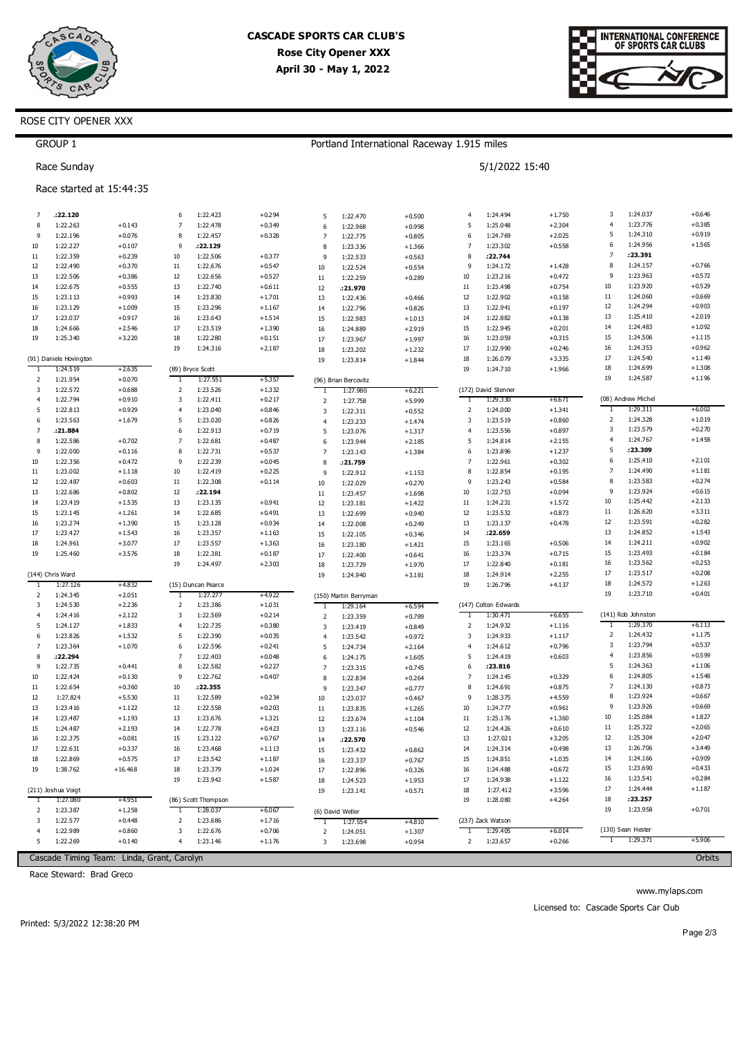# CASCADE SPORTS CAR CLUB'S
**Rose City Opener XXX**
**April 30 - May 1, 2022**

ROSE CITY OPENER XXX

GROUP 1

Portland International Raceway 1.915 miles

Race Sunday

5/1/2022 15:40

Race started at 15:44:35

**(continued from previous driver)**

| Lap | Time | Diff |
|---|---|---|
| 7 | **:22.120** | |
| 8 | 1:22.263 | +0.143 |
| 9 | 1:22.196 | +0.076 |
| 10 | 1:22.227 | +0.107 |
| 11 | 1:22.359 | +0.239 |
| 12 | 1:22.490 | +0.370 |
| 13 | 1:22.506 | +0.386 |
| 14 | 1:22.675 | +0.555 |
| 15 | 1:23.113 | +0.993 |
| 16 | 1:23.129 | +1.009 |
| 17 | 1:23.037 | +0.917 |
| 18 | 1:24.666 | +2.546 |
| 19 | 1:25.340 | +3.220 |

**(91) Daniele Hovington**

| Lap | Time | Diff |
|---|---|---|
| 1 | 1:24.519 | +2.635 |
| 2 | 1:21.954 | +0.070 |
| 3 | 1:22.572 | +0.688 |
| 4 | 1:22.794 | +0.910 |
| 5 | 1:22.813 | +0.929 |
| 6 | 1:23.563 | +1.679 |
| 7 | **:21.884** | |
| 8 | 1:22.586 | +0.702 |
| 9 | 1:22.000 | +0.116 |
| 10 | 1:22.356 | +0.472 |
| 11 | 1:23.002 | +1.118 |
| 12 | 1:22.487 | +0.603 |
| 13 | 1:22.686 | +0.802 |
| 14 | 1:23.419 | +1.535 |
| 15 | 1:23.145 | +1.261 |
| 16 | 1:23.274 | +1.390 |
| 17 | 1:23.427 | +1.543 |
| 18 | 1:24.961 | +3.077 |
| 19 | 1:25.460 | +3.576 |

**(144) Chris Ward**

| Lap | Time | Diff |
|---|---|---|
| 1 | 1:27.126 | +4.832 |
| 2 | 1:24.345 | +2.051 |
| 3 | 1:24.530 | +2.236 |
| 4 | 1:24.416 | +2.122 |
| 5 | 1:24.127 | +1.833 |
| 6 | 1:23.826 | +1.532 |
| 7 | 1:23.364 | +1.070 |
| 8 | **:22.294** | |
| 9 | 1:22.735 | +0.441 |
| 10 | 1:22.424 | +0.130 |
| 11 | 1:22.654 | +0.360 |
| 12 | 1:27.824 | +5.530 |
| 13 | 1:23.416 | +1.122 |
| 14 | 1:23.487 | +1.193 |
| 15 | 1:24.487 | +2.193 |
| 16 | 1:22.375 | +0.081 |
| 17 | 1:22.631 | +0.337 |
| 18 | 1:22.869 | +0.575 |
| 19 | 1:38.762 | +16.468 |

**(211) Joshua Voigt**

| Lap | Time | Diff |
|---|---|---|
| 1 | 1:27.080 | +4.951 |
| 2 | 1:23.387 | +1.258 |
| 3 | 1:22.577 | +0.448 |
| 4 | 1:22.989 | +0.860 |
| 5 | 1:22.269 | +0.140 |
| 6 | 1:22.423 | +0.294 |
| 7 | 1:22.478 | +0.349 |
| 8 | 1:22.457 | +0.328 |
| 9 | **:22.129** | |
| 10 | 1:22.506 | +0.377 |
| 11 | 1:22.676 | +0.547 |
| 12 | 1:22.656 | +0.527 |
| 13 | 1:22.740 | +0.611 |
| 14 | 1:23.830 | +1.701 |
| 15 | 1:23.296 | +1.167 |
| 16 | 1:23.643 | +1.514 |
| 17 | 1:23.519 | +1.390 |
| 18 | 1:22.280 | +0.151 |
| 19 | 1:24.316 | +2.187 |

**(89) Bryce Scott**

| Lap | Time | Diff |
|---|---|---|
| 1 | 1:27.551 | +5.357 |
| 2 | 1:23.526 | +1.332 |
| 3 | 1:22.411 | +0.217 |
| 4 | 1:23.040 | +0.846 |
| 5 | 1:23.020 | +0.826 |
| 6 | 1:22.913 | +0.719 |
| 7 | 1:22.681 | +0.487 |
| 8 | 1:22.731 | +0.537 |
| 9 | 1:22.239 | +0.045 |
| 10 | 1:22.419 | +0.225 |
| 11 | 1:22.308 | +0.114 |
| 12 | **:22.194** | |
| 13 | 1:23.135 | +0.941 |
| 14 | 1:22.685 | +0.491 |
| 15 | 1:23.128 | +0.934 |
| 16 | 1:23.357 | +1.163 |
| 17 | 1:23.557 | +1.363 |
| 18 | 1:22.381 | +0.187 |
| 19 | 1:24.497 | +2.303 |

**(15) Duncan Pearce**

| Lap | Time | Diff |
|---|---|---|
| 1 | 1:27.277 | +4.922 |
| 2 | 1:23.386 | +1.031 |
| 3 | 1:22.569 | +0.214 |
| 4 | 1:22.735 | +0.380 |
| 5 | 1:22.390 | +0.035 |
| 6 | 1:22.596 | +0.241 |
| 7 | 1:22.403 | +0.048 |
| 8 | 1:22.582 | +0.227 |
| 9 | 1:22.762 | +0.407 |
| 10 | **:22.355** | |
| 11 | 1:22.589 | +0.234 |
| 12 | 1:22.558 | +0.203 |
| 13 | 1:23.676 | +1.321 |
| 14 | 1:22.778 | +0.423 |
| 15 | 1:23.122 | +0.767 |
| 16 | 1:23.468 | +1.113 |
| 17 | 1:23.542 | +1.187 |
| 18 | 1:23.379 | +1.024 |
| 19 | 1:23.942 | +1.587 |

**(86) Scott Thompson**

| Lap | Time | Diff |
|---|---|---|
| 1 | 1:28.037 | +6.067 |
| 2 | 1:23.686 | +1.716 |
| 3 | 1:22.676 | +0.706 |
| 4 | 1:23.146 | +1.176 |
| 5 | 1:22.470 | +0.500 |
| 6 | 1:22.968 | +0.998 |
| 7 | 1:22.775 | +0.805 |
| 8 | 1:23.336 | +1.366 |
| 9 | 1:22.533 | +0.563 |
| 10 | 1:22.524 | +0.554 |
| 11 | 1:22.259 | +0.289 |
| 12 | **:21.970** | |
| 13 | 1:22.436 | +0.466 |
| 14 | 1:22.796 | +0.826 |
| 15 | 1:22.983 | +1.013 |
| 16 | 1:24.889 | +2.919 |
| 17 | 1:23.967 | +1.997 |
| 18 | 1:23.202 | +1.232 |
| 19 | 1:23.814 | +1.844 |

**(96) Brian Bercovitz**

| Lap | Time | Diff |
|---|---|---|
| 1 | 1:27.980 | +6.221 |
| 2 | 1:27.758 | +5.999 |
| 3 | 1:22.311 | +0.552 |
| 4 | 1:23.233 | +1.474 |
| 5 | 1:23.076 | +1.317 |
| 6 | 1:23.944 | +2.185 |
| 7 | 1:23.143 | +1.384 |
| 8 | **:21.759** | |
| 9 | 1:22.912 | +1.153 |
| 10 | 1:22.029 | +0.270 |
| 11 | 1:23.457 | +1.698 |
| 12 | 1:23.181 | +1.422 |
| 13 | 1:22.699 | +0.940 |
| 14 | 1:22.008 | +0.249 |
| 15 | 1:22.105 | +0.346 |
| 16 | 1:23.180 | +1.421 |
| 17 | 1:22.400 | +0.641 |
| 18 | 1:23.729 | +1.970 |
| 19 | 1:24.940 | +3.181 |

**(150) Martin Berryman**

| Lap | Time | Diff |
|---|---|---|
| 1 | 1:29.164 | +6.594 |
| 2 | 1:23.359 | +0.789 |
| 3 | 1:23.419 | +0.849 |
| 4 | 1:23.542 | +0.972 |
| 5 | 1:24.734 | +2.164 |
| 6 | 1:24.175 | +1.605 |
| 7 | 1:23.315 | +0.745 |
| 8 | 1:22.834 | +0.264 |
| 9 | 1:23.347 | +0.777 |
| 10 | 1:23.037 | +0.467 |
| 11 | 1:23.835 | +1.265 |
| 12 | 1:23.674 | +1.104 |
| 13 | 1:23.116 | +0.546 |
| 14 | **:22.570** | |
| 15 | 1:23.432 | +0.862 |
| 16 | 1:23.337 | +0.767 |
| 17 | 1:22.896 | +0.326 |
| 18 | 1:24.523 | +1.953 |
| 19 | 1:23.141 | +0.571 |

**(6) David Weller**

| Lap | Time | Diff |
|---|---|---|
| 1 | 1:27.554 | +4.810 |
| 2 | 1:24.051 | +1.307 |
| 3 | 1:23.698 | +0.954 |
| 4 | 1:24.494 | +1.750 |
| 5 | 1:25.048 | +2.304 |
| 6 | 1:24.769 | +2.025 |
| 7 | 1:23.302 | +0.558 |
| 8 | **:22.744** | |
| 9 | 1:24.172 | +1.428 |
| 10 | 1:23.216 | +0.472 |
| 11 | 1:23.498 | +0.754 |
| 12 | 1:22.902 | +0.158 |
| 13 | 1:22.941 | +0.197 |
| 14 | 1:22.882 | +0.138 |
| 15 | 1:22.945 | +0.201 |
| 16 | 1:23.059 | +0.315 |
| 17 | 1:22.990 | +0.246 |
| 18 | 1:26.079 | +3.335 |
| 19 | 1:24.710 | +1.966 |

**(172) David Stenner**

| Lap | Time | Diff |
|---|---|---|
| 1 | 1:29.330 | +6.671 |
| 2 | 1:24.000 | +1.341 |
| 3 | 1:23.519 | +0.860 |
| 4 | 1:23.556 | +0.897 |
| 5 | 1:24.814 | +2.155 |
| 6 | 1:23.896 | +1.237 |
| 7 | 1:22.961 | +0.302 |
| 8 | 1:22.854 | +0.195 |
| 9 | 1:23.243 | +0.584 |
| 10 | 1:22.753 | +0.094 |
| 11 | 1:24.231 | +1.572 |
| 12 | 1:23.532 | +0.873 |
| 13 | 1:23.137 | +0.478 |
| 14 | **:22.659** | |
| 15 | 1:23.165 | +0.506 |
| 16 | 1:23.374 | +0.715 |
| 17 | 1:22.840 | +0.181 |
| 18 | 1:24.914 | +2.255 |
| 19 | 1:26.796 | +4.137 |

**(147) Colton Edwards**

| Lap | Time | Diff |
|---|---|---|
| 1 | 1:30.471 | +6.655 |
| 2 | 1:24.932 | +1.116 |
| 3 | 1:24.933 | +1.117 |
| 4 | 1:24.612 | +0.796 |
| 5 | 1:24.419 | +0.603 |
| 6 | **:23.816** | |
| 7 | 1:24.145 | +0.329 |
| 8 | 1:24.691 | +0.875 |
| 9 | 1:28.375 | +4.559 |
| 10 | 1:24.777 | +0.961 |
| 11 | 1:25.176 | +1.360 |
| 12 | 1:24.426 | +0.610 |
| 13 | 1:27.021 | +3.205 |
| 14 | 1:24.314 | +0.498 |
| 15 | 1:24.851 | +1.035 |
| 16 | 1:24.488 | +0.672 |
| 17 | 1:24.938 | +1.122 |
| 18 | 1:27.412 | +3.596 |
| 19 | 1:28.080 | +4.264 |

**(237) Zack Watson**

| Lap | Time | Diff |
|---|---|---|
| 1 | 1:29.405 | +6.014 |
| 2 | 1:23.657 | +0.266 |
| 3 | 1:24.037 | +0.646 |
| 4 | 1:23.776 | +0.385 |
| 5 | 1:24.310 | +0.919 |
| 6 | 1:24.956 | +1.565 |
| 7 | **:23.391** | |
| 8 | 1:24.157 | +0.766 |
| 9 | 1:23.963 | +0.572 |
| 10 | 1:23.920 | +0.529 |
| 11 | 1:24.060 | +0.669 |
| 12 | 1:24.294 | +0.903 |
| 13 | 1:25.410 | +2.019 |
| 14 | 1:24.483 | +1.092 |
| 15 | 1:24.506 | +1.115 |
| 16 | 1:24.353 | +0.962 |
| 17 | 1:24.540 | +1.149 |
| 18 | 1:24.699 | +1.308 |
| 19 | 1:24.587 | +1.196 |

**(08) Andrew Michel**

| Lap | Time | Diff |
|---|---|---|
| 1 | 1:29.311 | +6.002 |
| 2 | 1:24.328 | +1.019 |
| 3 | 1:23.579 | +0.270 |
| 4 | 1:24.767 | +1.458 |
| 5 | **:23.309** | |
| 6 | 1:25.410 | +2.101 |
| 7 | 1:24.490 | +1.181 |
| 8 | 1:23.583 | +0.274 |
| 9 | 1:23.924 | +0.615 |
| 10 | 1:25.442 | +2.133 |
| 11 | 1:26.620 | +3.311 |
| 12 | 1:23.591 | +0.282 |
| 13 | 1:24.852 | +1.543 |
| 14 | 1:24.211 | +0.902 |
| 15 | 1:23.493 | +0.184 |
| 16 | 1:23.562 | +0.253 |
| 17 | 1:23.517 | +0.208 |
| 18 | 1:24.572 | +1.263 |
| 19 | 1:23.710 | +0.401 |

**(141) Rob Johnston**

| Lap | Time | Diff |
|---|---|---|
| 1 | 1:29.370 | +6.113 |
| 2 | 1:24.432 | +1.175 |
| 3 | 1:23.794 | +0.537 |
| 4 | 1:23.856 | +0.599 |
| 5 | 1:24.363 | +1.106 |
| 6 | 1:24.805 | +1.548 |
| 7 | 1:24.130 | +0.873 |
| 8 | 1:23.924 | +0.667 |
| 9 | 1:23.926 | +0.669 |
| 10 | 1:25.084 | +1.827 |
| 11 | 1:25.322 | +2.065 |
| 12 | 1:25.304 | +2.047 |
| 13 | 1:26.706 | +3.449 |
| 14 | 1:24.166 | +0.909 |
| 15 | 1:23.690 | +0.433 |
| 16 | 1:23.541 | +0.284 |
| 17 | 1:24.444 | +1.187 |
| 18 | **:23.257** | |
| 19 | 1:23.958 | +0.701 |

**(130) Sean Hester**

| Lap | Time | Diff |
|---|---|---|
| 1 | 1:29.371 | +5.906 |

Cascade Timing Team: Linda, Grant, Carolyn — Orbits

Race Steward: Brad Greco

Printed: 5/3/2022 12:38:20 PM

www.mylaps.com

Licensed to: Cascade Sports Car Club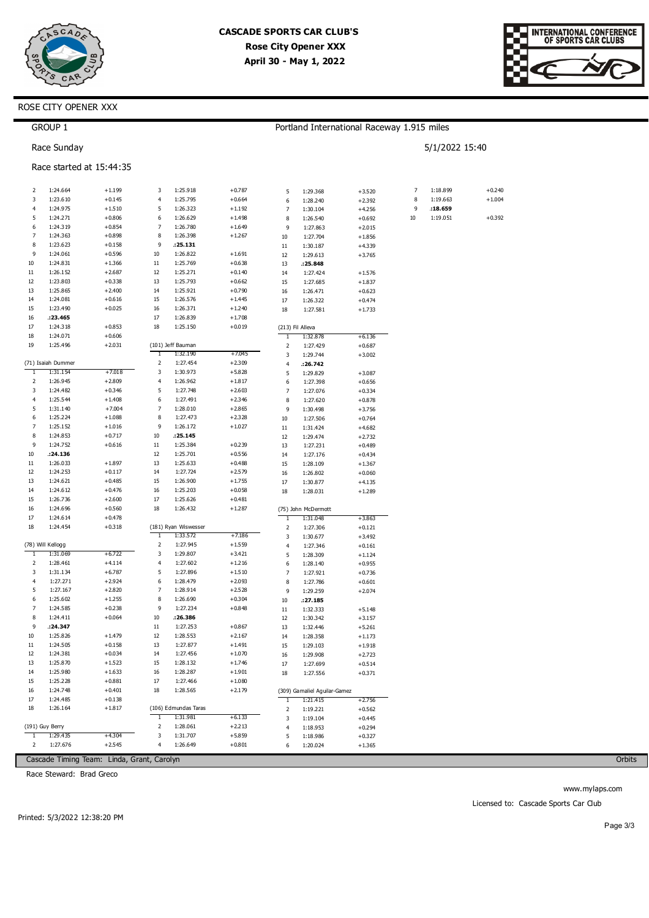# CASCADE SPORTS CAR CLUB'S
**Rose City Opener XXX**
**April 30 - May 1, 2022**

ROSE CITY OPENER XXX

GROUP 1

Race Sunday

Race started at 15:44:35

Portland International Raceway 1.915 miles

5/1/2022 15:40

| Lap | Time | Diff |
|---|---|---|
| 2 | 1:24.664 | +1.199 |
| 3 | 1:23.610 | +0.145 |
| 4 | 1:24.975 | +1.510 |
| 5 | 1:24.271 | +0.806 |
| 6 | 1:24.319 | +0.854 |
| 7 | 1:24.363 | +0.898 |
| 8 | 1:23.623 | +0.158 |
| 9 | 1:24.061 | +0.596 |
| 10 | 1:24.831 | +1.366 |
| 11 | 1:26.152 | +2.687 |
| 12 | 1:23.803 | +0.338 |
| 13 | 1:25.865 | +2.400 |
| 14 | 1:24.081 | +0.616 |
| 15 | 1:23.490 | +0.025 |
| 16 | **:23.465** | |
| 17 | 1:24.318 | +0.853 |
| 18 | 1:24.071 | +0.606 |
| 19 | 1:25.496 | +2.031 |

(71) Isaiah Dummer

| Lap | Time | Diff |
|---|---|---|
| 1 | 1:31.154 | +7.018 |
| 2 | 1:26.945 | +2.809 |
| 3 | 1:24.482 | +0.346 |
| 4 | 1:25.544 | +1.408 |
| 5 | 1:31.140 | +7.004 |
| 6 | 1:25.224 | +1.088 |
| 7 | 1:25.152 | +1.016 |
| 8 | 1:24.853 | +0.717 |
| 9 | 1:24.752 | +0.616 |
| 10 | **:24.136** | |
| 11 | 1:26.033 | +1.897 |
| 12 | 1:24.253 | +0.117 |
| 13 | 1:24.621 | +0.485 |
| 14 | 1:24.612 | +0.476 |
| 15 | 1:26.736 | +2.600 |
| 16 | 1:24.696 | +0.560 |
| 17 | 1:24.614 | +0.478 |
| 18 | 1:24.454 | +0.318 |

(78) Will Kellogg

| Lap | Time | Diff |
|---|---|---|
| 1 | 1:31.069 | +6.722 |
| 2 | 1:28.461 | +4.114 |
| 3 | 1:31.134 | +6.787 |
| 4 | 1:27.271 | +2.924 |
| 5 | 1:27.167 | +2.820 |
| 6 | 1:25.602 | +1.255 |
| 7 | 1:24.585 | +0.238 |
| 8 | 1:24.411 | +0.064 |
| 9 | **:24.347** | |
| 10 | 1:25.826 | +1.479 |
| 11 | 1:24.505 | +0.158 |
| 12 | 1:24.381 | +0.034 |
| 13 | 1:25.870 | +1.523 |
| 14 | 1:25.980 | +1.633 |
| 15 | 1:25.228 | +0.881 |
| 16 | 1:24.748 | +0.401 |
| 17 | 1:24.485 | +0.138 |
| 18 | 1:26.164 | +1.817 |

(191) Guy Berry

| Lap | Time | Diff |
|---|---|---|
| 1 | 1:29.435 | +4.304 |
| 2 | 1:27.676 | +2.545 |
| 3 | 1:25.918 | +0.787 |
| 4 | 1:25.795 | +0.664 |
| 5 | 1:26.323 | +1.192 |
| 6 | 1:26.629 | +1.498 |
| 7 | 1:26.780 | +1.649 |
| 8 | 1:26.398 | +1.267 |
| 9 | **:25.131** | |
| 10 | 1:26.822 | +1.691 |
| 11 | 1:25.769 | +0.638 |
| 12 | 1:25.271 | +0.140 |
| 13 | 1:25.793 | +0.662 |
| 14 | 1:25.921 | +0.790 |
| 15 | 1:26.576 | +1.445 |
| 16 | 1:26.371 | +1.240 |
| 17 | 1:26.839 | +1.708 |
| 18 | 1:25.150 | +0.019 |

(101) Jeff Bauman

| Lap | Time | Diff |
|---|---|---|
| 1 | 1:32.190 | +7.045 |
| 2 | 1:27.454 | +2.309 |
| 3 | 1:30.973 | +5.828 |
| 4 | 1:26.962 | +1.817 |
| 5 | 1:27.748 | +2.603 |
| 6 | 1:27.491 | +2.346 |
| 7 | 1:28.010 | +2.865 |
| 8 | 1:27.473 | +2.328 |
| 9 | 1:26.172 | +1.027 |
| 10 | **:25.145** | |
| 11 | 1:25.384 | +0.239 |
| 12 | 1:25.701 | +0.556 |
| 13 | 1:25.633 | +0.488 |
| 14 | 1:27.724 | +2.579 |
| 15 | 1:26.900 | +1.755 |
| 16 | 1:25.203 | +0.058 |
| 17 | 1:25.626 | +0.481 |
| 18 | 1:26.432 | +1.287 |

(181) Ryan Wiswesser

| Lap | Time | Diff |
|---|---|---|
| 1 | 1:33.572 | +7.186 |
| 2 | 1:27.945 | +1.559 |
| 3 | 1:29.807 | +3.421 |
| 4 | 1:27.602 | +1.216 |
| 5 | 1:27.896 | +1.510 |
| 6 | 1:28.479 | +2.093 |
| 7 | 1:28.914 | +2.528 |
| 8 | 1:26.690 | +0.304 |
| 9 | 1:27.234 | +0.848 |
| 10 | **:26.386** | |
| 11 | 1:27.253 | +0.867 |
| 12 | 1:28.553 | +2.167 |
| 13 | 1:27.877 | +1.491 |
| 14 | 1:27.456 | +1.070 |
| 15 | 1:28.132 | +1.746 |
| 16 | 1:28.287 | +1.901 |
| 17 | 1:27.466 | +1.080 |
| 18 | 1:28.565 | +2.179 |

(106) Edmundas Taras

| Lap | Time | Diff |
|---|---|---|
| 1 | 1:31.981 | +6.133 |
| 2 | 1:28.061 | +2.213 |
| 3 | 1:31.707 | +5.859 |
| 4 | 1:26.649 | +0.801 |
| 5 | 1:29.368 | +3.520 |
| 6 | 1:28.240 | +2.392 |
| 7 | 1:30.104 | +4.256 |
| 8 | 1:26.540 | +0.692 |
| 9 | 1:27.863 | +2.015 |
| 10 | 1:27.704 | +1.856 |
| 11 | 1:30.187 | +4.339 |
| 12 | 1:29.613 | +3.765 |
| 13 | **:25.848** | |
| 14 | 1:27.424 | +1.576 |
| 15 | 1:27.685 | +1.837 |
| 16 | 1:26.471 | +0.623 |
| 17 | 1:26.322 | +0.474 |
| 18 | 1:27.581 | +1.733 |

(213) Fil Alleva

| Lap | Time | Diff |
|---|---|---|
| 1 | 1:32.878 | +6.136 |
| 2 | 1:27.429 | +0.687 |
| 3 | 1:29.744 | +3.002 |
| 4 | **:26.742** | |
| 5 | 1:29.829 | +3.087 |
| 6 | 1:27.398 | +0.656 |
| 7 | 1:27.076 | +0.334 |
| 8 | 1:27.620 | +0.878 |
| 9 | 1:30.498 | +3.756 |
| 10 | 1:27.506 | +0.764 |
| 11 | 1:31.424 | +4.682 |
| 12 | 1:29.474 | +2.732 |
| 13 | 1:27.231 | +0.489 |
| 14 | 1:27.176 | +0.434 |
| 15 | 1:28.109 | +1.367 |
| 16 | 1:26.802 | +0.060 |
| 17 | 1:30.877 | +4.135 |
| 18 | 1:28.031 | +1.289 |

(75) John McDermott

| Lap | Time | Diff |
|---|---|---|
| 1 | 1:31.048 | +3.863 |
| 2 | 1:27.306 | +0.121 |
| 3 | 1:30.677 | +3.492 |
| 4 | 1:27.346 | +0.161 |
| 5 | 1:28.309 | +1.124 |
| 6 | 1:28.140 | +0.955 |
| 7 | 1:27.921 | +0.736 |
| 8 | 1:27.786 | +0.601 |
| 9 | 1:29.259 | +2.074 |
| 10 | **:27.185** | |
| 11 | 1:32.333 | +5.148 |
| 12 | 1:30.342 | +3.157 |
| 13 | 1:32.446 | +5.261 |
| 14 | 1:28.358 | +1.173 |
| 15 | 1:29.103 | +1.918 |
| 16 | 1:29.908 | +2.723 |
| 17 | 1:27.699 | +0.514 |
| 18 | 1:27.556 | +0.371 |

(309) Gamaliel Aguilar-Gamez

| Lap | Time | Diff |
|---|---|---|
| 1 | 1:21.415 | +2.756 |
| 2 | 1:19.221 | +0.562 |
| 3 | 1:19.104 | +0.445 |
| 4 | 1:18.953 | +0.294 |
| 5 | 1:18.986 | +0.327 |
| 6 | 1:20.024 | +1.365 |
| 7 | 1:18.899 | +0.240 |
| 8 | 1:19.663 | +1.004 |
| 9 | **:18.659** | |
| 10 | 1:19.051 | +0.392 |

Cascade Timing Team: Linda, Grant, Carolyn

Orbits

Race Steward: Brad Greco

www.mylaps.com

Licensed to: Cascade Sports Car Club

Printed: 5/3/2022 12:38:20 PM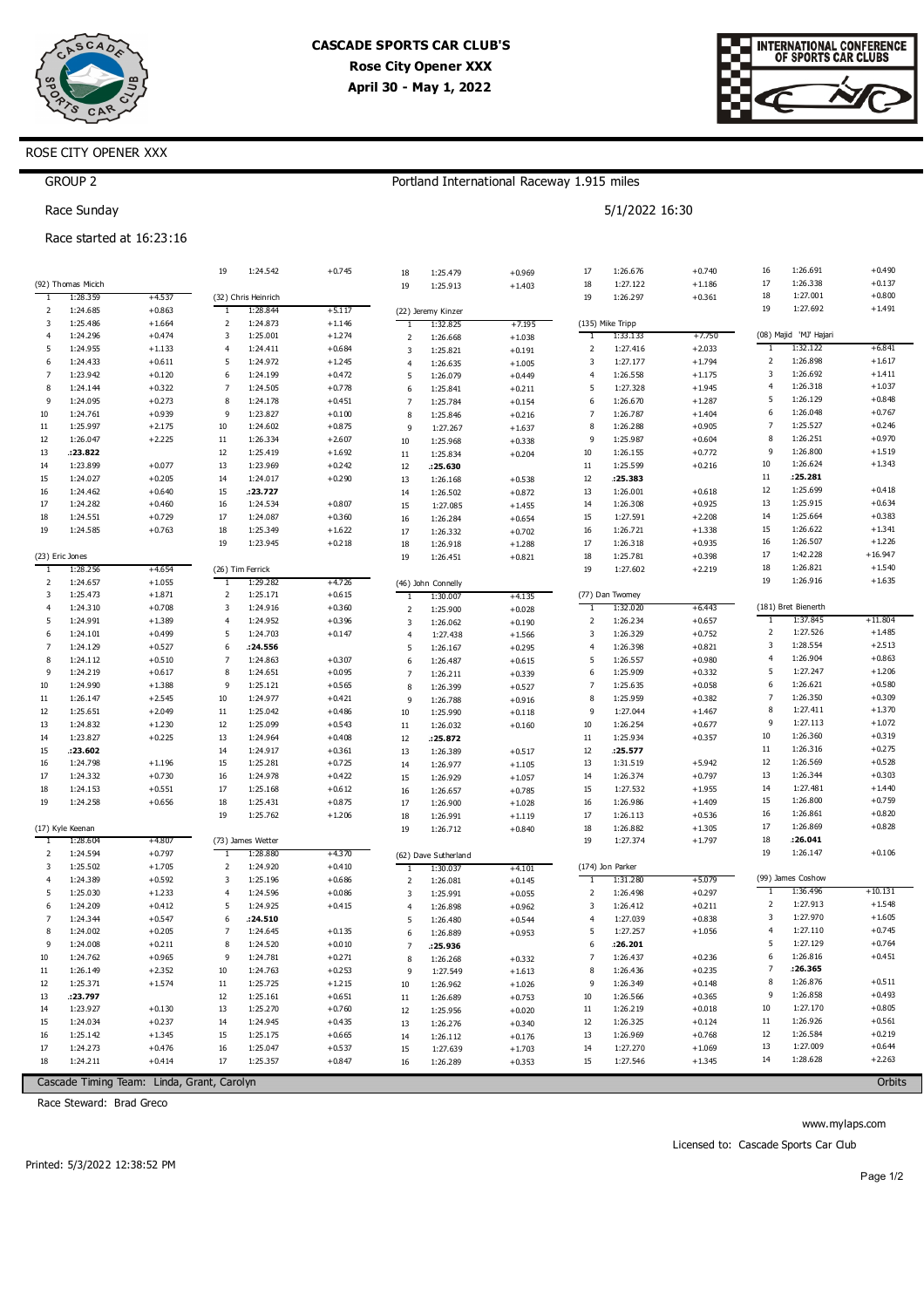# CASCADE SPORTS CAR CLUB'S

**Rose City Opener XXX**

**April 30 - May 1, 2022**

ROSE CITY OPENER XXX

GROUP 2 — Portland International Raceway 1.915 miles

Race Sunday — 5/1/2022 16:30

Race started at 16:23:16

(continued)

| Lap | Time | Diff |
|---|---|---|
| 19 | 1:24.542 | +0.745 |

**(92) Thomas Micich**

| Lap | Time | Diff |
|---|---|---|
| 1 | 1:28.359 | +4.537 |
| 2 | 1:24.685 | +0.863 |
| 3 | 1:25.486 | +1.664 |
| 4 | 1:24.296 | +0.474 |
| 5 | 1:24.955 | +1.133 |
| 6 | 1:24.433 | +0.611 |
| 7 | 1:23.942 | +0.120 |
| 8 | 1:24.144 | +0.322 |
| 9 | 1:24.095 | +0.273 |
| 10 | 1:24.761 | +0.939 |
| 11 | 1:25.997 | +2.175 |
| 12 | 1:26.047 | +2.225 |
| 13 | :23.822 | |
| 14 | 1:23.899 | +0.077 |
| 15 | 1:24.027 | +0.205 |
| 16 | 1:24.462 | +0.640 |
| 17 | 1:24.282 | +0.460 |
| 18 | 1:24.551 | +0.729 |
| 19 | 1:24.585 | +0.763 |

**(23) Eric Jones**

| Lap | Time | Diff |
|---|---|---|
| 1 | 1:28.256 | +4.654 |
| 2 | 1:24.657 | +1.055 |
| 3 | 1:25.473 | +1.871 |
| 4 | 1:24.310 | +0.708 |
| 5 | 1:24.991 | +1.389 |
| 6 | 1:24.101 | +0.499 |
| 7 | 1:24.129 | +0.527 |
| 8 | 1:24.112 | +0.510 |
| 9 | 1:24.219 | +0.617 |
| 10 | 1:24.990 | +1.388 |
| 11 | 1:26.147 | +2.545 |
| 12 | 1:25.651 | +2.049 |
| 13 | 1:24.832 | +1.230 |
| 14 | 1:23.827 | +0.225 |
| 15 | :23.602 | |
| 16 | 1:24.798 | +1.196 |
| 17 | 1:24.332 | +0.730 |
| 18 | 1:24.153 | +0.551 |
| 19 | 1:24.258 | +0.656 |

**(17) Kyle Keenan**

| Lap | Time | Diff |
|---|---|---|
| 1 | 1:28.604 | +4.807 |
| 2 | 1:24.594 | +0.797 |
| 3 | 1:25.502 | +1.705 |
| 4 | 1:24.389 | +0.592 |
| 5 | 1:25.030 | +1.233 |
| 6 | 1:24.209 | +0.412 |
| 7 | 1:24.344 | +0.547 |
| 8 | 1:24.002 | +0.205 |
| 9 | 1:24.008 | +0.211 |
| 10 | 1:24.762 | +0.965 |
| 11 | 1:26.149 | +2.352 |
| 12 | 1:25.371 | +1.574 |
| 13 | :23.797 | |
| 14 | 1:23.927 | +0.130 |
| 15 | 1:24.034 | +0.237 |
| 16 | 1:25.142 | +1.345 |
| 17 | 1:24.273 | +0.476 |
| 18 | 1:24.211 | +0.414 |

**(32) Chris Heinrich**

| Lap | Time | Diff |
|---|---|---|
| 1 | 1:28.844 | +5.117 |
| 2 | 1:24.873 | +1.146 |
| 3 | 1:25.001 | +1.274 |
| 4 | 1:24.411 | +0.684 |
| 5 | 1:24.972 | +1.245 |
| 6 | 1:24.199 | +0.472 |
| 7 | 1:24.505 | +0.778 |
| 8 | 1:24.178 | +0.451 |
| 9 | 1:23.827 | +0.100 |
| 10 | 1:24.602 | +0.875 |
| 11 | 1:26.334 | +2.607 |
| 12 | 1:25.419 | +1.692 |
| 13 | 1:23.969 | +0.242 |
| 14 | 1:24.017 | +0.290 |
| 15 | :23.727 | |
| 16 | 1:24.534 | +0.807 |
| 17 | 1:24.087 | +0.360 |
| 18 | 1:25.349 | +1.622 |
| 19 | 1:23.945 | +0.218 |

**(26) Tim Ferrick**

| Lap | Time | Diff |
|---|---|---|
| 1 | 1:29.282 | +4.726 |
| 2 | 1:25.171 | +0.615 |
| 3 | 1:24.916 | +0.360 |
| 4 | 1:24.952 | +0.396 |
| 5 | 1:24.703 | +0.147 |
| 6 | :24.556 | |
| 7 | 1:24.863 | +0.307 |
| 8 | 1:24.651 | +0.095 |
| 9 | 1:25.121 | +0.565 |
| 10 | 1:24.977 | +0.421 |
| 11 | 1:25.042 | +0.486 |
| 12 | 1:25.099 | +0.543 |
| 13 | 1:24.964 | +0.408 |
| 14 | 1:24.917 | +0.361 |
| 15 | 1:25.281 | +0.725 |
| 16 | 1:24.978 | +0.422 |
| 17 | 1:25.168 | +0.612 |
| 18 | 1:25.431 | +0.875 |
| 19 | 1:25.762 | +1.206 |

**(73) James Wetter**

| Lap | Time | Diff |
|---|---|---|
| 1 | 1:28.880 | +4.370 |
| 2 | 1:24.920 | +0.410 |
| 3 | 1:25.196 | +0.686 |
| 4 | 1:24.596 | +0.086 |
| 5 | 1:24.925 | +0.415 |
| 6 | :24.510 | |
| 7 | 1:24.645 | +0.135 |
| 8 | 1:24.520 | +0.010 |
| 9 | 1:24.781 | +0.271 |
| 10 | 1:24.763 | +0.253 |
| 11 | 1:25.725 | +1.215 |
| 12 | 1:25.161 | +0.651 |
| 13 | 1:25.270 | +0.760 |
| 14 | 1:24.945 | +0.435 |
| 15 | 1:25.175 | +0.665 |
| 16 | 1:25.047 | +0.537 |
| 17 | 1:25.357 | +0.847 |

(continued)

| Lap | Time | Diff |
|---|---|---|
| 18 | 1:25.479 | +0.969 |
| 19 | 1:25.913 | +1.403 |

**(22) Jeremy Kinzer**

| Lap | Time | Diff |
|---|---|---|
| 1 | 1:32.825 | +7.195 |
| 2 | 1:26.668 | +1.038 |
| 3 | 1:25.821 | +0.191 |
| 4 | 1:26.635 | +1.005 |
| 5 | 1:26.079 | +0.449 |
| 6 | 1:25.841 | +0.211 |
| 7 | 1:25.784 | +0.154 |
| 8 | 1:25.846 | +0.216 |
| 9 | 1:27.267 | +1.637 |
| 10 | 1:25.968 | +0.338 |
| 11 | 1:25.834 | +0.204 |
| 12 | :25.630 | |
| 13 | 1:26.168 | +0.538 |
| 14 | 1:26.502 | +0.872 |
| 15 | 1:27.085 | +1.455 |
| 16 | 1:26.284 | +0.654 |
| 17 | 1:26.332 | +0.702 |
| 18 | 1:26.918 | +1.288 |
| 19 | 1:26.451 | +0.821 |

**(46) John Connelly**

| Lap | Time | Diff |
|---|---|---|
| 1 | 1:30.007 | +4.135 |
| 2 | 1:25.900 | +0.028 |
| 3 | 1:26.062 | +0.190 |
| 4 | 1:27.438 | +1.566 |
| 5 | 1:26.167 | +0.295 |
| 6 | 1:26.487 | +0.615 |
| 7 | 1:26.211 | +0.339 |
| 8 | 1:26.399 | +0.527 |
| 9 | 1:26.788 | +0.916 |
| 10 | 1:25.990 | +0.118 |
| 11 | 1:26.032 | +0.160 |
| 12 | :25.872 | |
| 13 | 1:26.389 | +0.517 |
| 14 | 1:26.977 | +1.105 |
| 15 | 1:26.929 | +1.057 |
| 16 | 1:26.657 | +0.785 |
| 17 | 1:26.900 | +1.028 |
| 18 | 1:26.991 | +1.119 |
| 19 | 1:26.712 | +0.840 |

**(62) Dave Sutherland**

| Lap | Time | Diff |
|---|---|---|
| 1 | 1:30.037 | +4.101 |
| 2 | 1:26.081 | +0.145 |
| 3 | 1:25.991 | +0.055 |
| 4 | 1:26.898 | +0.962 |
| 5 | 1:26.480 | +0.544 |
| 6 | 1:26.889 | +0.953 |
| 7 | :25.936 | |
| 8 | 1:26.268 | +0.332 |
| 9 | 1:27.549 | +1.613 |
| 10 | 1:26.962 | +1.026 |
| 11 | 1:26.689 | +0.753 |
| 12 | 1:25.956 | +0.020 |
| 13 | 1:26.276 | +0.340 |
| 14 | 1:26.112 | +0.176 |
| 15 | 1:27.639 | +1.703 |
| 16 | 1:26.289 | +0.353 |

(continued)

| Lap | Time | Diff |
|---|---|---|
| 17 | 1:26.676 | +0.740 |
| 18 | 1:27.122 | +1.186 |
| 19 | 1:26.297 | +0.361 |

**(135) Mike Tripp**

| Lap | Time | Diff |
|---|---|---|
| 1 | 1:33.133 | +7.750 |
| 2 | 1:27.416 | +2.033 |
| 3 | 1:27.177 | +1.794 |
| 4 | 1:26.558 | +1.175 |
| 5 | 1:27.328 | +1.945 |
| 6 | 1:26.670 | +1.287 |
| 7 | 1:26.787 | +1.404 |
| 8 | 1:26.288 | +0.905 |
| 9 | 1:25.987 | +0.604 |
| 10 | 1:26.155 | +0.772 |
| 11 | 1:25.599 | +0.216 |
| 12 | :25.383 | |
| 13 | 1:26.001 | +0.618 |
| 14 | 1:26.308 | +0.925 |
| 15 | 1:27.591 | +2.208 |
| 16 | 1:26.721 | +1.338 |
| 17 | 1:26.318 | +0.935 |
| 18 | 1:25.781 | +0.398 |
| 19 | 1:27.602 | +2.219 |

**(77) Dan Twomey**

| Lap | Time | Diff |
|---|---|---|
| 1 | 1:32.020 | +6.443 |
| 2 | 1:26.234 | +0.657 |
| 3 | 1:26.329 | +0.752 |
| 4 | 1:26.398 | +0.821 |
| 5 | 1:26.557 | +0.980 |
| 6 | 1:25.909 | +0.332 |
| 7 | 1:25.635 | +0.058 |
| 8 | 1:25.959 | +0.382 |
| 9 | 1:27.044 | +1.467 |
| 10 | 1:26.254 | +0.677 |
| 11 | 1:25.934 | +0.357 |
| 12 | :25.577 | |
| 13 | 1:31.519 | +5.942 |
| 14 | 1:26.374 | +0.797 |
| 15 | 1:27.532 | +1.955 |
| 16 | 1:26.986 | +1.409 |
| 17 | 1:26.113 | +0.536 |
| 18 | 1:26.882 | +1.305 |
| 19 | 1:27.374 | +1.797 |

**(174) Jon Parker**

| Lap | Time | Diff |
|---|---|---|
| 1 | 1:31.280 | +5.079 |
| 2 | 1:26.498 | +0.297 |
| 3 | 1:26.412 | +0.211 |
| 4 | 1:27.039 | +0.838 |
| 5 | 1:27.257 | +1.056 |
| 6 | :26.201 | |
| 7 | 1:26.437 | +0.236 |
| 8 | 1:26.436 | +0.235 |
| 9 | 1:26.349 | +0.148 |
| 10 | 1:26.566 | +0.365 |
| 11 | 1:26.219 | +0.018 |
| 12 | 1:26.325 | +0.124 |
| 13 | 1:26.969 | +0.768 |
| 14 | 1:27.270 | +1.069 |
| 15 | 1:27.546 | +1.345 |

(continued)

| Lap | Time | Diff |
|---|---|---|
| 16 | 1:26.691 | +0.490 |
| 17 | 1:26.338 | +0.137 |
| 18 | 1:27.001 | +0.800 |
| 19 | 1:27.692 | +1.491 |

**(08) Majid 'MJ' Hajari**

| Lap | Time | Diff |
|---|---|---|
| 1 | 1:32.122 | +6.841 |
| 2 | 1:26.898 | +1.617 |
| 3 | 1:26.692 | +1.411 |
| 4 | 1:26.318 | +1.037 |
| 5 | 1:26.129 | +0.848 |
| 6 | 1:26.048 | +0.767 |
| 7 | 1:25.527 | +0.246 |
| 8 | 1:26.251 | +0.970 |
| 9 | 1:26.800 | +1.519 |
| 10 | 1:26.624 | +1.343 |
| 11 | :25.281 | |
| 12 | 1:25.699 | +0.418 |
| 13 | 1:25.915 | +0.634 |
| 14 | 1:25.664 | +0.383 |
| 15 | 1:26.622 | +1.341 |
| 16 | 1:26.507 | +1.226 |
| 17 | 1:42.228 | +16.947 |
| 18 | 1:26.821 | +1.540 |
| 19 | 1:26.916 | +1.635 |

**(181) Bret Bienerth**

| Lap | Time | Diff |
|---|---|---|
| 1 | 1:37.845 | +11.804 |
| 2 | 1:27.526 | +1.485 |
| 3 | 1:28.554 | +2.513 |
| 4 | 1:26.904 | +0.863 |
| 5 | 1:27.247 | +1.206 |
| 6 | 1:26.621 | +0.580 |
| 7 | 1:26.350 | +0.309 |
| 8 | 1:27.411 | +1.370 |
| 9 | 1:27.113 | +1.072 |
| 10 | 1:26.360 | +0.319 |
| 11 | 1:26.316 | +0.275 |
| 12 | 1:26.569 | +0.528 |
| 13 | 1:26.344 | +0.303 |
| 14 | 1:27.481 | +1.440 |
| 15 | 1:26.800 | +0.759 |
| 16 | 1:26.861 | +0.820 |
| 17 | 1:26.869 | +0.828 |
| 18 | :26.041 | |
| 19 | 1:26.147 | +0.106 |

**(99) James Coshow**

| Lap | Time | Diff |
|---|---|---|
| 1 | 1:36.496 | +10.131 |
| 2 | 1:27.913 | +1.548 |
| 3 | 1:27.970 | +1.605 |
| 4 | 1:27.110 | +0.745 |
| 5 | 1:27.129 | +0.764 |
| 6 | 1:26.816 | +0.451 |
| 7 | :26.365 | |
| 8 | 1:26.876 | +0.511 |
| 9 | 1:26.858 | +0.493 |
| 10 | 1:27.170 | +0.805 |
| 11 | 1:26.926 | +0.561 |
| 12 | 1:26.584 | +0.219 |
| 13 | 1:27.009 | +0.644 |
| 14 | 1:28.628 | +2.263 |

Cascade Timing Team: Linda, Grant, Carolyn — Orbits

Race Steward: Brad Greco

www.mylaps.com

Licensed to: Cascade Sports Car Club

Printed: 5/3/2022 12:38:52 PM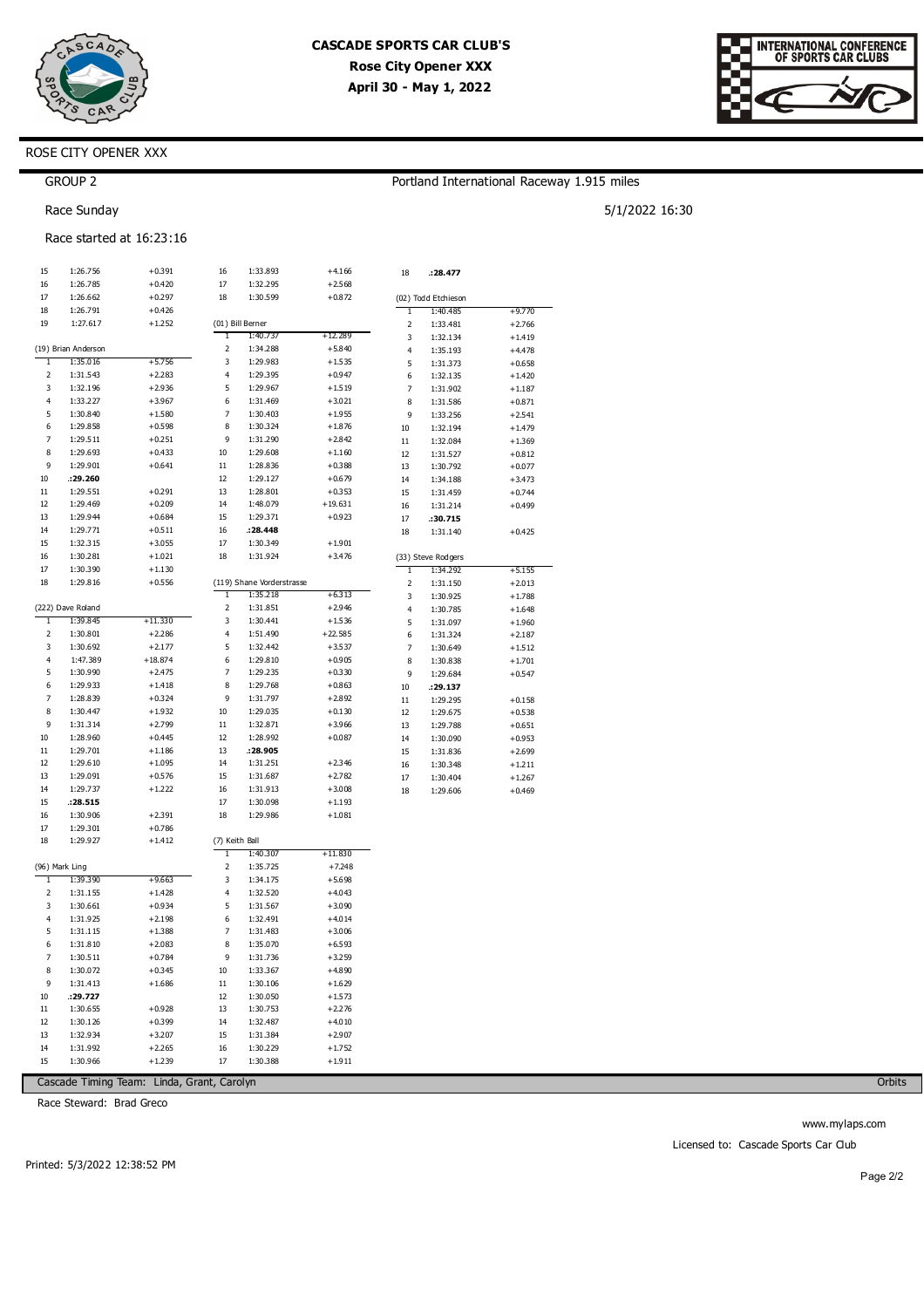# CASCADE SPORTS CAR CLUB'S
## Rose City Opener XXX
## April 30 - May 1, 2022

ROSE CITY OPENER XXX

GROUP 2 — Portland International Raceway 1.915 miles

Race Sunday — 5/1/2022 16:30

Race started at 16:23:16

| Lap | Time | Diff |
|---|---|---|
| 15 | 1:26.756 | +0.391 |
| 16 | 1:26.785 | +0.420 |
| 17 | 1:26.662 | +0.297 |
| 18 | 1:26.791 | +0.426 |
| 19 | 1:27.617 | +1.252 |

(19) Brian Anderson

| Lap | Time | Diff |
|---|---|---|
| 1 | 1:35.016 | +5.756 |
| 2 | 1:31.543 | +2.283 |
| 3 | 1:32.196 | +2.936 |
| 4 | 1:33.227 | +3.967 |
| 5 | 1:30.840 | +1.580 |
| 6 | 1:29.858 | +0.598 |
| 7 | 1:29.511 | +0.251 |
| 8 | 1:29.693 | +0.433 |
| 9 | 1:29.901 | +0.641 |
| 10 | **:29.260** | |
| 11 | 1:29.551 | +0.291 |
| 12 | 1:29.469 | +0.209 |
| 13 | 1:29.944 | +0.684 |
| 14 | 1:29.771 | +0.511 |
| 15 | 1:32.315 | +3.055 |
| 16 | 1:30.281 | +1.021 |
| 17 | 1:30.390 | +1.130 |
| 18 | 1:29.816 | +0.556 |

(222) Dave Roland

| Lap | Time | Diff |
|---|---|---|
| 1 | 1:39.845 | +11.330 |
| 2 | 1:30.801 | +2.286 |
| 3 | 1:30.692 | +2.177 |
| 4 | 1:47.389 | +18.874 |
| 5 | 1:30.990 | +2.475 |
| 6 | 1:29.933 | +1.418 |
| 7 | 1:28.839 | +0.324 |
| 8 | 1:30.447 | +1.932 |
| 9 | 1:31.314 | +2.799 |
| 10 | 1:28.960 | +0.445 |
| 11 | 1:29.701 | +1.186 |
| 12 | 1:29.610 | +1.095 |
| 13 | 1:29.091 | +0.576 |
| 14 | 1:29.737 | +1.222 |
| 15 | **:28.515** | |
| 16 | 1:30.906 | +2.391 |
| 17 | 1:29.301 | +0.786 |
| 18 | 1:29.927 | +1.412 |

(96) Mark Ling

| Lap | Time | Diff |
|---|---|---|
| 1 | 1:39.390 | +9.663 |
| 2 | 1:31.155 | +1.428 |
| 3 | 1:30.661 | +0.934 |
| 4 | 1:31.925 | +2.198 |
| 5 | 1:31.115 | +1.388 |
| 6 | 1:31.810 | +2.083 |
| 7 | 1:30.511 | +0.784 |
| 8 | 1:30.072 | +0.345 |
| 9 | 1:31.413 | +1.686 |
| 10 | **:29.727** | |
| 11 | 1:30.655 | +0.928 |
| 12 | 1:30.126 | +0.399 |
| 13 | 1:32.934 | +3.207 |
| 14 | 1:31.992 | +2.265 |
| 15 | 1:30.966 | +1.239 |
| 16 | 1:33.893 | +4.166 |
| 17 | 1:32.295 | +2.568 |
| 18 | 1:30.599 | +0.872 |

(01) Bill Berner

| Lap | Time | Diff |
|---|---|---|
| 1 | 1:40.737 | +12.289 |
| 2 | 1:34.288 | +5.840 |
| 3 | 1:29.983 | +1.535 |
| 4 | 1:29.395 | +0.947 |
| 5 | 1:29.967 | +1.519 |
| 6 | 1:31.469 | +3.021 |
| 7 | 1:30.403 | +1.955 |
| 8 | 1:30.324 | +1.876 |
| 9 | 1:31.290 | +2.842 |
| 10 | 1:29.608 | +1.160 |
| 11 | 1:28.836 | +0.388 |
| 12 | 1:29.127 | +0.679 |
| 13 | 1:28.801 | +0.353 |
| 14 | 1:48.079 | +19.631 |
| 15 | 1:29.371 | +0.923 |
| 16 | **:28.448** | |
| 17 | 1:30.349 | +1.901 |
| 18 | 1:31.924 | +3.476 |

(119) Shane Vorderstrasse

| Lap | Time | Diff |
|---|---|---|
| 1 | 1:35.218 | +6.313 |
| 2 | 1:31.851 | +2.946 |
| 3 | 1:30.441 | +1.536 |
| 4 | 1:51.490 | +22.585 |
| 5 | 1:32.442 | +3.537 |
| 6 | 1:29.810 | +0.905 |
| 7 | 1:29.235 | +0.330 |
| 8 | 1:29.768 | +0.863 |
| 9 | 1:31.797 | +2.892 |
| 10 | 1:29.035 | +0.130 |
| 11 | 1:32.871 | +3.966 |
| 12 | 1:28.992 | +0.087 |
| 13 | **:28.905** | |
| 14 | 1:31.251 | +2.346 |
| 15 | 1:31.687 | +2.782 |
| 16 | 1:31.913 | +3.008 |
| 17 | 1:30.098 | +1.193 |
| 18 | 1:29.986 | +1.081 |

(7) Keith Ball

| Lap | Time | Diff |
|---|---|---|
| 1 | 1:40.307 | +11.830 |
| 2 | 1:35.725 | +7.248 |
| 3 | 1:34.175 | +5.698 |
| 4 | 1:32.520 | +4.043 |
| 5 | 1:31.567 | +3.090 |
| 6 | 1:32.491 | +4.014 |
| 7 | 1:31.483 | +3.006 |
| 8 | 1:35.070 | +6.593 |
| 9 | 1:31.736 | +3.259 |
| 10 | 1:33.367 | +4.890 |
| 11 | 1:30.106 | +1.629 |
| 12 | 1:30.050 | +1.573 |
| 13 | 1:30.753 | +2.276 |
| 14 | 1:32.487 | +4.010 |
| 15 | 1:31.384 | +2.907 |
| 16 | 1:30.229 | +1.752 |
| 17 | 1:30.388 | +1.911 |
| 18 | **:28.477** | |

(02) Todd Etchieson

| Lap | Time | Diff |
|---|---|---|
| 1 | 1:40.485 | +9.770 |
| 2 | 1:33.481 | +2.766 |
| 3 | 1:32.134 | +1.419 |
| 4 | 1:35.193 | +4.478 |
| 5 | 1:31.373 | +0.658 |
| 6 | 1:32.135 | +1.420 |
| 7 | 1:31.902 | +1.187 |
| 8 | 1:31.586 | +0.871 |
| 9 | 1:33.256 | +2.541 |
| 10 | 1:32.194 | +1.479 |
| 11 | 1:32.084 | +1.369 |
| 12 | 1:31.527 | +0.812 |
| 13 | 1:30.792 | +0.077 |
| 14 | 1:34.188 | +3.473 |
| 15 | 1:31.459 | +0.744 |
| 16 | 1:31.214 | +0.499 |
| 17 | **:30.715** | |
| 18 | 1:31.140 | +0.425 |

(33) Steve Rodgers

| Lap | Time | Diff |
|---|---|---|
| 1 | 1:34.292 | +5.155 |
| 2 | 1:31.150 | +2.013 |
| 3 | 1:30.925 | +1.788 |
| 4 | 1:30.785 | +1.648 |
| 5 | 1:31.097 | +1.960 |
| 6 | 1:31.324 | +2.187 |
| 7 | 1:30.649 | +1.512 |
| 8 | 1:30.838 | +1.701 |
| 9 | 1:29.684 | +0.547 |
| 10 | **:29.137** | |
| 11 | 1:29.295 | +0.158 |
| 12 | 1:29.675 | +0.538 |
| 13 | 1:29.788 | +0.651 |
| 14 | 1:30.090 | +0.953 |
| 15 | 1:31.836 | +2.699 |
| 16 | 1:30.348 | +1.211 |
| 17 | 1:30.404 | +1.267 |
| 18 | 1:29.606 | +0.469 |

Cascade Timing Team: Linda, Grant, Carolyn — Orbits

Race Steward: Brad Greco

www.mylaps.com

Licensed to: Cascade Sports Car Club

Printed: 5/3/2022 12:38:52 PM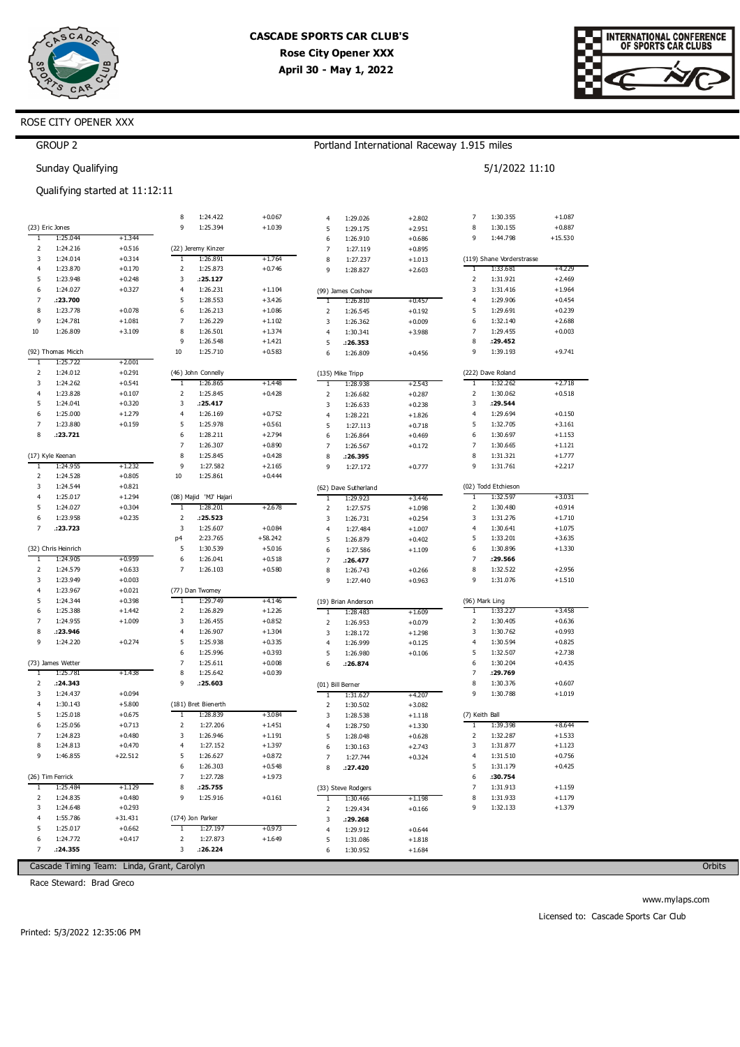# CASCADE SPORTS CAR CLUB'S

**Rose City Opener XXX**

**April 30 - May 1, 2022**

INTERNATIONAL CONFERENCE OF SPORTS CAR CLUBS

ROSE CITY OPENER XXX

GROUP 2

Portland International Raceway 1.915 miles

Sunday Qualifying

5/1/2022 11:10

Qualifying started at 11:12:11

### (23) Eric Jones

| Lap | Time | Diff |
|---|---|---|
| 1 | 1:25.044 | +1.344 |
| 2 | 1:24.216 | +0.516 |
| 3 | 1:24.014 | +0.314 |
| 4 | 1:23.870 | +0.170 |
| 5 | 1:23.948 | +0.248 |
| 6 | 1:24.027 | +0.327 |
| 7 | **:23.700** | |
| 8 | 1:23.778 | +0.078 |
| 9 | 1:24.781 | +1.081 |
| 10 | 1:26.809 | +3.109 |

### (92) Thomas Micich

| Lap | Time | Diff |
|---|---|---|
| 1 | 1:25.722 | +2.001 |
| 2 | 1:24.012 | +0.291 |
| 3 | 1:24.262 | +0.541 |
| 4 | 1:23.828 | +0.107 |
| 5 | 1:24.041 | +0.320 |
| 6 | 1:25.000 | +1.279 |
| 7 | 1:23.880 | +0.159 |
| 8 | **:23.721** | |

### (17) Kyle Keenan

| Lap | Time | Diff |
|---|---|---|
| 1 | 1:24.955 | +1.232 |
| 2 | 1:24.528 | +0.805 |
| 3 | 1:24.544 | +0.821 |
| 4 | 1:25.017 | +1.294 |
| 5 | 1:24.027 | +0.304 |
| 6 | 1:23.958 | +0.235 |
| 7 | **:23.723** | |

### (32) Chris Heinrich

| Lap | Time | Diff |
|---|---|---|
| 1 | 1:24.905 | +0.959 |
| 2 | 1:24.579 | +0.633 |
| 3 | 1:23.949 | +0.003 |
| 4 | 1:23.967 | +0.021 |
| 5 | 1:24.344 | +0.398 |
| 6 | 1:25.388 | +1.442 |
| 7 | 1:24.955 | +1.009 |
| 8 | **:23.946** | |
| 9 | 1:24.220 | +0.274 |

### (73) James Wetter

| Lap | Time | Diff |
|---|---|---|
| 1 | 1:25.781 | +1.438 |
| 2 | **:24.343** | |
| 3 | 1:24.437 | +0.094 |
| 4 | 1:30.143 | +5.800 |
| 5 | 1:25.018 | +0.675 |
| 6 | 1:25.056 | +0.713 |
| 7 | 1:24.823 | +0.480 |
| 8 | 1:24.813 | +0.470 |
| 9 | 1:46.855 | +22.512 |

### (26) Tim Ferrick

| Lap | Time | Diff |
|---|---|---|
| 1 | 1:25.484 | +1.129 |
| 2 | 1:24.835 | +0.480 |
| 3 | 1:24.648 | +0.293 |
| 4 | 1:55.786 | +31.431 |
| 5 | 1:25.017 | +0.662 |
| 6 | 1:24.772 | +0.417 |
| 7 | **:24.355** | |
| 8 | 1:24.422 | +0.067 |
| 9 | 1:25.394 | +1.039 |

### (22) Jeremy Kinzer

| Lap | Time | Diff |
|---|---|---|
| 1 | 1:26.891 | +1.764 |
| 2 | 1:25.873 | +0.746 |
| 3 | **:25.127** | |
| 4 | 1:26.231 | +1.104 |
| 5 | 1:28.553 | +3.426 |
| 6 | 1:26.213 | +1.086 |
| 7 | 1:26.229 | +1.102 |
| 8 | 1:26.501 | +1.374 |
| 9 | 1:26.548 | +1.421 |
| 10 | 1:25.710 | +0.583 |

### (46) John Connelly

| Lap | Time | Diff |
|---|---|---|
| 1 | 1:26.865 | +1.448 |
| 2 | 1:25.845 | +0.428 |
| 3 | **:25.417** | |
| 4 | 1:26.169 | +0.752 |
| 5 | 1:25.978 | +0.561 |
| 6 | 1:28.211 | +2.794 |
| 7 | 1:26.307 | +0.890 |
| 8 | 1:25.845 | +0.428 |
| 9 | 1:27.582 | +2.165 |
| 10 | 1:25.861 | +0.444 |

### (08) Majid 'MJ' Hajari

| Lap | Time | Diff |
|---|---|---|
| 1 | 1:28.201 | +2.678 |
| 2 | **:25.523** | |
| 3 | 1:25.607 | +0.084 |
| p4 | 2:23.765 | +58.242 |
| 5 | 1:30.539 | +5.016 |
| 6 | 1:26.041 | +0.518 |
| 7 | 1:26.103 | +0.580 |

### (77) Dan Twomey

| Lap | Time | Diff |
|---|---|---|
| 1 | 1:29.749 | +4.146 |
| 2 | 1:26.829 | +1.226 |
| 3 | 1:26.455 | +0.852 |
| 4 | 1:26.907 | +1.304 |
| 5 | 1:25.938 | +0.335 |
| 6 | 1:25.996 | +0.393 |
| 7 | 1:25.611 | +0.008 |
| 8 | 1:25.642 | +0.039 |
| 9 | **:25.603** | |

### (181) Bret Bienerth

| Lap | Time | Diff |
|---|---|---|
| 1 | 1:28.839 | +3.084 |
| 2 | 1:27.206 | +1.451 |
| 3 | 1:26.946 | +1.191 |
| 4 | 1:27.152 | +1.397 |
| 5 | 1:26.627 | +0.872 |
| 6 | 1:26.303 | +0.548 |
| 7 | 1:27.728 | +1.973 |
| 8 | **:25.755** | |
| 9 | 1:25.916 | +0.161 |

### (174) Jon Parker

| Lap | Time | Diff |
|---|---|---|
| 1 | 1:27.197 | +0.973 |
| 2 | 1:27.873 | +1.649 |
| 3 | **:26.224** | |
| 4 | 1:29.026 | +2.802 |
| 5 | 1:29.175 | +2.951 |
| 6 | 1:26.910 | +0.686 |
| 7 | 1:27.119 | +0.895 |
| 8 | 1:27.237 | +1.013 |
| 9 | 1:28.827 | +2.603 |

### (99) James Coshow

| Lap | Time | Diff |
|---|---|---|
| 1 | 1:26.810 | +0.457 |
| 2 | 1:26.545 | +0.192 |
| 3 | 1:26.362 | +0.009 |
| 4 | 1:30.341 | +3.988 |
| 5 | **:26.353** | |
| 6 | 1:26.809 | +0.456 |

### (135) Mike Tripp

| Lap | Time | Diff |
|---|---|---|
| 1 | 1:28.938 | +2.543 |
| 2 | 1:26.682 | +0.287 |
| 3 | 1:26.633 | +0.238 |
| 4 | 1:28.221 | +1.826 |
| 5 | 1:27.113 | +0.718 |
| 6 | 1:26.864 | +0.469 |
| 7 | 1:26.567 | +0.172 |
| 8 | **:26.395** | |
| 9 | 1:27.172 | +0.777 |

### (62) Dave Sutherland

| Lap | Time | Diff |
|---|---|---|
| 1 | 1:29.923 | +3.446 |
| 2 | 1:27.575 | +1.098 |
| 3 | 1:26.731 | +0.254 |
| 4 | 1:27.484 | +1.007 |
| 5 | 1:26.879 | +0.402 |
| 6 | 1:27.586 | +1.109 |
| 7 | **:26.477** | |
| 8 | 1:26.743 | +0.266 |
| 9 | 1:27.440 | +0.963 |

### (19) Brian Anderson

| Lap | Time | Diff |
|---|---|---|
| 1 | 1:28.483 | +1.609 |
| 2 | 1:26.953 | +0.079 |
| 3 | 1:28.172 | +1.298 |
| 4 | 1:26.999 | +0.125 |
| 5 | 1:26.980 | +0.106 |
| 6 | **:26.874** | |

### (01) Bill Berner

| Lap | Time | Diff |
|---|---|---|
| 1 | 1:31.627 | +4.207 |
| 2 | 1:30.502 | +3.082 |
| 3 | 1:28.538 | +1.118 |
| 4 | 1:28.750 | +1.330 |
| 5 | 1:28.048 | +0.628 |
| 6 | 1:30.163 | +2.743 |
| 7 | 1:27.744 | +0.324 |
| 8 | **:27.420** | |

### (33) Steve Rodgers

| Lap | Time | Diff |
|---|---|---|
| 1 | 1:30.466 | +1.198 |
| 2 | 1:29.434 | +0.166 |
| 3 | **:29.268** | |
| 4 | 1:29.912 | +0.644 |
| 5 | 1:31.086 | +1.818 |
| 6 | 1:30.952 | +1.684 |
| 7 | 1:30.355 | +1.087 |
| 8 | 1:30.155 | +0.887 |
| 9 | 1:44.798 | +15.530 |

### (119) Shane Vorderstrasse

| Lap | Time | Diff |
|---|---|---|
| 1 | 1:33.681 | +4.229 |
| 2 | 1:31.921 | +2.469 |
| 3 | 1:31.416 | +1.964 |
| 4 | 1:29.906 | +0.454 |
| 5 | 1:29.691 | +0.239 |
| 6 | 1:32.140 | +2.688 |
| 7 | 1:29.455 | +0.003 |
| 8 | **:29.452** | |
| 9 | 1:39.193 | +9.741 |

### (222) Dave Roland

| Lap | Time | Diff |
|---|---|---|
| 1 | 1:32.262 | +2.718 |
| 2 | 1:30.062 | +0.518 |
| 3 | **:29.544** | |
| 4 | 1:29.694 | +0.150 |
| 5 | 1:32.705 | +3.161 |
| 6 | 1:30.697 | +1.153 |
| 7 | 1:30.665 | +1.121 |
| 8 | 1:31.321 | +1.777 |
| 9 | 1:31.761 | +2.217 |

### (02) Todd Etchieson

| Lap | Time | Diff |
|---|---|---|
| 1 | 1:32.597 | +3.031 |
| 2 | 1:30.480 | +0.914 |
| 3 | 1:31.276 | +1.710 |
| 4 | 1:30.641 | +1.075 |
| 5 | 1:33.201 | +3.635 |
| 6 | 1:30.896 | +1.330 |
| 7 | **:29.566** | |
| 8 | 1:32.522 | +2.956 |
| 9 | 1:31.076 | +1.510 |

### (96) Mark Ling

| Lap | Time | Diff |
|---|---|---|
| 1 | 1:33.227 | +3.458 |
| 2 | 1:30.405 | +0.636 |
| 3 | 1:30.762 | +0.993 |
| 4 | 1:30.594 | +0.825 |
| 5 | 1:32.507 | +2.738 |
| 6 | 1:30.204 | +0.435 |
| 7 | **:29.769** | |
| 8 | 1:30.376 | +0.607 |
| 9 | 1:30.788 | +1.019 |

### (7) Keith Ball

| Lap | Time | Diff |
|---|---|---|
| 1 | 1:39.398 | +8.644 |
| 2 | 1:32.287 | +1.533 |
| 3 | 1:31.877 | +1.123 |
| 4 | 1:31.510 | +0.756 |
| 5 | 1:31.179 | +0.425 |
| 6 | **:30.754** | |
| 7 | 1:31.913 | +1.159 |
| 8 | 1:31.933 | +1.179 |
| 9 | 1:32.133 | +1.379 |

Cascade Timing Team: Linda, Grant, Carolyn

Orbits

Race Steward: Brad Greco

www.mylaps.com

Licensed to: Cascade Sports Car Club

Printed: 5/3/2022 12:35:06 PM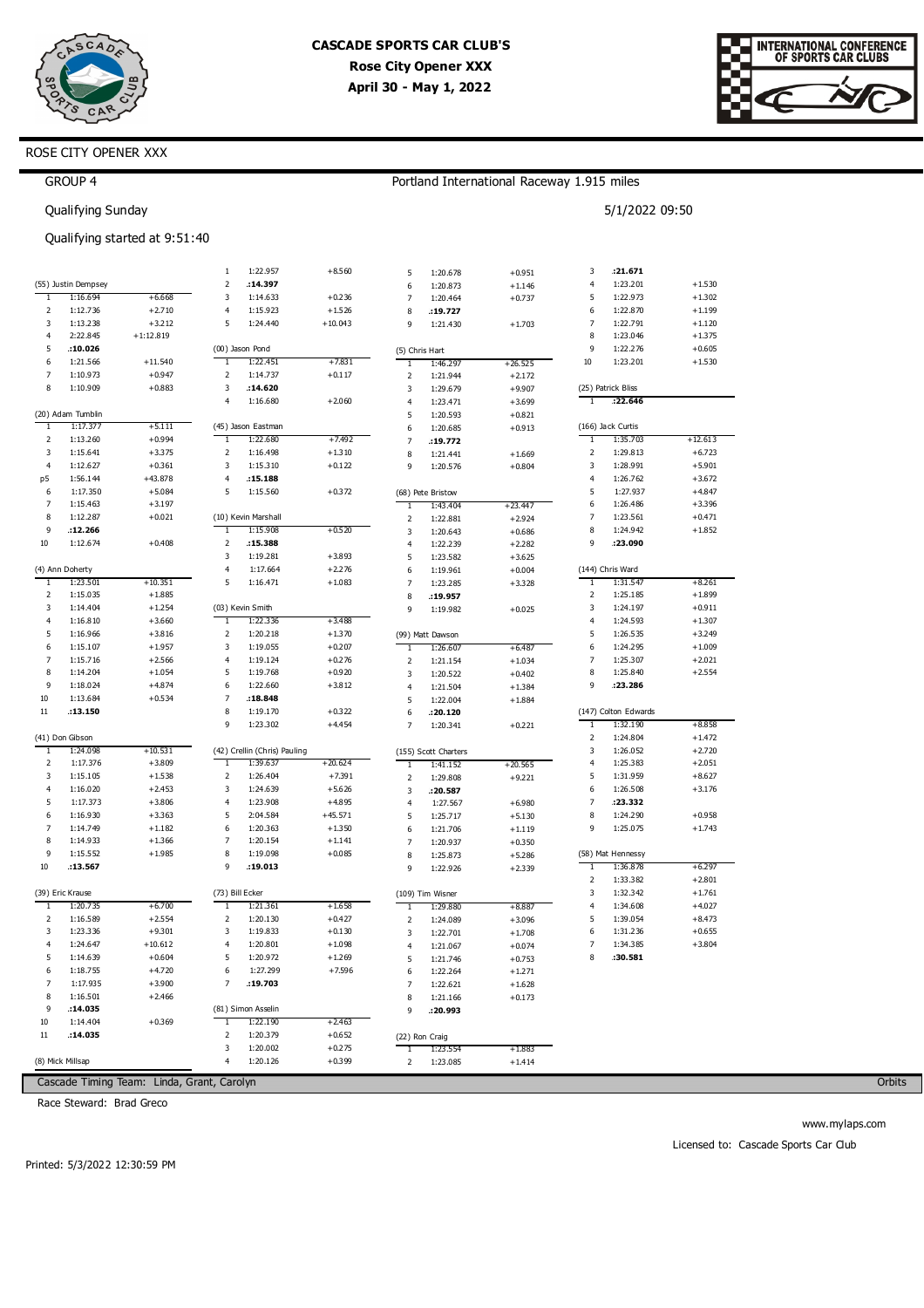# CASCADE SPORTS CAR CLUB'S

**Rose City Opener XXX**

**April 30 - May 1, 2022**

INTERNATIONAL CONFERENCE OF SPORTS CAR CLUBS

ROSE CITY OPENER XXX

GROUP 4

Portland International Raceway 1.915 miles

Qualifying Sunday

5/1/2022 09:50

Qualifying started at 9:51:40

(55) Justin Dempsey

| Lap | Time | Diff |
|---|---|---|
| 1 | 1:16.694 | +6.668 |
| 2 | 1:12.736 | +2.710 |
| 3 | 1:13.238 | +3.212 |
| 4 | 2:22.845 | +1:12.819 |
| 5 | **:10.026** | |
| 6 | 1:21.566 | +11.540 |
| 7 | 1:10.973 | +0.947 |
| 8 | 1:10.909 | +0.883 |

(20) Adam Tumblin

| Lap | Time | Diff |
|---|---|---|
| 1 | 1:17.377 | +5.111 |
| 2 | 1:13.260 | +0.994 |
| 3 | 1:15.641 | +3.375 |
| 4 | 1:12.627 | +0.361 |
| p5 | 1:56.144 | +43.878 |
| 6 | 1:17.350 | +5.084 |
| 7 | 1:15.463 | +3.197 |
| 8 | 1:12.287 | +0.021 |
| 9 | **:12.266** | |
| 10 | 1:12.674 | +0.408 |

(4) Ann Doherty

| Lap | Time | Diff |
|---|---|---|
| 1 | 1:23.501 | +10.351 |
| 2 | 1:15.035 | +1.885 |
| 3 | 1:14.404 | +1.254 |
| 4 | 1:16.810 | +3.660 |
| 5 | 1:16.966 | +3.816 |
| 6 | 1:15.107 | +1.957 |
| 7 | 1:15.716 | +2.566 |
| 8 | 1:14.204 | +1.054 |
| 9 | 1:18.024 | +4.874 |
| 10 | 1:13.684 | +0.534 |
| 11 | **:13.150** | |

(41) Don Gibson

| Lap | Time | Diff |
|---|---|---|
| 1 | 1:24.098 | +10.531 |
| 2 | 1:17.376 | +3.809 |
| 3 | 1:15.105 | +1.538 |
| 4 | 1:16.020 | +2.453 |
| 5 | 1:17.373 | +3.806 |
| 6 | 1:16.930 | +3.363 |
| 7 | 1:14.749 | +1.182 |
| 8 | 1:14.933 | +1.366 |
| 9 | 1:15.552 | +1.985 |
| 10 | **:13.567** | |

(39) Eric Krause

| Lap | Time | Diff |
|---|---|---|
| 1 | 1:20.735 | +6.700 |
| 2 | 1:16.589 | +2.554 |
| 3 | 1:23.336 | +9.301 |
| 4 | 1:24.647 | +10.612 |
| 5 | 1:14.639 | +0.604 |
| 6 | 1:18.755 | +4.720 |
| 7 | 1:17.935 | +3.900 |
| 8 | 1:16.501 | +2.466 |
| 9 | **:14.035** | |
| 10 | 1:14.404 | +0.369 |
| 11 | **:14.035** | |

(8) Mick Millsap

| Lap | Time | Diff |
|---|---|---|
| 1 | 1:22.957 | +8.560 |
| 2 | **:14.397** | |
| 3 | 1:14.633 | +0.236 |
| 4 | 1:15.923 | +1.526 |
| 5 | 1:24.440 | +10.043 |

(00) Jason Pond

| Lap | Time | Diff |
|---|---|---|
| 1 | 1:22.451 | +7.831 |
| 2 | 1:14.737 | +0.117 |
| 3 | **:14.620** | |
| 4 | 1:16.680 | +2.060 |

(45) Jason Eastman

| Lap | Time | Diff |
|---|---|---|
| 1 | 1:22.680 | +7.492 |
| 2 | 1:16.498 | +1.310 |
| 3 | 1:15.310 | +0.122 |
| 4 | **:15.188** | |
| 5 | 1:15.560 | +0.372 |

(10) Kevin Marshall

| Lap | Time | Diff |
|---|---|---|
| 1 | 1:15.908 | +0.520 |
| 2 | **:15.388** | |
| 3 | 1:19.281 | +3.893 |
| 4 | 1:17.664 | +2.276 |
| 5 | 1:16.471 | +1.083 |

(03) Kevin Smith

| Lap | Time | Diff |
|---|---|---|
| 1 | 1:22.336 | +3.488 |
| 2 | 1:20.218 | +1.370 |
| 3 | 1:19.055 | +0.207 |
| 4 | 1:19.124 | +0.276 |
| 5 | 1:19.768 | +0.920 |
| 6 | 1:22.660 | +3.812 |
| 7 | **:18.848** | |
| 8 | 1:19.170 | +0.322 |
| 9 | 1:23.302 | +4.454 |

(42) Crellin (Chris) Pauling

| Lap | Time | Diff |
|---|---|---|
| 1 | 1:39.637 | +20.624 |
| 2 | 1:26.404 | +7.391 |
| 3 | 1:24.639 | +5.626 |
| 4 | 1:23.908 | +4.895 |
| 5 | 2:04.584 | +45.571 |
| 6 | 1:20.363 | +1.350 |
| 7 | 1:20.154 | +1.141 |
| 8 | 1:19.098 | +0.085 |
| 9 | **:19.013** | |

(73) Bill Ecker

| Lap | Time | Diff |
|---|---|---|
| 1 | 1:21.361 | +1.658 |
| 2 | 1:20.130 | +0.427 |
| 3 | 1:19.833 | +0.130 |
| 4 | 1:20.801 | +1.098 |
| 5 | 1:20.972 | +1.269 |
| 6 | 1:27.299 | +7.596 |
| 7 | **:19.703** | |

(81) Simon Asselin

| Lap | Time | Diff |
|---|---|---|
| 1 | 1:22.190 | +2.463 |
| 2 | 1:20.379 | +0.652 |
| 3 | 1:20.002 | +0.275 |
| 4 | 1:20.126 | +0.399 |
| 5 | 1:20.678 | +0.951 |
| 6 | 1:20.873 | +1.146 |
| 7 | 1:20.464 | +0.737 |
| 8 | **:19.727** | |
| 9 | 1:21.430 | +1.703 |

(5) Chris Hart

| Lap | Time | Diff |
|---|---|---|
| 1 | 1:46.297 | +26.525 |
| 2 | 1:21.944 | +2.172 |
| 3 | 1:29.679 | +9.907 |
| 4 | 1:23.471 | +3.699 |
| 5 | 1:20.593 | +0.821 |
| 6 | 1:20.685 | +0.913 |
| 7 | **:19.772** | |
| 8 | 1:21.441 | +1.669 |
| 9 | 1:20.576 | +0.804 |

(68) Pete Bristow

| Lap | Time | Diff |
|---|---|---|
| 1 | 1:43.404 | +23.447 |
| 2 | 1:22.881 | +2.924 |
| 3 | 1:20.643 | +0.686 |
| 4 | 1:22.239 | +2.282 |
| 5 | 1:23.582 | +3.625 |
| 6 | 1:19.961 | +0.004 |
| 7 | 1:23.285 | +3.328 |
| 8 | **:19.957** | |
| 9 | 1:19.982 | +0.025 |

(99) Matt Dawson

| Lap | Time | Diff |
|---|---|---|
| 1 | 1:26.607 | +6.487 |
| 2 | 1:21.154 | +1.034 |
| 3 | 1:20.522 | +0.402 |
| 4 | 1:21.504 | +1.384 |
| 5 | 1:22.004 | +1.884 |
| 6 | **:20.120** | |
| 7 | 1:20.341 | +0.221 |

(155) Scott Charters

| Lap | Time | Diff |
|---|---|---|
| 1 | 1:41.152 | +20.565 |
| 2 | 1:29.808 | +9.221 |
| 3 | **:20.587** | |
| 4 | 1:27.567 | +6.980 |
| 5 | 1:25.717 | +5.130 |
| 6 | 1:21.706 | +1.119 |
| 7 | 1:20.937 | +0.350 |
| 8 | 1:25.873 | +5.286 |
| 9 | 1:22.926 | +2.339 |

(109) Tim Wisner

| Lap | Time | Diff |
|---|---|---|
| 1 | 1:29.880 | +8.887 |
| 2 | 1:24.089 | +3.096 |
| 3 | 1:22.701 | +1.708 |
| 4 | 1:21.067 | +0.074 |
| 5 | 1:21.746 | +0.753 |
| 6 | 1:22.264 | +1.271 |
| 7 | 1:22.621 | +1.628 |
| 8 | 1:21.166 | +0.173 |
| 9 | **:20.993** | |

(22) Ron Craig

| Lap | Time | Diff |
|---|---|---|
| 1 | 1:23.554 | +1.883 |
| 2 | 1:23.085 | +1.414 |
| 3 | **:21.671** | |
| 4 | 1:23.201 | +1.530 |
| 5 | 1:22.973 | +1.302 |
| 6 | 1:22.870 | +1.199 |
| 7 | 1:22.791 | +1.120 |
| 8 | 1:23.046 | +1.375 |
| 9 | 1:22.276 | +0.605 |
| 10 | 1:23.201 | +1.530 |

(25) Patrick Bliss

| Lap | Time | Diff |
|---|---|---|
| 1 | **:22.646** | |

(166) Jack Curtis

| Lap | Time | Diff |
|---|---|---|
| 1 | 1:35.703 | +12.613 |
| 2 | 1:29.813 | +6.723 |
| 3 | 1:28.991 | +5.901 |
| 4 | 1:26.762 | +3.672 |
| 5 | 1:27.937 | +4.847 |
| 6 | 1:26.486 | +3.396 |
| 7 | 1:23.561 | +0.471 |
| 8 | 1:24.942 | +1.852 |
| 9 | **:23.090** | |

(144) Chris Ward

| Lap | Time | Diff |
|---|---|---|
| 1 | 1:31.547 | +8.261 |
| 2 | 1:25.185 | +1.899 |
| 3 | 1:24.197 | +0.911 |
| 4 | 1:24.593 | +1.307 |
| 5 | 1:26.535 | +3.249 |
| 6 | 1:24.295 | +1.009 |
| 7 | 1:25.307 | +2.021 |
| 8 | 1:25.840 | +2.554 |
| 9 | **:23.286** | |

(147) Colton Edwards

| Lap | Time | Diff |
|---|---|---|
| 1 | 1:32.190 | +8.858 |
| 2 | 1:24.804 | +1.472 |
| 3 | 1:26.052 | +2.720 |
| 4 | 1:25.383 | +2.051 |
| 5 | 1:31.959 | +8.627 |
| 6 | 1:26.508 | +3.176 |
| 7 | **:23.332** | |
| 8 | 1:24.290 | +0.958 |
| 9 | 1:25.075 | +1.743 |

(58) Mat Hennessy

| Lap | Time | Diff |
|---|---|---|
| 1 | 1:36.878 | +6.297 |
| 2 | 1:33.382 | +2.801 |
| 3 | 1:32.342 | +1.761 |
| 4 | 1:34.608 | +4.027 |
| 5 | 1:39.054 | +8.473 |
| 6 | 1:31.236 | +0.655 |
| 7 | 1:34.385 | +3.804 |
| 8 | **:30.581** | |

Cascade Timing Team: Linda, Grant, Carolyn — Orbits

Race Steward: Brad Greco

www.mylaps.com

Licensed to: Cascade Sports Car Club

Printed: 5/3/2022 12:30:59 PM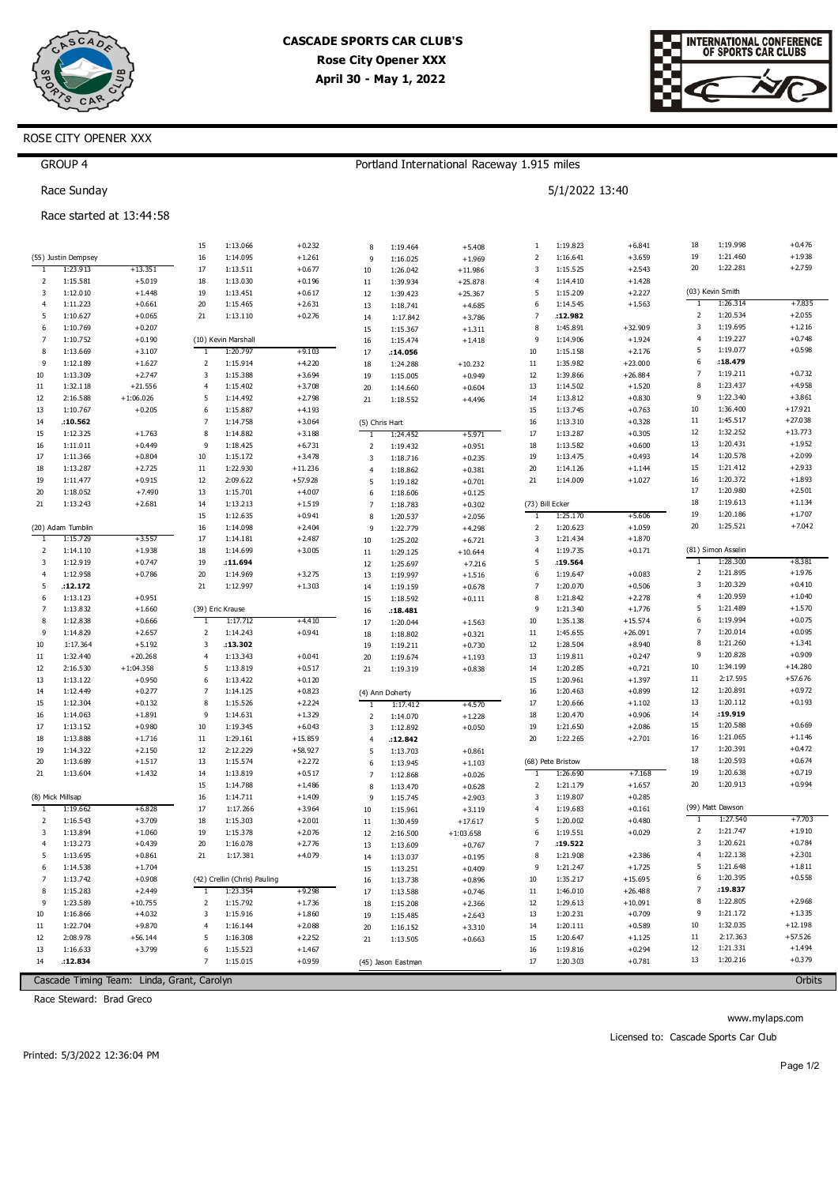# CASCADE SPORTS CAR CLUB'S
## Rose City Opener XXX
### April 30 - May 1, 2022

ROSE CITY OPENER XXX

GROUP 4

Portland International Raceway 1.915 miles

Race Sunday

5/1/2022 13:40

Race started at 13:44:58

**(55) Justin Dempsey**

| Lap | Time | Diff |
|---|---|---|
| 1 | 1:23.913 | +13.351 |
| 2 | 1:15.581 | +5.019 |
| 3 | 1:12.010 | +1.448 |
| 4 | 1:11.223 | +0.661 |
| 5 | 1:10.627 | +0.065 |
| 6 | 1:10.769 | +0.207 |
| 7 | 1:10.752 | +0.190 |
| 8 | 1:13.669 | +3.107 |
| 9 | 1:12.189 | +1.627 |
| 10 | 1:13.309 | +2.747 |
| 11 | 1:32.118 | +21.556 |
| 12 | 2:16.588 | +1:06.026 |
| 13 | 1:10.767 | +0.205 |
| 14 | **:10.562** | |
| 15 | 1:12.325 | +1.763 |
| 16 | 1:11.011 | +0.449 |
| 17 | 1:11.366 | +0.804 |
| 18 | 1:13.287 | +2.725 |
| 19 | 1:11.477 | +0.915 |
| 20 | 1:18.052 | +7.490 |
| 21 | 1:13.243 | +2.681 |

**(20) Adam Tumblin**

| Lap | Time | Diff |
|---|---|---|
| 1 | 1:15.729 | +3.557 |
| 2 | 1:14.110 | +1.938 |
| 3 | 1:12.919 | +0.747 |
| 4 | 1:12.958 | +0.786 |
| 5 | **:12.172** | |
| 6 | 1:13.123 | +0.951 |
| 7 | 1:13.832 | +1.660 |
| 8 | 1:12.838 | +0.666 |
| 9 | 1:14.829 | +2.657 |
| 10 | 1:17.364 | +5.192 |
| 11 | 1:32.440 | +20.268 |
| 12 | 2:16.530 | +1:04.358 |
| 13 | 1:13.122 | +0.950 |
| 14 | 1:12.449 | +0.277 |
| 15 | 1:12.304 | +0.132 |
| 16 | 1:14.063 | +1.891 |
| 17 | 1:13.152 | +0.980 |
| 18 | 1:13.888 | +1.716 |
| 19 | 1:14.322 | +2.150 |
| 20 | 1:13.689 | +1.517 |
| 21 | 1:13.604 | +1.432 |

**(8) Mick Millsap**

| Lap | Time | Diff |
|---|---|---|
| 1 | 1:19.662 | +6.828 |
| 2 | 1:16.543 | +3.709 |
| 3 | 1:13.894 | +1.060 |
| 4 | 1:13.273 | +0.439 |
| 5 | 1:13.695 | +0.861 |
| 6 | 1:14.538 | +1.704 |
| 7 | 1:13.742 | +0.908 |
| 8 | 1:15.283 | +2.449 |
| 9 | 1:23.589 | +10.755 |
| 10 | 1:16.866 | +4.032 |
| 11 | 1:22.704 | +9.870 |
| 12 | 2:08.978 | +56.144 |
| 13 | 1:16.633 | +3.799 |
| 14 | **:12.834** | |
| 15 | 1:13.066 | +0.232 |
| 16 | 1:14.095 | +1.261 |
| 17 | 1:13.511 | +0.677 |
| 18 | 1:13.030 | +0.196 |
| 19 | 1:13.451 | +0.617 |
| 20 | 1:15.465 | +2.631 |
| 21 | 1:13.110 | +0.276 |

**(10) Kevin Marshall**

| Lap | Time | Diff |
|---|---|---|
| 1 | 1:20.797 | +9.103 |
| 2 | 1:15.914 | +4.220 |
| 3 | 1:15.388 | +3.694 |
| 4 | 1:15.402 | +3.708 |
| 5 | 1:14.492 | +2.798 |
| 6 | 1:15.887 | +4.193 |
| 7 | 1:14.758 | +3.064 |
| 8 | 1:14.882 | +3.188 |
| 9 | 1:18.425 | +6.731 |
| 10 | 1:15.172 | +3.478 |
| 11 | 1:22.930 | +11.236 |
| 12 | 2:09.622 | +57.928 |
| 13 | 1:15.701 | +4.007 |
| 14 | 1:13.213 | +1.519 |
| 15 | 1:12.635 | +0.941 |
| 16 | 1:14.098 | +2.404 |
| 17 | 1:14.181 | +2.487 |
| 18 | 1:14.699 | +3.005 |
| 19 | **:11.694** | |
| 20 | 1:14.969 | +3.275 |
| 21 | 1:12.997 | +1.303 |

**(39) Eric Krause**

| Lap | Time | Diff |
|---|---|---|
| 1 | 1:17.712 | +4.410 |
| 2 | 1:14.243 | +0.941 |
| 3 | **:13.302** | |
| 4 | 1:13.343 | +0.041 |
| 5 | 1:13.819 | +0.517 |
| 6 | 1:13.422 | +0.120 |
| 7 | 1:14.125 | +0.823 |
| 8 | 1:15.526 | +2.224 |
| 9 | 1:14.631 | +1.329 |
| 10 | 1:19.345 | +6.043 |
| 11 | 1:29.161 | +15.859 |
| 12 | 2:12.229 | +58.927 |
| 13 | 1:15.574 | +2.272 |
| 14 | 1:13.819 | +0.517 |
| 15 | 1:14.788 | +1.486 |
| 16 | 1:14.711 | +1.409 |
| 17 | 1:17.266 | +3.964 |
| 18 | 1:15.303 | +2.001 |
| 19 | 1:15.378 | +2.076 |
| 20 | 1:16.078 | +2.776 |
| 21 | 1:17.381 | +4.079 |

**(42) Crellin (Chris) Pauling**

| Lap | Time | Diff |
|---|---|---|
| 1 | 1:23.354 | +9.298 |
| 2 | 1:15.792 | +1.736 |
| 3 | 1:15.916 | +1.860 |
| 4 | 1:16.144 | +2.088 |
| 5 | 1:16.308 | +2.252 |
| 6 | 1:15.523 | +1.467 |
| 7 | 1:15.015 | +0.959 |
| 8 | 1:19.464 | +5.408 |
| 9 | 1:16.025 | +1.969 |
| 10 | 1:26.042 | +11.986 |
| 11 | 1:39.934 | +25.878 |
| 12 | 1:39.423 | +25.367 |
| 13 | 1:18.741 | +4.685 |
| 14 | 1:17.842 | +3.786 |
| 15 | 1:15.367 | +1.311 |
| 16 | 1:15.474 | +1.418 |
| 17 | **:14.056** | |
| 18 | 1:24.288 | +10.232 |
| 19 | 1:15.005 | +0.949 |
| 20 | 1:14.660 | +0.604 |
| 21 | 1:18.552 | +4.496 |

**(5) Chris Hart**

| Lap | Time | Diff |
|---|---|---|
| 1 | 1:24.452 | +5.971 |
| 2 | 1:19.432 | +0.951 |
| 3 | 1:18.716 | +0.235 |
| 4 | 1:18.862 | +0.381 |
| 5 | 1:19.182 | +0.701 |
| 6 | 1:18.606 | +0.125 |
| 7 | 1:18.783 | +0.302 |
| 8 | 1:20.537 | +2.056 |
| 9 | 1:22.779 | +4.298 |
| 10 | 1:25.202 | +6.721 |
| 11 | 1:29.125 | +10.644 |
| 12 | 1:25.697 | +7.216 |
| 13 | 1:19.997 | +1.516 |
| 14 | 1:19.159 | +0.678 |
| 15 | 1:18.592 | +0.111 |
| 16 | **:18.481** | |
| 17 | 1:20.044 | +1.563 |
| 18 | 1:18.802 | +0.321 |
| 19 | 1:19.211 | +0.730 |
| 20 | 1:19.674 | +1.193 |
| 21 | 1:19.319 | +0.838 |

**(4) Ann Doherty**

| Lap | Time | Diff |
|---|---|---|
| 1 | 1:17.412 | +4.570 |
| 2 | 1:14.070 | +1.228 |
| 3 | 1:12.892 | +0.050 |
| 4 | **:12.842** | |
| 5 | 1:13.703 | +0.861 |
| 6 | 1:13.945 | +1.103 |
| 7 | 1:12.868 | +0.026 |
| 8 | 1:13.470 | +0.628 |
| 9 | 1:15.745 | +2.903 |
| 10 | 1:15.961 | +3.119 |
| 11 | 1:30.459 | +17.617 |
| 12 | 2:16.500 | +1:03.658 |
| 13 | 1:13.609 | +0.767 |
| 14 | 1:13.037 | +0.195 |
| 15 | 1:13.251 | +0.409 |
| 16 | 1:13.738 | +0.896 |
| 17 | 1:13.588 | +0.746 |
| 18 | 1:15.208 | +2.366 |
| 19 | 1:15.485 | +2.643 |
| 20 | 1:16.152 | +3.310 |
| 21 | 1:13.505 | +0.663 |

**(45) Jason Eastman**

| Lap | Time | Diff |
|---|---|---|
| 1 | 1:19.823 | +6.841 |
| 2 | 1:16.641 | +3.659 |
| 3 | 1:15.525 | +2.543 |
| 4 | 1:14.410 | +1.428 |
| 5 | 1:15.209 | +2.227 |
| 6 | 1:14.545 | +1.563 |
| 7 | **:12.982** | |
| 8 | 1:45.891 | +32.909 |
| 9 | 1:14.906 | +1.924 |
| 10 | 1:15.158 | +2.176 |
| 11 | 1:35.982 | +23.000 |
| 12 | 1:39.866 | +26.884 |
| 13 | 1:14.502 | +1.520 |
| 14 | 1:13.812 | +0.830 |
| 15 | 1:13.745 | +0.763 |
| 16 | 1:13.310 | +0.328 |
| 17 | 1:13.287 | +0.305 |
| 18 | 1:13.582 | +0.600 |
| 19 | 1:13.475 | +0.493 |
| 20 | 1:14.126 | +1.144 |
| 21 | 1:14.009 | +1.027 |

**(73) Bill Ecker**

| Lap | Time | Diff |
|---|---|---|
| 1 | 1:25.170 | +5.606 |
| 2 | 1:20.623 | +1.059 |
| 3 | 1:21.434 | +1.870 |
| 4 | 1:19.735 | +0.171 |
| 5 | **:19.564** | |
| 6 | 1:19.647 | +0.083 |
| 7 | 1:20.070 | +0.506 |
| 8 | 1:21.842 | +2.278 |
| 9 | 1:21.340 | +1.776 |
| 10 | 1:35.138 | +15.574 |
| 11 | 1:45.655 | +26.091 |
| 12 | 1:28.504 | +8.940 |
| 13 | 1:19.811 | +0.247 |
| 14 | 1:20.285 | +0.721 |
| 15 | 1:20.961 | +1.397 |
| 16 | 1:20.463 | +0.899 |
| 17 | 1:20.666 | +1.102 |
| 18 | 1:20.470 | +0.906 |
| 19 | 1:21.650 | +2.086 |
| 20 | 1:22.265 | +2.701 |

**(68) Pete Bristow**

| Lap | Time | Diff |
|---|---|---|
| 1 | 1:26.690 | +7.168 |
| 2 | 1:21.179 | +1.657 |
| 3 | 1:19.807 | +0.285 |
| 4 | 1:19.683 | +0.161 |
| 5 | 1:20.002 | +0.480 |
| 6 | 1:19.551 | +0.029 |
| 7 | **:19.522** | |
| 8 | 1:21.908 | +2.386 |
| 9 | 1:21.247 | +1.725 |
| 10 | 1:35.217 | +15.695 |
| 11 | 1:46.010 | +26.488 |
| 12 | 1:29.613 | +10.091 |
| 13 | 1:20.231 | +0.709 |
| 14 | 1:20.111 | +0.589 |
| 15 | 1:20.647 | +1.125 |
| 16 | 1:19.816 | +0.294 |
| 17 | 1:20.303 | +0.781 |
| 18 | 1:19.998 | +0.476 |
| 19 | 1:21.460 | +1.938 |
| 20 | 1:22.281 | +2.759 |

**(03) Kevin Smith**

| Lap | Time | Diff |
|---|---|---|
| 1 | 1:26.314 | +7.835 |
| 2 | 1:20.534 | +2.055 |
| 3 | 1:19.695 | +1.216 |
| 4 | 1:19.227 | +0.748 |
| 5 | 1:19.077 | +0.598 |
| 6 | **:18.479** | |
| 7 | 1:19.211 | +0.732 |
| 8 | 1:23.437 | +4.958 |
| 9 | 1:22.340 | +3.861 |
| 10 | 1:36.400 | +17.921 |
| 11 | 1:45.517 | +27.038 |
| 12 | 1:32.252 | +13.773 |
| 13 | 1:20.431 | +1.952 |
| 14 | 1:20.578 | +2.099 |
| 15 | 1:21.412 | +2.933 |
| 16 | 1:20.372 | +1.893 |
| 17 | 1:20.980 | +2.501 |
| 18 | 1:19.613 | +1.134 |
| 19 | 1:20.186 | +1.707 |
| 20 | 1:25.521 | +7.042 |

**(81) Simon Asselin**

| Lap | Time | Diff |
|---|---|---|
| 1 | 1:28.300 | +8.381 |
| 2 | 1:21.895 | +1.976 |
| 3 | 1:20.329 | +0.410 |
| 4 | 1:20.959 | +1.040 |
| 5 | 1:21.489 | +1.570 |
| 6 | 1:19.994 | +0.075 |
| 7 | 1:20.014 | +0.095 |
| 8 | 1:21.260 | +1.341 |
| 9 | 1:20.828 | +0.909 |
| 10 | 1:34.199 | +14.280 |
| 11 | 2:17.595 | +57.676 |
| 12 | 1:20.891 | +0.972 |
| 13 | 1:20.112 | +0.193 |
| 14 | **:19.919** | |
| 15 | 1:20.588 | +0.669 |
| 16 | 1:21.065 | +1.146 |
| 17 | 1:20.391 | +0.472 |
| 18 | 1:20.593 | +0.674 |
| 19 | 1:20.638 | +0.719 |
| 20 | 1:20.913 | +0.994 |

**(99) Matt Dawson**

| Lap | Time | Diff |
|---|---|---|
| 1 | 1:27.540 | +7.703 |
| 2 | 1:21.747 | +1.910 |
| 3 | 1:20.621 | +0.784 |
| 4 | 1:22.138 | +2.301 |
| 5 | 1:21.648 | +1.811 |
| 6 | 1:20.395 | +0.558 |
| 7 | **:19.837** | |
| 8 | 1:22.805 | +2.968 |
| 9 | 1:21.172 | +1.335 |
| 10 | 1:32.035 | +12.198 |
| 11 | 2:17.363 | +57.526 |
| 12 | 1:21.331 | +1.494 |
| 13 | 1:20.216 | +0.379 |

Cascade Timing Team: Linda, Grant, Carolyn

Orbits

Race Steward: Brad Greco

www.mylaps.com

Licensed to: Cascade Sports Car Club

Printed: 5/3/2022 12:36:04 PM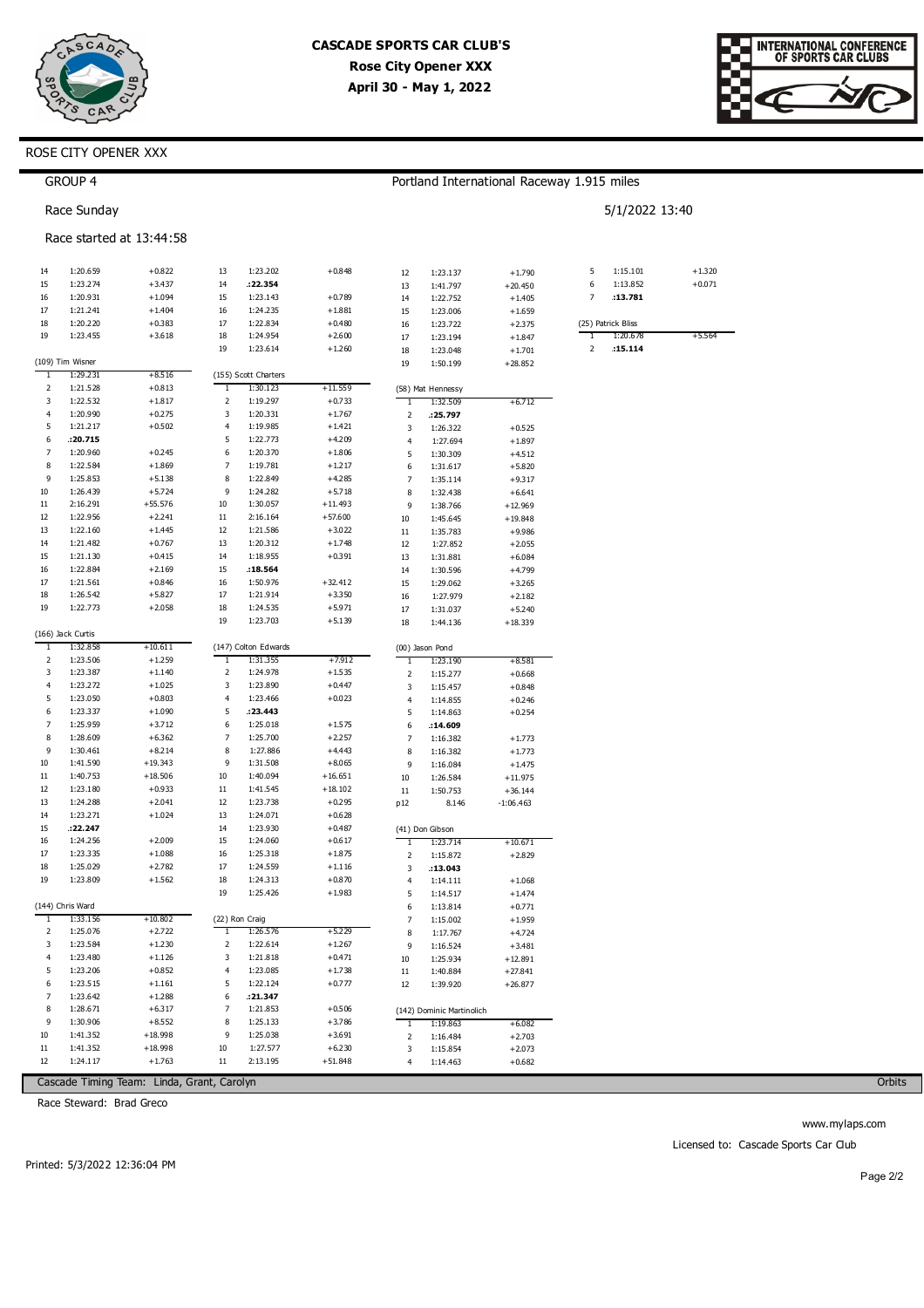## CASCADE SPORTS CAR CLUB'S
## Rose City Opener XXX
## April 30 - May 1, 2022

ROSE CITY OPENER XXX

GROUP 4

Portland International Raceway 1.915 miles

Race Sunday

5/1/2022 13:40

Race started at 13:44:58

(continued)

| Lap | Time | Diff |
|---|---|---|
| 14 | 1:20.659 | +0.822 |
| 15 | 1:23.274 | +3.437 |
| 16 | 1:20.931 | +1.094 |
| 17 | 1:21.241 | +1.404 |
| 18 | 1:20.220 | +0.383 |
| 19 | 1:23.455 | +3.618 |

(109) Tim Wisner

| Lap | Time | Diff |
|---|---|---|
| 1 | 1:29.231 | +8.516 |
| 2 | 1:21.528 | +0.813 |
| 3 | 1:22.532 | +1.817 |
| 4 | 1:20.990 | +0.275 |
| 5 | 1:21.217 | +0.502 |
| 6 | **:20.715** | |
| 7 | 1:20.960 | +0.245 |
| 8 | 1:22.584 | +1.869 |
| 9 | 1:25.853 | +5.138 |
| 10 | 1:26.439 | +5.724 |
| 11 | 2:16.291 | +55.576 |
| 12 | 1:22.956 | +2.241 |
| 13 | 1:22.160 | +1.445 |
| 14 | 1:21.482 | +0.767 |
| 15 | 1:21.130 | +0.415 |
| 16 | 1:22.884 | +2.169 |
| 17 | 1:21.561 | +0.846 |
| 18 | 1:26.542 | +5.827 |
| 19 | 1:22.773 | +2.058 |

(166) Jack Curtis

| Lap | Time | Diff |
|---|---|---|
| 1 | 1:32.858 | +10.611 |
| 2 | 1:23.506 | +1.259 |
| 3 | 1:23.387 | +1.140 |
| 4 | 1:23.272 | +1.025 |
| 5 | 1:23.050 | +0.803 |
| 6 | 1:23.337 | +1.090 |
| 7 | 1:25.959 | +3.712 |
| 8 | 1:28.609 | +6.362 |
| 9 | 1:30.461 | +8.214 |
| 10 | 1:41.590 | +19.343 |
| 11 | 1:40.753 | +18.506 |
| 12 | 1:23.180 | +0.933 |
| 13 | 1:24.288 | +2.041 |
| 14 | 1:23.271 | +1.024 |
| 15 | **:22.247** | |
| 16 | 1:24.256 | +2.009 |
| 17 | 1:23.335 | +1.088 |
| 18 | 1:25.029 | +2.782 |
| 19 | 1:23.809 | +1.562 |

(144) Chris Ward

| Lap | Time | Diff |
|---|---|---|
| 1 | 1:33.156 | +10.802 |
| 2 | 1:25.076 | +2.722 |
| 3 | 1:23.584 | +1.230 |
| 4 | 1:23.480 | +1.126 |
| 5 | 1:23.206 | +0.852 |
| 6 | 1:23.515 | +1.161 |
| 7 | 1:23.642 | +1.288 |
| 8 | 1:28.671 | +6.317 |
| 9 | 1:30.906 | +8.552 |
| 10 | 1:41.352 | +18.998 |
| 11 | 1:41.352 | +18.998 |
| 12 | 1:24.117 | +1.763 |

(continued)

| Lap | Time | Diff |
|---|---|---|
| 13 | 1:23.202 | +0.848 |
| 14 | **:22.354** | |
| 15 | 1:23.143 | +0.789 |
| 16 | 1:24.235 | +1.881 |
| 17 | 1:22.834 | +0.480 |
| 18 | 1:24.954 | +2.600 |
| 19 | 1:23.614 | +1.260 |

(155) Scott Charters

| Lap | Time | Diff |
|---|---|---|
| 1 | 1:30.123 | +11.559 |
| 2 | 1:19.297 | +0.733 |
| 3 | 1:20.331 | +1.767 |
| 4 | 1:19.985 | +1.421 |
| 5 | 1:22.773 | +4.209 |
| 6 | 1:20.370 | +1.806 |
| 7 | 1:19.781 | +1.217 |
| 8 | 1:22.849 | +4.285 |
| 9 | 1:24.282 | +5.718 |
| 10 | 1:30.057 | +11.493 |
| 11 | 2:16.164 | +57.600 |
| 12 | 1:21.586 | +3.022 |
| 13 | 1:20.312 | +1.748 |
| 14 | 1:18.955 | +0.391 |
| 15 | **:18.564** | |
| 16 | 1:50.976 | +32.412 |
| 17 | 1:21.914 | +3.350 |
| 18 | 1:24.535 | +5.971 |
| 19 | 1:23.703 | +5.139 |

(147) Colton Edwards

| Lap | Time | Diff |
|---|---|---|
| 1 | 1:31.355 | +7.912 |
| 2 | 1:24.978 | +1.535 |
| 3 | 1:23.890 | +0.447 |
| 4 | 1:23.466 | +0.023 |
| 5 | **:23.443** | |
| 6 | 1:25.018 | +1.575 |
| 7 | 1:25.700 | +2.257 |
| 8 | 1:27.886 | +4.443 |
| 9 | 1:31.508 | +8.065 |
| 10 | 1:40.094 | +16.651 |
| 11 | 1:41.545 | +18.102 |
| 12 | 1:23.738 | +0.295 |
| 13 | 1:24.071 | +0.628 |
| 14 | 1:23.930 | +0.487 |
| 15 | 1:24.060 | +0.617 |
| 16 | 1:25.318 | +1.875 |
| 17 | 1:24.559 | +1.116 |
| 18 | 1:24.313 | +0.870 |
| 19 | 1:25.426 | +1.983 |

(22) Ron Craig

| Lap | Time | Diff |
|---|---|---|
| 1 | 1:26.576 | +5.229 |
| 2 | 1:22.614 | +1.267 |
| 3 | 1:21.818 | +0.471 |
| 4 | 1:23.085 | +1.738 |
| 5 | 1:22.124 | +0.777 |
| 6 | **:21.347** | |
| 7 | 1:21.853 | +0.506 |
| 8 | 1:25.133 | +3.786 |
| 9 | 1:25.038 | +3.691 |
| 10 | 1:27.577 | +6.230 |
| 11 | 2:13.195 | +51.848 |

(continued)

| Lap | Time | Diff |
|---|---|---|
| 12 | 1:23.137 | +1.790 |
| 13 | 1:41.797 | +20.450 |
| 14 | 1:22.752 | +1.405 |
| 15 | 1:23.006 | +1.659 |
| 16 | 1:23.722 | +2.375 |
| 17 | 1:23.194 | +1.847 |
| 18 | 1:23.048 | +1.701 |
| 19 | 1:50.199 | +28.852 |

(58) Mat Hennessy

| Lap | Time | Diff |
|---|---|---|
| 1 | 1:32.509 | +6.712 |
| 2 | **:25.797** | |
| 3 | 1:26.322 | +0.525 |
| 4 | 1:27.694 | +1.897 |
| 5 | 1:30.309 | +4.512 |
| 6 | 1:31.617 | +5.820 |
| 7 | 1:35.114 | +9.317 |
| 8 | 1:32.438 | +6.641 |
| 9 | 1:38.766 | +12.969 |
| 10 | 1:45.645 | +19.848 |
| 11 | 1:35.783 | +9.986 |
| 12 | 1:27.852 | +2.055 |
| 13 | 1:31.881 | +6.084 |
| 14 | 1:30.596 | +4.799 |
| 15 | 1:29.062 | +3.265 |
| 16 | 1:27.979 | +2.182 |
| 17 | 1:31.037 | +5.240 |
| 18 | 1:44.136 | +18.339 |

(00) Jason Pond

| Lap | Time | Diff |
|---|---|---|
| 1 | 1:23.190 | +8.581 |
| 2 | 1:15.277 | +0.668 |
| 3 | 1:15.457 | +0.848 |
| 4 | 1:14.855 | +0.246 |
| 5 | 1:14.863 | +0.254 |
| 6 | **:14.609** | |
| 7 | 1:16.382 | +1.773 |
| 8 | 1:16.382 | +1.773 |
| 9 | 1:16.084 | +1.475 |
| 10 | 1:26.584 | +11.975 |
| 11 | 1:50.753 | +36.144 |
| p12 | 8.146 | -1:06.463 |

(41) Don Gibson

| Lap | Time | Diff |
|---|---|---|
| 1 | 1:23.714 | +10.671 |
| 2 | 1:15.872 | +2.829 |
| 3 | **:13.043** | |
| 4 | 1:14.111 | +1.068 |
| 5 | 1:14.517 | +1.474 |
| 6 | 1:13.814 | +0.771 |
| 7 | 1:15.002 | +1.959 |
| 8 | 1:17.767 | +4.724 |
| 9 | 1:16.524 | +3.481 |
| 10 | 1:25.934 | +12.891 |
| 11 | 1:40.884 | +27.841 |
| 12 | 1:39.920 | +26.877 |

(142) Dominic Martinolich

| Lap | Time | Diff |
|---|---|---|
| 1 | 1:19.863 | +6.082 |
| 2 | 1:16.484 | +2.703 |
| 3 | 1:15.854 | +2.073 |
| 4 | 1:14.463 | +0.682 |

(continued)

| Lap | Time | Diff |
|---|---|---|
| 5 | 1:15.101 | +1.320 |
| 6 | 1:13.852 | +0.071 |
| 7 | **:13.781** | |

(25) Patrick Bliss

| Lap | Time | Diff |
|---|---|---|
| 1 | 1:20.678 | +5.564 |
| 2 | **:15.114** | |

Cascade Timing Team: Linda, Grant, Carolyn

Orbits

Race Steward: Brad Greco

www.mylaps.com

Licensed to: Cascade Sports Car Club

Printed: 5/3/2022 12:36:04 PM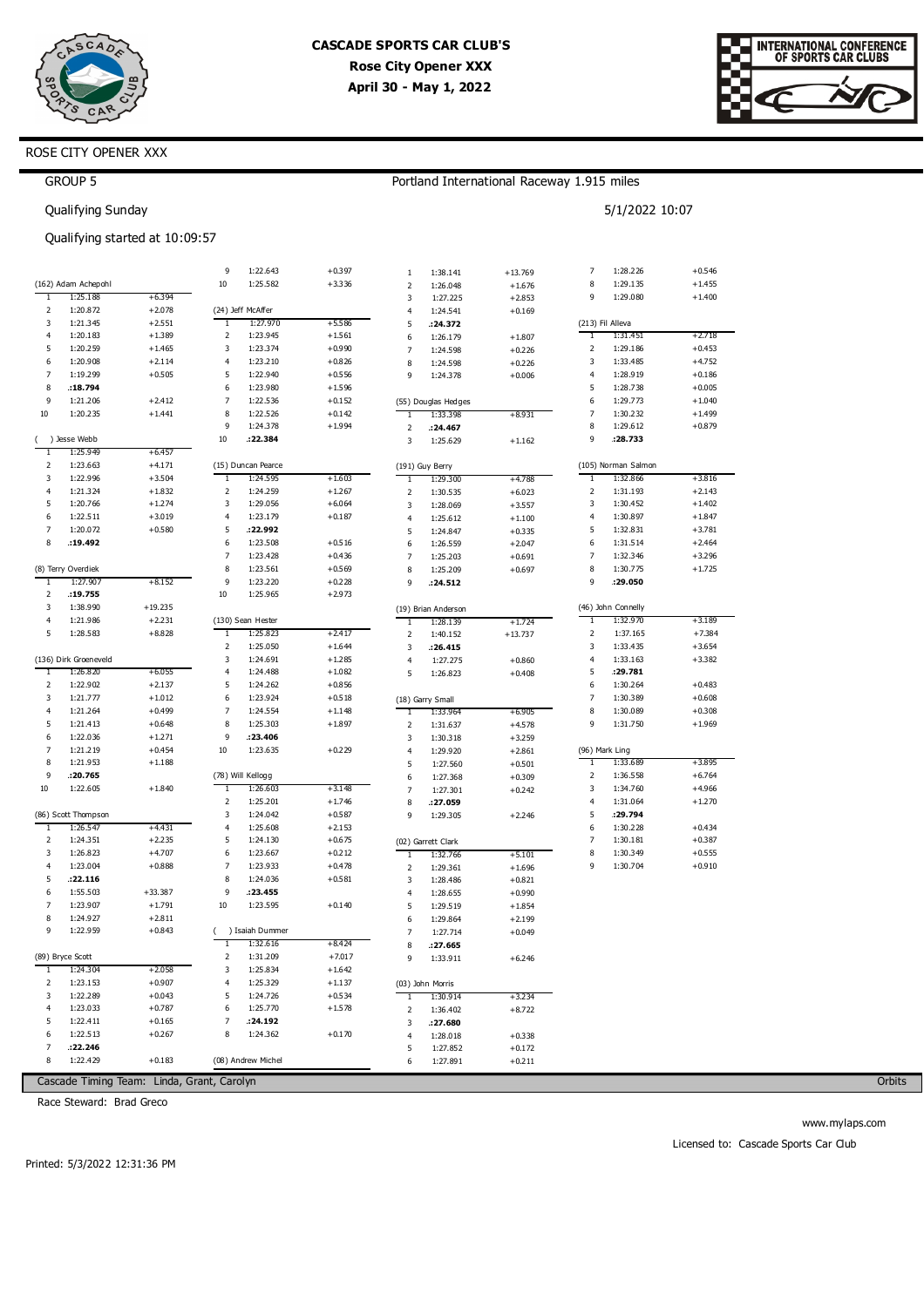# CASCADE SPORTS CAR CLUB'S
## Rose City Opener XXX
## April 30 - May 1, 2022

ROSE CITY OPENER XXX

GROUP 5

Portland International Raceway 1.915 miles

Qualifying Sunday

5/1/2022 10:07

Qualifying started at 10:09:57

**(162) Adam Achepohl**

| Lap | Time | Diff |
|---|---|---|
| 1 | 1:25.188 | +6.394 |
| 2 | 1:20.872 | +2.078 |
| 3 | 1:21.345 | +2.551 |
| 4 | 1:20.183 | +1.389 |
| 5 | 1:20.259 | +1.465 |
| 6 | 1:20.908 | +2.114 |
| 7 | 1:19.299 | +0.505 |
| 8 | **:18.794** | |
| 9 | 1:21.206 | +2.412 |
| 10 | 1:20.235 | +1.441 |

**( ) Jesse Webb**

| Lap | Time | Diff |
|---|---|---|
| 1 | 1:25.949 | +6.457 |
| 2 | 1:23.663 | +4.171 |
| 3 | 1:22.996 | +3.504 |
| 4 | 1:21.324 | +1.832 |
| 5 | 1:20.766 | +1.274 |
| 6 | 1:22.511 | +3.019 |
| 7 | 1:20.072 | +0.580 |
| 8 | **:19.492** | |

**(8) Terry Overdiek**

| Lap | Time | Diff |
|---|---|---|
| 1 | 1:27.907 | +8.152 |
| 2 | **:19.755** | |
| 3 | 1:38.990 | +19.235 |
| 4 | 1:21.986 | +2.231 |
| 5 | 1:28.583 | +8.828 |

**(136) Dirk Groeneveld**

| Lap | Time | Diff |
|---|---|---|
| 1 | 1:26.820 | +6.055 |
| 2 | 1:22.902 | +2.137 |
| 3 | 1:21.777 | +1.012 |
| 4 | 1:21.264 | +0.499 |
| 5 | 1:21.413 | +0.648 |
| 6 | 1:22.036 | +1.271 |
| 7 | 1:21.219 | +0.454 |
| 8 | 1:21.953 | +1.188 |
| 9 | **:20.765** | |
| 10 | 1:22.605 | +1.840 |

**(86) Scott Thompson**

| Lap | Time | Diff |
|---|---|---|
| 1 | 1:26.547 | +4.431 |
| 2 | 1:24.351 | +2.235 |
| 3 | 1:26.823 | +4.707 |
| 4 | 1:23.004 | +0.888 |
| 5 | **:22.116** | |
| 6 | 1:55.503 | +33.387 |
| 7 | 1:23.907 | +1.791 |
| 8 | 1:24.927 | +2.811 |
| 9 | 1:22.959 | +0.843 |

**(89) Bryce Scott**

| Lap | Time | Diff |
|---|---|---|
| 1 | 1:24.304 | +2.058 |
| 2 | 1:23.153 | +0.907 |
| 3 | 1:22.289 | +0.043 |
| 4 | 1:23.033 | +0.787 |
| 5 | 1:22.411 | +0.165 |
| 6 | 1:22.513 | +0.267 |
| 7 | **:22.246** | |
| 8 | 1:22.429 | +0.183 |
| 9 | 1:22.643 | +0.397 |
| 10 | 1:25.582 | +3.336 |

**(24) Jeff McAffer**

| Lap | Time | Diff |
|---|---|---|
| 1 | 1:27.970 | +5.586 |
| 2 | 1:23.945 | +1.561 |
| 3 | 1:23.374 | +0.990 |
| 4 | 1:23.210 | +0.826 |
| 5 | 1:22.940 | +0.556 |
| 6 | 1:23.980 | +1.596 |
| 7 | 1:22.536 | +0.152 |
| 8 | 1:22.526 | +0.142 |
| 9 | 1:24.378 | +1.994 |
| 10 | **:22.384** | |

**(15) Duncan Pearce**

| Lap | Time | Diff |
|---|---|---|
| 1 | 1:24.595 | +1.603 |
| 2 | 1:24.259 | +1.267 |
| 3 | 1:29.056 | +6.064 |
| 4 | 1:23.179 | +0.187 |
| 5 | **:22.992** | |
| 6 | 1:23.508 | +0.516 |
| 7 | 1:23.428 | +0.436 |
| 8 | 1:23.561 | +0.569 |
| 9 | 1:23.220 | +0.228 |
| 10 | 1:25.965 | +2.973 |

**(130) Sean Hester**

| Lap | Time | Diff |
|---|---|---|
| 1 | 1:25.823 | +2.417 |
| 2 | 1:25.050 | +1.644 |
| 3 | 1:24.691 | +1.285 |
| 4 | 1:24.488 | +1.082 |
| 5 | 1:24.262 | +0.856 |
| 6 | 1:23.924 | +0.518 |
| 7 | 1:24.554 | +1.148 |
| 8 | 1:25.303 | +1.897 |
| 9 | **:23.406** | |
| 10 | 1:23.635 | +0.229 |

**(78) Will Kellogg**

| Lap | Time | Diff |
|---|---|---|
| 1 | 1:26.603 | +3.148 |
| 2 | 1:25.201 | +1.746 |
| 3 | 1:24.042 | +0.587 |
| 4 | 1:25.608 | +2.153 |
| 5 | 1:24.130 | +0.675 |
| 6 | 1:23.667 | +0.212 |
| 7 | 1:23.933 | +0.478 |
| 8 | 1:24.036 | +0.581 |
| 9 | **:23.455** | |
| 10 | 1:23.595 | +0.140 |

**( ) Isaiah Dummer**

| Lap | Time | Diff |
|---|---|---|
| 1 | 1:32.616 | +8.424 |
| 2 | 1:31.209 | +7.017 |
| 3 | 1:25.834 | +1.642 |
| 4 | 1:25.329 | +1.137 |
| 5 | 1:24.726 | +0.534 |
| 6 | 1:25.770 | +1.578 |
| 7 | **:24.192** | |
| 8 | 1:24.362 | +0.170 |

**(08) Andrew Michel**

| Lap | Time | Diff |
|---|---|---|
| 1 | 1:38.141 | +13.769 |
| 2 | 1:26.048 | +1.676 |
| 3 | 1:27.225 | +2.853 |
| 4 | 1:24.541 | +0.169 |
| 5 | **:24.372** | |
| 6 | 1:26.179 | +1.807 |
| 7 | 1:24.598 | +0.226 |
| 8 | 1:24.598 | +0.226 |
| 9 | 1:24.378 | +0.006 |

**(55) Douglas Hedges**

| Lap | Time | Diff |
|---|---|---|
| 1 | 1:33.398 | +8.931 |
| 2 | **:24.467** | |
| 3 | 1:25.629 | +1.162 |

**(191) Guy Berry**

| Lap | Time | Diff |
|---|---|---|
| 1 | 1:29.300 | +4.788 |
| 2 | 1:30.535 | +6.023 |
| 3 | 1:28.069 | +3.557 |
| 4 | 1:25.612 | +1.100 |
| 5 | 1:24.847 | +0.335 |
| 6 | 1:26.559 | +2.047 |
| 7 | 1:25.203 | +0.691 |
| 8 | 1:25.209 | +0.697 |
| 9 | **:24.512** | |

**(19) Brian Anderson**

| Lap | Time | Diff |
|---|---|---|
| 1 | 1:28.139 | +1.724 |
| 2 | 1:40.152 | +13.737 |
| 3 | **:26.415** | |
| 4 | 1:27.275 | +0.860 |
| 5 | 1:26.823 | +0.408 |

**(18) Garry Small**

| Lap | Time | Diff |
|---|---|---|
| 1 | 1:33.964 | +6.905 |
| 2 | 1:31.637 | +4.578 |
| 3 | 1:30.318 | +3.259 |
| 4 | 1:29.920 | +2.861 |
| 5 | 1:27.560 | +0.501 |
| 6 | 1:27.368 | +0.309 |
| 7 | 1:27.301 | +0.242 |
| 8 | **:27.059** | |
| 9 | 1:29.305 | +2.246 |

**(02) Garrett Clark**

| Lap | Time | Diff |
|---|---|---|
| 1 | 1:32.766 | +5.101 |
| 2 | 1:29.361 | +1.696 |
| 3 | 1:28.486 | +0.821 |
| 4 | 1:28.655 | +0.990 |
| 5 | 1:29.519 | +1.854 |
| 6 | 1:29.864 | +2.199 |
| 7 | 1:27.714 | +0.049 |
| 8 | **:27.665** | |
| 9 | 1:33.911 | +6.246 |

**(03) John Morris**

| Lap | Time | Diff |
|---|---|---|
| 1 | 1:30.914 | +3.234 |
| 2 | 1:36.402 | +8.722 |
| 3 | **:27.680** | |
| 4 | 1:28.018 | +0.338 |
| 5 | 1:27.852 | +0.172 |
| 6 | 1:27.891 | +0.211 |
| 7 | 1:28.226 | +0.546 |
| 8 | 1:29.135 | +1.455 |
| 9 | 1:29.080 | +1.400 |

**(213) Fil Alleva**

| Lap | Time | Diff |
|---|---|---|
| 1 | 1:31.451 | +2.718 |
| 2 | 1:29.186 | +0.453 |
| 3 | 1:33.485 | +4.752 |
| 4 | 1:28.919 | +0.186 |
| 5 | 1:28.738 | +0.005 |
| 6 | 1:29.773 | +1.040 |
| 7 | 1:30.232 | +1.499 |
| 8 | 1:29.612 | +0.879 |
| 9 | **:28.733** | |

**(105) Norman Salmon**

| Lap | Time | Diff |
|---|---|---|
| 1 | 1:32.866 | +3.816 |
| 2 | 1:31.193 | +2.143 |
| 3 | 1:30.452 | +1.402 |
| 4 | 1:30.897 | +1.847 |
| 5 | 1:32.831 | +3.781 |
| 6 | 1:31.514 | +2.464 |
| 7 | 1:32.346 | +3.296 |
| 8 | 1:30.775 | +1.725 |
| 9 | **:29.050** | |

**(46) John Connelly**

| Lap | Time | Diff |
|---|---|---|
| 1 | 1:32.970 | +3.189 |
| 2 | 1:37.165 | +7.384 |
| 3 | 1:33.435 | +3.654 |
| 4 | 1:33.163 | +3.382 |
| 5 | **:29.781** | |
| 6 | 1:30.264 | +0.483 |
| 7 | 1:30.389 | +0.608 |
| 8 | 1:30.089 | +0.308 |
| 9 | 1:31.750 | +1.969 |

**(96) Mark Ling**

| Lap | Time | Diff |
|---|---|---|
| 1 | 1:33.689 | +3.895 |
| 2 | 1:36.558 | +6.764 |
| 3 | 1:34.760 | +4.966 |
| 4 | 1:31.064 | +1.270 |
| 5 | **:29.794** | |
| 6 | 1:30.228 | +0.434 |
| 7 | 1:30.181 | +0.387 |
| 8 | 1:30.349 | +0.555 |
| 9 | 1:30.704 | +0.910 |

Cascade Timing Team: Linda, Grant, Carolyn

Orbits

Race Steward: Brad Greco

www.mylaps.com

Licensed to: Cascade Sports Car Club

Printed: 5/3/2022 12:31:36 PM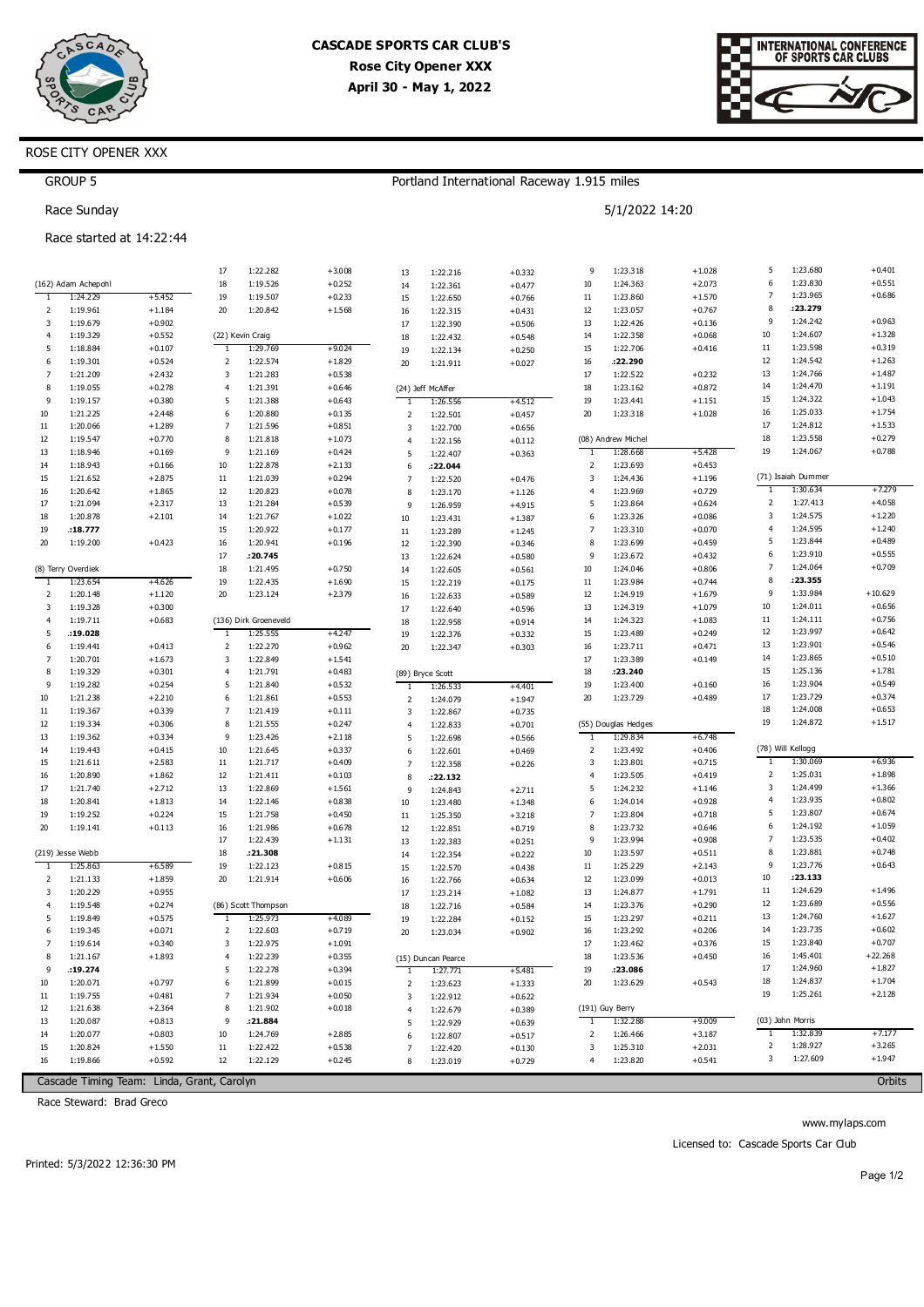# CASCADE SPORTS CAR CLUB'S
## Rose City Opener XXX
### April 30 - May 1, 2022

ROSE CITY OPENER XXX

GROUP 5 — Portland International Raceway 1.915 miles

Race Sunday — 5/1/2022 14:20

Race started at 14:22:44

**(162) Adam Achepohl**

| Lap | Time | Diff |
|---|---|---|
| 1 | 1:24.229 | +5.452 |
| 2 | 1:19.961 | +1.184 |
| 3 | 1:19.679 | +0.902 |
| 4 | 1:19.329 | +0.552 |
| 5 | 1:18.884 | +0.107 |
| 6 | 1:19.301 | +0.524 |
| 7 | 1:21.209 | +2.432 |
| 8 | 1:19.055 | +0.278 |
| 9 | 1:19.157 | +0.380 |
| 10 | 1:21.225 | +2.448 |
| 11 | 1:20.066 | +1.289 |
| 12 | 1:19.547 | +0.770 |
| 13 | 1:18.946 | +0.169 |
| 14 | 1:18.943 | +0.166 |
| 15 | 1:21.652 | +2.875 |
| 16 | 1:20.642 | +1.865 |
| 17 | 1:21.094 | +2.317 |
| 18 | 1:20.878 | +2.101 |
| 19 | **:18.777** | |
| 20 | 1:19.200 | +0.423 |

**(8) Terry Overdiek**

| Lap | Time | Diff |
|---|---|---|
| 1 | 1:23.654 | +4.626 |
| 2 | 1:20.148 | +1.120 |
| 3 | 1:19.328 | +0.300 |
| 4 | 1:19.711 | +0.683 |
| 5 | **:19.028** | |
| 6 | 1:19.441 | +0.413 |
| 7 | 1:20.701 | +1.673 |
| 8 | 1:19.329 | +0.301 |
| 9 | 1:19.282 | +0.254 |
| 10 | 1:21.238 | +2.210 |
| 11 | 1:19.367 | +0.339 |
| 12 | 1:19.334 | +0.306 |
| 13 | 1:19.362 | +0.334 |
| 14 | 1:19.443 | +0.415 |
| 15 | 1:21.611 | +2.583 |
| 16 | 1:20.890 | +1.862 |
| 17 | 1:21.740 | +2.712 |
| 18 | 1:20.841 | +1.813 |
| 19 | 1:19.252 | +0.224 |
| 20 | 1:19.141 | +0.113 |

**(219) Jesse Webb**

| Lap | Time | Diff |
|---|---|---|
| 1 | 1:25.863 | +6.589 |
| 2 | 1:21.133 | +1.859 |
| 3 | 1:20.229 | +0.955 |
| 4 | 1:19.548 | +0.274 |
| 5 | 1:19.849 | +0.575 |
| 6 | 1:19.345 | +0.071 |
| 7 | 1:19.614 | +0.340 |
| 8 | 1:21.167 | +1.893 |
| 9 | **:19.274** | |
| 10 | 1:20.071 | +0.797 |
| 11 | 1:19.755 | +0.481 |
| 12 | 1:21.638 | +2.364 |
| 13 | 1:20.087 | +0.813 |
| 14 | 1:20.077 | +0.803 |
| 15 | 1:20.824 | +1.550 |
| 16 | 1:19.866 | +0.592 |
| 17 | 1:22.282 | +3.008 |
| 18 | 1:19.526 | +0.252 |
| 19 | 1:19.507 | +0.233 |
| 20 | 1:20.842 | +1.568 |

**(22) Kevin Craig**

| Lap | Time | Diff |
|---|---|---|
| 1 | 1:29.769 | +9.024 |
| 2 | 1:22.574 | +1.829 |
| 3 | 1:21.283 | +0.538 |
| 4 | 1:21.391 | +0.646 |
| 5 | 1:21.388 | +0.643 |
| 6 | 1:20.880 | +0.135 |
| 7 | 1:21.596 | +0.851 |
| 8 | 1:21.818 | +1.073 |
| 9 | 1:21.169 | +0.424 |
| 10 | 1:22.878 | +2.133 |
| 11 | 1:21.039 | +0.294 |
| 12 | 1:20.823 | +0.078 |
| 13 | 1:21.284 | +0.539 |
| 14 | 1:21.767 | +1.022 |
| 15 | 1:20.922 | +0.177 |
| 16 | 1:20.941 | +0.196 |
| 17 | **:20.745** | |
| 18 | 1:21.495 | +0.750 |
| 19 | 1:22.435 | +1.690 |
| 20 | 1:23.124 | +2.379 |

**(136) Dirk Groeneveld**

| Lap | Time | Diff |
|---|---|---|
| 1 | 1:25.555 | +4.247 |
| 2 | 1:22.270 | +0.962 |
| 3 | 1:22.849 | +1.541 |
| 4 | 1:21.791 | +0.483 |
| 5 | 1:21.840 | +0.532 |
| 6 | 1:21.861 | +0.553 |
| 7 | 1:21.419 | +0.111 |
| 8 | 1:21.555 | +0.247 |
| 9 | 1:23.426 | +2.118 |
| 10 | 1:21.645 | +0.337 |
| 11 | 1:21.717 | +0.409 |
| 12 | 1:21.411 | +0.103 |
| 13 | 1:22.869 | +1.561 |
| 14 | 1:22.146 | +0.838 |
| 15 | 1:21.758 | +0.450 |
| 16 | 1:21.986 | +0.678 |
| 17 | 1:22.439 | +1.131 |
| 18 | **:21.308** | |
| 19 | 1:22.123 | +0.815 |
| 20 | 1:21.914 | +0.606 |

**(86) Scott Thompson**

| Lap | Time | Diff |
|---|---|---|
| 1 | 1:25.973 | +4.089 |
| 2 | 1:22.603 | +0.719 |
| 3 | 1:22.975 | +1.091 |
| 4 | 1:22.239 | +0.355 |
| 5 | 1:22.278 | +0.394 |
| 6 | 1:21.899 | +0.015 |
| 7 | 1:21.934 | +0.050 |
| 8 | 1:21.902 | +0.018 |
| 9 | **:21.884** | |
| 10 | 1:24.769 | +2.885 |
| 11 | 1:22.422 | +0.538 |
| 12 | 1:22.129 | +0.245 |
| 13 | 1:22.216 | +0.332 |
| 14 | 1:22.361 | +0.477 |
| 15 | 1:22.650 | +0.766 |
| 16 | 1:22.315 | +0.431 |
| 17 | 1:22.390 | +0.506 |
| 18 | 1:22.432 | +0.548 |
| 19 | 1:22.134 | +0.250 |
| 20 | 1:21.911 | +0.027 |

**(24) Jeff McAffer**

| Lap | Time | Diff |
|---|---|---|
| 1 | 1:26.556 | +4.512 |
| 2 | 1:22.501 | +0.457 |
| 3 | 1:22.700 | +0.656 |
| 4 | 1:22.156 | +0.112 |
| 5 | 1:22.407 | +0.363 |
| 6 | **:22.044** | |
| 7 | 1:22.520 | +0.476 |
| 8 | 1:23.170 | +1.126 |
| 9 | 1:26.959 | +4.915 |
| 10 | 1:23.431 | +1.387 |
| 11 | 1:23.289 | +1.245 |
| 12 | 1:22.390 | +0.346 |
| 13 | 1:22.624 | +0.580 |
| 14 | 1:22.605 | +0.561 |
| 15 | 1:22.219 | +0.175 |
| 16 | 1:22.633 | +0.589 |
| 17 | 1:22.640 | +0.596 |
| 18 | 1:22.958 | +0.914 |
| 19 | 1:22.376 | +0.332 |
| 20 | 1:22.347 | +0.303 |

**(89) Bryce Scott**

| Lap | Time | Diff |
|---|---|---|
| 1 | 1:26.533 | +4.401 |
| 2 | 1:24.079 | +1.947 |
| 3 | 1:22.867 | +0.735 |
| 4 | 1:22.833 | +0.701 |
| 5 | 1:22.698 | +0.566 |
| 6 | 1:22.601 | +0.469 |
| 7 | 1:22.358 | +0.226 |
| 8 | **:22.132** | |
| 9 | 1:24.843 | +2.711 |
| 10 | 1:23.480 | +1.348 |
| 11 | 1:25.350 | +3.218 |
| 12 | 1:22.851 | +0.719 |
| 13 | 1:22.383 | +0.251 |
| 14 | 1:22.354 | +0.222 |
| 15 | 1:22.570 | +0.438 |
| 16 | 1:22.766 | +0.634 |
| 17 | 1:23.214 | +1.082 |
| 18 | 1:22.716 | +0.584 |
| 19 | 1:22.284 | +0.152 |
| 20 | 1:23.034 | +0.902 |

**(15) Duncan Pearce**

| Lap | Time | Diff |
|---|---|---|
| 1 | 1:27.771 | +5.481 |
| 2 | 1:23.623 | +1.333 |
| 3 | 1:22.912 | +0.622 |
| 4 | 1:22.679 | +0.389 |
| 5 | 1:22.929 | +0.639 |
| 6 | 1:22.807 | +0.517 |
| 7 | 1:22.420 | +0.130 |
| 8 | 1:23.019 | +0.729 |
| 9 | 1:23.318 | +1.028 |
| 10 | 1:24.363 | +2.073 |
| 11 | 1:23.860 | +1.570 |
| 12 | 1:23.057 | +0.767 |
| 13 | 1:22.426 | +0.136 |
| 14 | 1:22.358 | +0.068 |
| 15 | 1:22.706 | +0.416 |
| 16 | **:22.290** | |
| 17 | 1:22.522 | +0.232 |
| 18 | 1:23.162 | +0.872 |
| 19 | 1:23.441 | +1.151 |
| 20 | 1:23.318 | +1.028 |

**(08) Andrew Michel**

| Lap | Time | Diff |
|---|---|---|
| 1 | 1:28.668 | +5.428 |
| 2 | 1:23.693 | +0.453 |
| 3 | 1:24.436 | +1.196 |
| 4 | 1:23.969 | +0.729 |
| 5 | 1:23.864 | +0.624 |
| 6 | 1:23.326 | +0.086 |
| 7 | 1:23.310 | +0.070 |
| 8 | 1:23.699 | +0.459 |
| 9 | 1:23.672 | +0.432 |
| 10 | 1:24.046 | +0.806 |
| 11 | 1:23.984 | +0.744 |
| 12 | 1:24.919 | +1.679 |
| 13 | 1:24.319 | +1.079 |
| 14 | 1:24.323 | +1.083 |
| 15 | 1:23.489 | +0.249 |
| 16 | 1:23.711 | +0.471 |
| 17 | 1:23.389 | +0.149 |
| 18 | **:23.240** | |
| 19 | 1:23.400 | +0.160 |
| 20 | 1:23.729 | +0.489 |

**(55) Douglas Hedges**

| Lap | Time | Diff |
|---|---|---|
| 1 | 1:29.834 | +6.748 |
| 2 | 1:23.492 | +0.406 |
| 3 | 1:23.801 | +0.715 |
| 4 | 1:23.505 | +0.419 |
| 5 | 1:24.232 | +1.146 |
| 6 | 1:24.014 | +0.928 |
| 7 | 1:23.804 | +0.718 |
| 8 | 1:23.732 | +0.646 |
| 9 | 1:23.994 | +0.908 |
| 10 | 1:23.597 | +0.511 |
| 11 | 1:25.229 | +2.143 |
| 12 | 1:23.099 | +0.013 |
| 13 | 1:24.877 | +1.791 |
| 14 | 1:23.376 | +0.290 |
| 15 | 1:23.297 | +0.211 |
| 16 | 1:23.292 | +0.206 |
| 17 | 1:23.462 | +0.376 |
| 18 | 1:23.536 | +0.450 |
| 19 | **:23.086** | |
| 20 | 1:23.629 | +0.543 |

**(191) Guy Berry**

| Lap | Time | Diff |
|---|---|---|
| 1 | 1:32.288 | +9.009 |
| 2 | 1:26.466 | +3.187 |
| 3 | 1:25.310 | +2.031 |
| 4 | 1:23.820 | +0.541 |
| 5 | 1:23.680 | +0.401 |
| 6 | 1:23.830 | +0.551 |
| 7 | 1:23.965 | +0.686 |
| 8 | **:23.279** | |
| 9 | 1:24.242 | +0.963 |
| 10 | 1:24.607 | +1.328 |
| 11 | 1:23.598 | +0.319 |
| 12 | 1:24.542 | +1.263 |
| 13 | 1:24.766 | +1.487 |
| 14 | 1:24.470 | +1.191 |
| 15 | 1:24.322 | +1.043 |
| 16 | 1:25.033 | +1.754 |
| 17 | 1:24.812 | +1.533 |
| 18 | 1:23.558 | +0.279 |
| 19 | 1:24.067 | +0.788 |

**(71) Isaiah Dummer**

| Lap | Time | Diff |
|---|---|---|
| 1 | 1:30.634 | +7.279 |
| 2 | 1:27.413 | +4.058 |
| 3 | 1:24.575 | +1.220 |
| 4 | 1:24.595 | +1.240 |
| 5 | 1:23.844 | +0.489 |
| 6 | 1:23.910 | +0.555 |
| 7 | 1:24.064 | +0.709 |
| 8 | **:23.355** | |
| 9 | 1:33.984 | +10.629 |
| 10 | 1:24.011 | +0.656 |
| 11 | 1:24.111 | +0.756 |
| 12 | 1:23.997 | +0.642 |
| 13 | 1:23.901 | +0.546 |
| 14 | 1:23.865 | +0.510 |
| 15 | 1:25.136 | +1.781 |
| 16 | 1:23.904 | +0.549 |
| 17 | 1:23.729 | +0.374 |
| 18 | 1:24.008 | +0.653 |
| 19 | 1:24.872 | +1.517 |

**(78) Will Kellogg**

| Lap | Time | Diff |
|---|---|---|
| 1 | 1:30.069 | +6.936 |
| 2 | 1:25.031 | +1.898 |
| 3 | 1:24.499 | +1.366 |
| 4 | 1:23.935 | +0.802 |
| 5 | 1:23.807 | +0.674 |
| 6 | 1:24.192 | +1.059 |
| 7 | 1:23.535 | +0.402 |
| 8 | 1:23.881 | +0.748 |
| 9 | 1:23.776 | +0.643 |
| 10 | **:23.133** | |
| 11 | 1:24.629 | +1.496 |
| 12 | 1:23.689 | +0.556 |
| 13 | 1:24.760 | +1.627 |
| 14 | 1:23.735 | +0.602 |
| 15 | 1:23.840 | +0.707 |
| 16 | 1:45.401 | +22.268 |
| 17 | 1:24.960 | +1.827 |
| 18 | 1:24.837 | +1.704 |
| 19 | 1:25.261 | +2.128 |

**(03) John Morris**

| Lap | Time | Diff |
|---|---|---|
| 1 | 1:32.839 | +7.177 |
| 2 | 1:28.927 | +3.265 |
| 3 | 1:27.609 | +1.947 |

Cascade Timing Team: Linda, Grant, Carolyn — Orbits

Race Steward: Brad Greco

www.mylaps.com

Licensed to: Cascade Sports Car Club

Printed: 5/3/2022 12:36:30 PM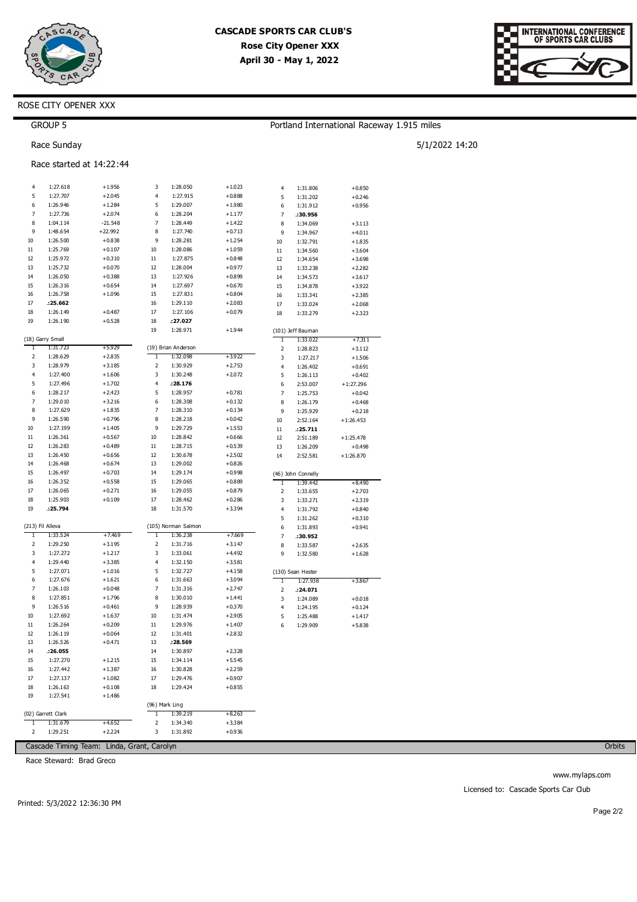# CASCADE SPORTS CAR CLUB'S
**Rose City Opener XXX**
**April 30 - May 1, 2022**

ROSE CITY OPENER XXX

GROUP 5

Portland International Raceway 1.915 miles

Race Sunday

5/1/2022 14:20

Race started at 14:22:44

| Lap | Time | Diff |
|---|---|---|
| 4 | 1:27.618 | +1.956 |
| 5 | 1:27.707 | +2.045 |
| 6 | 1:26.946 | +1.284 |
| 7 | 1:27.736 | +2.074 |
| 8 | 1:04.114 | -21.548 |
| 9 | 1:48.654 | +22.992 |
| 10 | 1:26.500 | +0.838 |
| 11 | 1:25.769 | +0.107 |
| 12 | 1:25.972 | +0.310 |
| 13 | 1:25.732 | +0.070 |
| 14 | 1:26.050 | +0.388 |
| 15 | 1:26.316 | +0.654 |
| 16 | 1:26.758 | +1.096 |
| 17 | **:25.662** | |
| 18 | 1:26.149 | +0.487 |
| 19 | 1:26.190 | +0.528 |

(18) Garry Small

| Lap | Time | Diff |
|---|---|---|
| 1 | 1:31.723 | +5.929 |
| 2 | 1:28.629 | +2.835 |
| 3 | 1:28.979 | +3.185 |
| 4 | 1:27.400 | +1.606 |
| 5 | 1:27.496 | +1.702 |
| 6 | 1:28.217 | +2.423 |
| 7 | 1:29.010 | +3.216 |
| 8 | 1:27.629 | +1.835 |
| 9 | 1:26.590 | +0.796 |
| 10 | 1:27.199 | +1.405 |
| 11 | 1:26.361 | +0.567 |
| 12 | 1:26.283 | +0.489 |
| 13 | 1:26.450 | +0.656 |
| 14 | 1:26.468 | +0.674 |
| 15 | 1:26.497 | +0.703 |
| 16 | 1:26.352 | +0.558 |
| 17 | 1:26.065 | +0.271 |
| 18 | 1:25.903 | +0.109 |
| 19 | **:25.794** | |

(213) Fil Alleva

| Lap | Time | Diff |
|---|---|---|
| 1 | 1:33.524 | +7.469 |
| 2 | 1:29.250 | +3.195 |
| 3 | 1:27.272 | +1.217 |
| 4 | 1:29.440 | +3.385 |
| 5 | 1:27.071 | +1.016 |
| 6 | 1:27.676 | +1.621 |
| 7 | 1:26.103 | +0.048 |
| 8 | 1:27.851 | +1.796 |
| 9 | 1:26.516 | +0.461 |
| 10 | 1:27.692 | +1.637 |
| 11 | 1:26.264 | +0.209 |
| 12 | 1:26.119 | +0.064 |
| 13 | 1:26.526 | +0.471 |
| 14 | **:26.055** | |
| 15 | 1:27.270 | +1.215 |
| 16 | 1:27.442 | +1.387 |
| 17 | 1:27.137 | +1.082 |
| 18 | 1:26.163 | +0.108 |
| 19 | 1:27.541 | +1.486 |

(02) Garrett Clark

| Lap | Time | Diff |
|---|---|---|
| 1 | 1:31.679 | +4.652 |
| 2 | 1:29.251 | +2.224 |
| 3 | 1:28.050 | +1.023 |
| 4 | 1:27.915 | +0.888 |
| 5 | 1:29.007 | +1.980 |
| 6 | 1:28.204 | +1.177 |
| 7 | 1:28.449 | +1.422 |
| 8 | 1:27.740 | +0.713 |
| 9 | 1:28.281 | +1.254 |
| 10 | 1:28.086 | +1.059 |
| 11 | 1:27.875 | +0.848 |
| 12 | 1:28.004 | +0.977 |
| 13 | 1:27.926 | +0.899 |
| 14 | 1:27.697 | +0.670 |
| 15 | 1:27.831 | +0.804 |
| 16 | 1:29.110 | +2.083 |
| 17 | 1:27.106 | +0.079 |
| 18 | **:27.027** | |
| 19 | 1:28.971 | +1.944 |

(19) Brian Anderson

| Lap | Time | Diff |
|---|---|---|
| 1 | 1:32.098 | +3.922 |
| 2 | 1:30.929 | +2.753 |
| 3 | 1:30.248 | +2.072 |
| 4 | **:28.176** | |
| 5 | 1:28.957 | +0.781 |
| 6 | 1:28.308 | +0.132 |
| 7 | 1:28.310 | +0.134 |
| 8 | 1:28.218 | +0.042 |
| 9 | 1:29.729 | +1.553 |
| 10 | 1:28.842 | +0.666 |
| 11 | 1:28.715 | +0.539 |
| 12 | 1:30.678 | +2.502 |
| 13 | 1:29.002 | +0.826 |
| 14 | 1:29.174 | +0.998 |
| 15 | 1:29.065 | +0.889 |
| 16 | 1:29.055 | +0.879 |
| 17 | 1:28.462 | +0.286 |
| 18 | 1:31.570 | +3.394 |

(105) Norman Salmon

| Lap | Time | Diff |
|---|---|---|
| 1 | 1:36.238 | +7.669 |
| 2 | 1:31.716 | +3.147 |
| 3 | 1:33.061 | +4.492 |
| 4 | 1:32.150 | +3.581 |
| 5 | 1:32.727 | +4.158 |
| 6 | 1:31.663 | +3.094 |
| 7 | 1:31.316 | +2.747 |
| 8 | 1:30.010 | +1.441 |
| 9 | 1:28.939 | +0.370 |
| 10 | 1:31.474 | +2.905 |
| 11 | 1:29.976 | +1.407 |
| 12 | 1:31.401 | +2.832 |
| 13 | **:28.569** | |
| 14 | 1:30.897 | +2.328 |
| 15 | 1:34.114 | +5.545 |
| 16 | 1:30.828 | +2.259 |
| 17 | 1:29.476 | +0.907 |
| 18 | 1:29.424 | +0.855 |

(96) Mark Ling

| Lap | Time | Diff |
|---|---|---|
| 1 | 1:39.219 | +8.263 |
| 2 | 1:34.340 | +3.384 |
| 3 | 1:31.892 | +0.936 |
| 4 | 1:31.806 | +0.850 |
| 5 | 1:31.202 | +0.246 |
| 6 | 1:31.912 | +0.956 |
| 7 | **:30.956** | |
| 8 | 1:34.069 | +3.113 |
| 9 | 1:34.967 | +4.011 |
| 10 | 1:32.791 | +1.835 |
| 11 | 1:34.560 | +3.604 |
| 12 | 1:34.654 | +3.698 |
| 13 | 1:33.238 | +2.282 |
| 14 | 1:34.573 | +3.617 |
| 15 | 1:34.878 | +3.922 |
| 16 | 1:33.341 | +2.385 |
| 17 | 1:33.024 | +2.068 |
| 18 | 1:33.279 | +2.323 |

(101) Jeff Bauman

| Lap | Time | Diff |
|---|---|---|
| 1 | 1:33.022 | +7.311 |
| 2 | 1:28.823 | +3.112 |
| 3 | 1:27.217 | +1.506 |
| 4 | 1:26.402 | +0.691 |
| 5 | 1:26.113 | +0.402 |
| 6 | 2:53.007 | +1:27.296 |
| 7 | 1:25.753 | +0.042 |
| 8 | 1:26.179 | +0.468 |
| 9 | 1:25.929 | +0.218 |
| 10 | 2:52.164 | +1:26.453 |
| 11 | **:25.711** | |
| 12 | 2:51.189 | +1:25.478 |
| 13 | 1:26.209 | +0.498 |
| 14 | 2:52.581 | +1:26.870 |

(46) John Connelly

| Lap | Time | Diff |
|---|---|---|
| 1 | 1:39.442 | +8.490 |
| 2 | 1:33.655 | +2.703 |
| 3 | 1:33.271 | +2.319 |
| 4 | 1:31.792 | +0.840 |
| 5 | 1:31.262 | +0.310 |
| 6 | 1:31.893 | +0.941 |
| 7 | **:30.952** | |
| 8 | 1:33.587 | +2.635 |
| 9 | 1:32.580 | +1.628 |

(130) Sean Hester

| Lap | Time | Diff |
|---|---|---|
| 1 | 1:27.938 | +3.867 |
| 2 | **:24.071** | |
| 3 | 1:24.089 | +0.018 |
| 4 | 1:24.195 | +0.124 |
| 5 | 1:25.488 | +1.417 |
| 6 | 1:29.909 | +5.838 |

Cascade Timing Team: Linda, Grant, Carolyn

Orbits

Race Steward: Brad Greco

www.mylaps.com

Licensed to: Cascade Sports Car Club

Printed: 5/3/2022 12:36:30 PM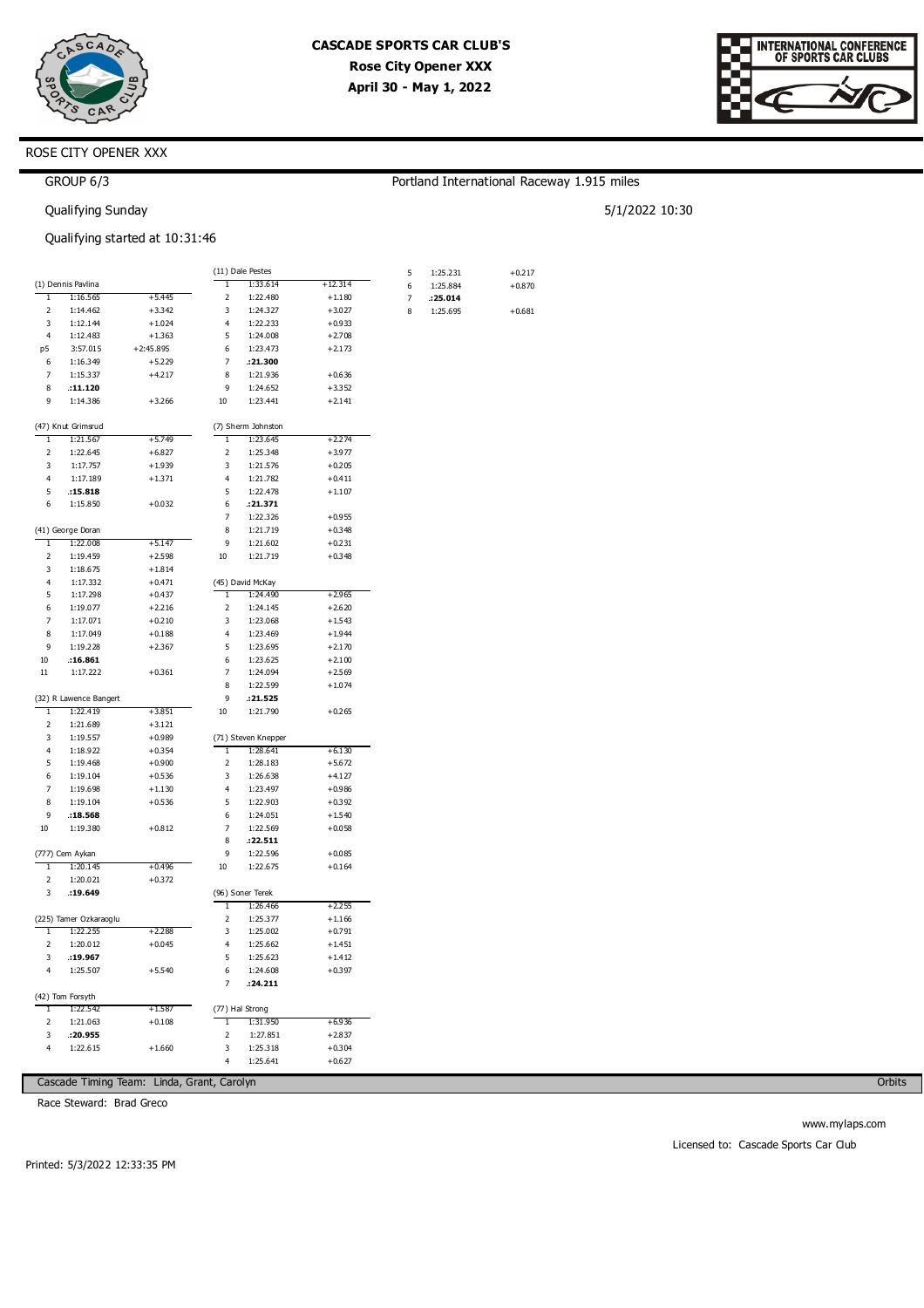# CASCADE SPORTS CAR CLUB'S

**Rose City Opener XXX**

**April 30 - May 1, 2022**

ROSE CITY OPENER XXX

GROUP 6/3

Portland International Raceway 1.915 miles

Qualifying Sunday

5/1/2022 10:30

Qualifying started at 10:31:46

### (1) Dennis Pavlina

| Lap | Time | Diff |
|---|---|---|
| 1 | 1:16.565 | +5.445 |
| 2 | 1:14.462 | +3.342 |
| 3 | 1:12.144 | +1.024 |
| 4 | 1:12.483 | +1.363 |
| p5 | 3:57.015 | +2:45.895 |
| 6 | 1:16.349 | +5.229 |
| 7 | 1:15.337 | +4.217 |
| 8 | **:11.120** | |
| 9 | 1:14.386 | +3.266 |

### (47) Knut Grimsrud

| Lap | Time | Diff |
|---|---|---|
| 1 | 1:21.567 | +5.749 |
| 2 | 1:22.645 | +6.827 |
| 3 | 1:17.757 | +1.939 |
| 4 | 1:17.189 | +1.371 |
| 5 | **:15.818** | |
| 6 | 1:15.850 | +0.032 |

### (41) George Doran

| Lap | Time | Diff |
|---|---|---|
| 1 | 1:22.008 | +5.147 |
| 2 | 1:19.459 | +2.598 |
| 3 | 1:18.675 | +1.814 |
| 4 | 1:17.332 | +0.471 |
| 5 | 1:17.298 | +0.437 |
| 6 | 1:19.077 | +2.216 |
| 7 | 1:17.071 | +0.210 |
| 8 | 1:17.049 | +0.188 |
| 9 | 1:19.228 | +2.367 |
| 10 | **:16.861** | |
| 11 | 1:17.222 | +0.361 |

### (32) R Lawence Bangert

| Lap | Time | Diff |
|---|---|---|
| 1 | 1:22.419 | +3.851 |
| 2 | 1:21.689 | +3.121 |
| 3 | 1:19.557 | +0.989 |
| 4 | 1:18.922 | +0.354 |
| 5 | 1:19.468 | +0.900 |
| 6 | 1:19.104 | +0.536 |
| 7 | 1:19.698 | +1.130 |
| 8 | 1:19.104 | +0.536 |
| 9 | **:18.568** | |
| 10 | 1:19.380 | +0.812 |

### (777) Cem Aykan

| Lap | Time | Diff |
|---|---|---|
| 1 | 1:20.145 | +0.496 |
| 2 | 1:20.021 | +0.372 |
| 3 | **:19.649** | |

### (225) Tamer Ozkaraoglu

| Lap | Time | Diff |
|---|---|---|
| 1 | 1:22.255 | +2.288 |
| 2 | 1:20.012 | +0.045 |
| 3 | **:19.967** | |
| 4 | 1:25.507 | +5.540 |

### (42) Tom Forsyth

| Lap | Time | Diff |
|---|---|---|
| 1 | 1:22.542 | +1.587 |
| 2 | 1:21.063 | +0.108 |
| 3 | **:20.955** | |
| 4 | 1:22.615 | +1.660 |

### (11) Dale Pestes

| Lap | Time | Diff |
|---|---|---|
| 1 | 1:33.614 | +12.314 |
| 2 | 1:22.480 | +1.180 |
| 3 | 1:24.327 | +3.027 |
| 4 | 1:22.233 | +0.933 |
| 5 | 1:24.008 | +2.708 |
| 6 | 1:23.473 | +2.173 |
| 7 | **:21.300** | |
| 8 | 1:21.936 | +0.636 |
| 9 | 1:24.652 | +3.352 |
| 10 | 1:23.441 | +2.141 |

### (7) Sherm Johnston

| Lap | Time | Diff |
|---|---|---|
| 1 | 1:23.645 | +2.274 |
| 2 | 1:25.348 | +3.977 |
| 3 | 1:21.576 | +0.205 |
| 4 | 1:21.782 | +0.411 |
| 5 | 1:22.478 | +1.107 |
| 6 | **:21.371** | |
| 7 | 1:22.326 | +0.955 |
| 8 | 1:21.719 | +0.348 |
| 9 | 1:21.602 | +0.231 |
| 10 | 1:21.719 | +0.348 |

### (45) David McKay

| Lap | Time | Diff |
|---|---|---|
| 1 | 1:24.490 | +2.965 |
| 2 | 1:24.145 | +2.620 |
| 3 | 1:23.068 | +1.543 |
| 4 | 1:23.469 | +1.944 |
| 5 | 1:23.695 | +2.170 |
| 6 | 1:23.625 | +2.100 |
| 7 | 1:24.094 | +2.569 |
| 8 | 1:22.599 | +1.074 |
| 9 | **:21.525** | |
| 10 | 1:21.790 | +0.265 |

### (71) Steven Knepper

| Lap | Time | Diff |
|---|---|---|
| 1 | 1:28.641 | +6.130 |
| 2 | 1:28.183 | +5.672 |
| 3 | 1:26.638 | +4.127 |
| 4 | 1:23.497 | +0.986 |
| 5 | 1:22.903 | +0.392 |
| 6 | 1:24.051 | +1.540 |
| 7 | 1:22.569 | +0.058 |
| 8 | **:22.511** | |
| 9 | 1:22.596 | +0.085 |
| 10 | 1:22.675 | +0.164 |

### (96) Soner Terek

| Lap | Time | Diff |
|---|---|---|
| 1 | 1:26.466 | +2.255 |
| 2 | 1:25.377 | +1.166 |
| 3 | 1:25.002 | +0.791 |
| 4 | 1:25.662 | +1.451 |
| 5 | 1:25.623 | +1.412 |
| 6 | 1:24.608 | +0.397 |
| 7 | **:24.211** | |

### (77) Hal Strong

| Lap | Time | Diff |
|---|---|---|
| 1 | 1:31.950 | +6.936 |
| 2 | 1:27.851 | +2.837 |
| 3 | 1:25.318 | +0.304 |
| 4 | 1:25.641 | +0.627 |
| 5 | 1:25.231 | +0.217 |
| 6 | 1:25.884 | +0.870 |
| 7 | **:25.014** | |
| 8 | 1:25.695 | +0.681 |

Cascade Timing Team: Linda, Grant, Carolyn

Orbits

Race Steward: Brad Greco

www.mylaps.com

Licensed to: Cascade Sports Car Club

Printed: 5/3/2022 12:33:35 PM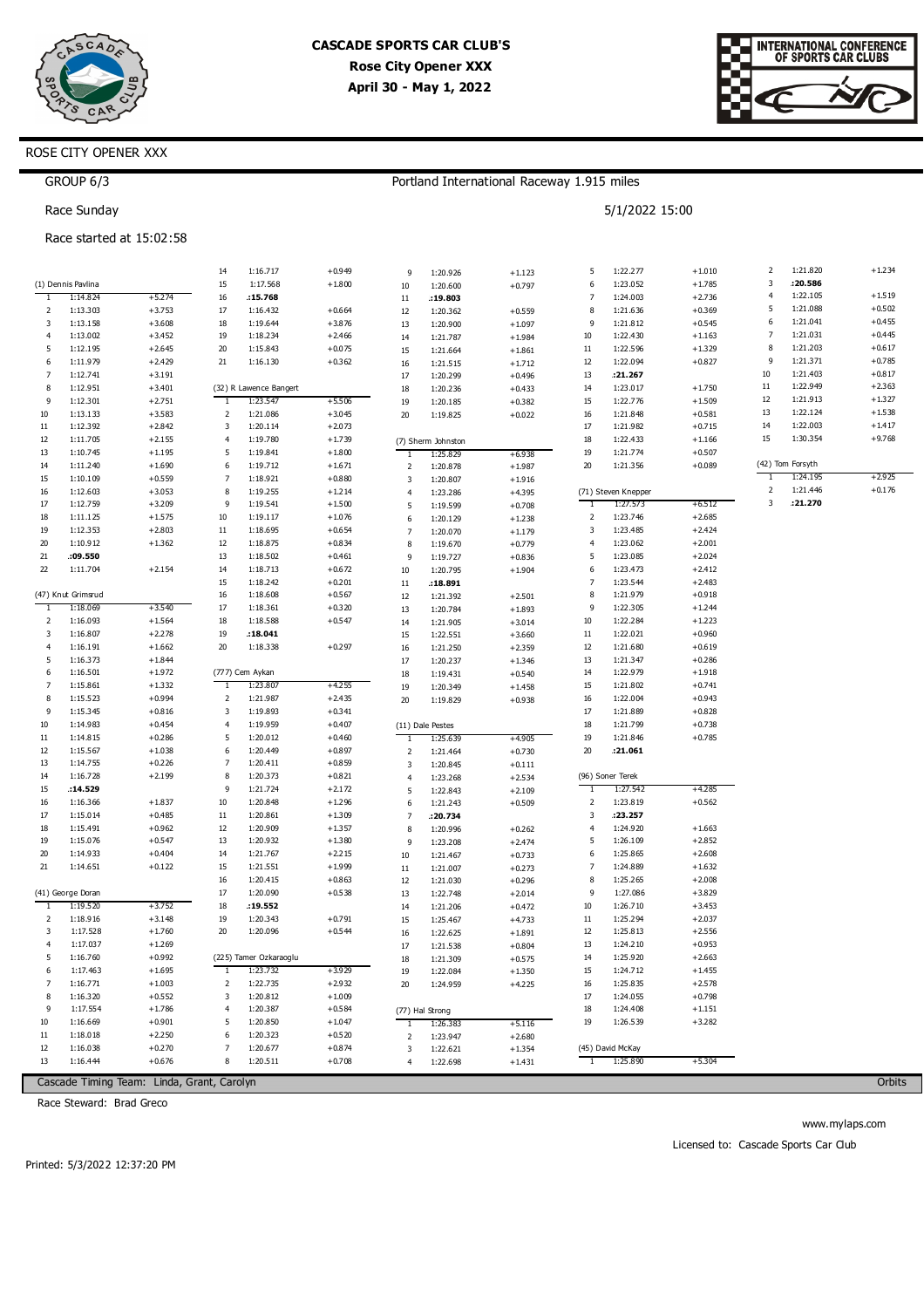**CASCADE SPORTS CAR CLUB'S**
**Rose City Opener XXX**
**April 30 - May 1, 2022**

ROSE CITY OPENER XXX

GROUP 6/3

Portland International Raceway 1.915 miles

Race Sunday

5/1/2022 15:00

Race started at 15:02:58

(1) Dennis Pavlina

| Lap | Time | Diff |
|---|---|---|
| 1 | 1:14.824 | +5.274 |
| 2 | 1:13.303 | +3.753 |
| 3 | 1:13.158 | +3.608 |
| 4 | 1:13.002 | +3.452 |
| 5 | 1:12.195 | +2.645 |
| 6 | 1:11.979 | +2.429 |
| 7 | 1:12.741 | +3.191 |
| 8 | 1:12.951 | +3.401 |
| 9 | 1:12.301 | +2.751 |
| 10 | 1:13.133 | +3.583 |
| 11 | 1:12.392 | +2.842 |
| 12 | 1:11.705 | +2.155 |
| 13 | 1:10.745 | +1.195 |
| 14 | 1:11.240 | +1.690 |
| 15 | 1:10.109 | +0.559 |
| 16 | 1:12.603 | +3.053 |
| 17 | 1:12.759 | +3.209 |
| 18 | 1:11.125 | +1.575 |
| 19 | 1:12.353 | +2.803 |
| 20 | 1:10.912 | +1.362 |
| 21 | **:09.550** | |
| 22 | 1:11.704 | +2.154 |

(47) Knut Grimsrud

| Lap | Time | Diff |
|---|---|---|
| 1 | 1:18.069 | +3.540 |
| 2 | 1:16.093 | +1.564 |
| 3 | 1:16.807 | +2.278 |
| 4 | 1:16.191 | +1.662 |
| 5 | 1:16.373 | +1.844 |
| 6 | 1:16.501 | +1.972 |
| 7 | 1:15.861 | +1.332 |
| 8 | 1:15.523 | +0.994 |
| 9 | 1:15.345 | +0.816 |
| 10 | 1:14.983 | +0.454 |
| 11 | 1:14.815 | +0.286 |
| 12 | 1:15.567 | +1.038 |
| 13 | 1:14.755 | +0.226 |
| 14 | 1:16.728 | +2.199 |
| 15 | **:14.529** | |
| 16 | 1:16.366 | +1.837 |
| 17 | 1:15.014 | +0.485 |
| 18 | 1:15.491 | +0.962 |
| 19 | 1:15.076 | +0.547 |
| 20 | 1:14.933 | +0.404 |
| 21 | 1:14.651 | +0.122 |

(41) George Doran

| Lap | Time | Diff |
|---|---|---|
| 1 | 1:19.520 | +3.752 |
| 2 | 1:18.916 | +3.148 |
| 3 | 1:17.528 | +1.760 |
| 4 | 1:17.037 | +1.269 |
| 5 | 1:16.760 | +0.992 |
| 6 | 1:17.463 | +1.695 |
| 7 | 1:16.771 | +1.003 |
| 8 | 1:16.320 | +0.552 |
| 9 | 1:17.554 | +1.786 |
| 10 | 1:16.669 | +0.901 |
| 11 | 1:18.018 | +2.250 |
| 12 | 1:16.038 | +0.270 |
| 13 | 1:16.444 | +0.676 |
| 14 | 1:16.717 | +0.949 |
| 15 | 1:17.568 | +1.800 |
| 16 | **:15.768** | |
| 17 | 1:16.432 | +0.664 |
| 18 | 1:19.644 | +3.876 |
| 19 | 1:18.234 | +2.466 |
| 20 | 1:15.843 | +0.075 |
| 21 | 1:16.130 | +0.362 |

(32) R Lawence Bangert

| Lap | Time | Diff |
|---|---|---|
| 1 | 1:23.547 | +5.506 |
| 2 | 1:21.086 | +3.045 |
| 3 | 1:20.114 | +2.073 |
| 4 | 1:19.780 | +1.739 |
| 5 | 1:19.841 | +1.800 |
| 6 | 1:19.712 | +1.671 |
| 7 | 1:18.921 | +0.880 |
| 8 | 1:19.255 | +1.214 |
| 9 | 1:19.541 | +1.500 |
| 10 | 1:19.117 | +1.076 |
| 11 | 1:18.695 | +0.654 |
| 12 | 1:18.875 | +0.834 |
| 13 | 1:18.502 | +0.461 |
| 14 | 1:18.713 | +0.672 |
| 15 | 1:18.242 | +0.201 |
| 16 | 1:18.608 | +0.567 |
| 17 | 1:18.361 | +0.320 |
| 18 | 1:18.588 | +0.547 |
| 19 | **:18.041** | |
| 20 | 1:18.338 | +0.297 |

(777) Cem Aykan

| Lap | Time | Diff |
|---|---|---|
| 1 | 1:23.807 | +4.255 |
| 2 | 1:21.987 | +2.435 |
| 3 | 1:19.893 | +0.341 |
| 4 | 1:19.959 | +0.407 |
| 5 | 1:20.012 | +0.460 |
| 6 | 1:20.449 | +0.897 |
| 7 | 1:20.411 | +0.859 |
| 8 | 1:20.373 | +0.821 |
| 9 | 1:21.724 | +2.172 |
| 10 | 1:20.848 | +1.296 |
| 11 | 1:20.861 | +1.309 |
| 12 | 1:20.909 | +1.357 |
| 13 | 1:20.932 | +1.380 |
| 14 | 1:21.767 | +2.215 |
| 15 | 1:21.551 | +1.999 |
| 16 | 1:20.415 | +0.863 |
| 17 | 1:20.090 | +0.538 |
| 18 | **:19.552** | |
| 19 | 1:20.343 | +0.791 |
| 20 | 1:20.096 | +0.544 |

(225) Tamer Ozkaraoglu

| Lap | Time | Diff |
|---|---|---|
| 1 | 1:23.732 | +3.929 |
| 2 | 1:22.735 | +2.932 |
| 3 | 1:20.812 | +1.009 |
| 4 | 1:20.387 | +0.584 |
| 5 | 1:20.850 | +1.047 |
| 6 | 1:20.323 | +0.520 |
| 7 | 1:20.677 | +0.874 |
| 8 | 1:20.511 | +0.708 |
| 9 | 1:20.926 | +1.123 |
| 10 | 1:20.600 | +0.797 |
| 11 | **:19.803** | |
| 12 | 1:20.362 | +0.559 |
| 13 | 1:20.900 | +1.097 |
| 14 | 1:21.787 | +1.984 |
| 15 | 1:21.664 | +1.861 |
| 16 | 1:21.515 | +1.712 |
| 17 | 1:20.299 | +0.496 |
| 18 | 1:20.236 | +0.433 |
| 19 | 1:20.185 | +0.382 |
| 20 | 1:19.825 | +0.022 |

(7) Sherm Johnston

| Lap | Time | Diff |
|---|---|---|
| 1 | 1:25.829 | +6.938 |
| 2 | 1:20.878 | +1.987 |
| 3 | 1:20.807 | +1.916 |
| 4 | 1:23.286 | +4.395 |
| 5 | 1:19.599 | +0.708 |
| 6 | 1:20.129 | +1.238 |
| 7 | 1:20.070 | +1.179 |
| 8 | 1:19.670 | +0.779 |
| 9 | 1:19.727 | +0.836 |
| 10 | 1:20.795 | +1.904 |
| 11 | **:18.891** | |
| 12 | 1:21.392 | +2.501 |
| 13 | 1:20.784 | +1.893 |
| 14 | 1:21.905 | +3.014 |
| 15 | 1:22.551 | +3.660 |
| 16 | 1:21.250 | +2.359 |
| 17 | 1:20.237 | +1.346 |
| 18 | 1:19.431 | +0.540 |
| 19 | 1:20.349 | +1.458 |
| 20 | 1:19.829 | +0.938 |

(11) Dale Pestes

| Lap | Time | Diff |
|---|---|---|
| 1 | 1:25.639 | +4.905 |
| 2 | 1:21.464 | +0.730 |
| 3 | 1:20.845 | +0.111 |
| 4 | 1:23.268 | +2.534 |
| 5 | 1:22.843 | +2.109 |
| 6 | 1:21.243 | +0.509 |
| 7 | **:20.734** | |
| 8 | 1:20.996 | +0.262 |
| 9 | 1:23.208 | +2.474 |
| 10 | 1:21.467 | +0.733 |
| 11 | 1:21.007 | +0.273 |
| 12 | 1:21.030 | +0.296 |
| 13 | 1:22.748 | +2.014 |
| 14 | 1:21.206 | +0.472 |
| 15 | 1:25.467 | +4.733 |
| 16 | 1:22.625 | +1.891 |
| 17 | 1:21.538 | +0.804 |
| 18 | 1:21.309 | +0.575 |
| 19 | 1:22.084 | +1.350 |
| 20 | 1:24.959 | +4.225 |

(77) Hal Strong

| Lap | Time | Diff |
|---|---|---|
| 1 | 1:26.383 | +5.116 |
| 2 | 1:23.947 | +2.680 |
| 3 | 1:22.621 | +1.354 |
| 4 | 1:22.698 | +1.431 |
| 5 | 1:22.277 | +1.010 |
| 6 | 1:23.052 | +1.785 |
| 7 | 1:24.003 | +2.736 |
| 8 | 1:21.636 | +0.369 |
| 9 | 1:21.812 | +0.545 |
| 10 | 1:22.430 | +1.163 |
| 11 | 1:22.596 | +1.329 |
| 12 | 1:22.094 | +0.827 |
| 13 | **:21.267** | |
| 14 | 1:23.017 | +1.750 |
| 15 | 1:22.776 | +1.509 |
| 16 | 1:21.848 | +0.581 |
| 17 | 1:21.982 | +0.715 |
| 18 | 1:22.433 | +1.166 |
| 19 | 1:21.774 | +0.507 |
| 20 | 1:21.356 | +0.089 |

(71) Steven Knepper

| Lap | Time | Diff |
|---|---|---|
| 1 | 1:27.573 | +6.512 |
| 2 | 1:23.746 | +2.685 |
| 3 | 1:23.485 | +2.424 |
| 4 | 1:23.062 | +2.001 |
| 5 | 1:23.085 | +2.024 |
| 6 | 1:23.473 | +2.412 |
| 7 | 1:23.544 | +2.483 |
| 8 | 1:21.979 | +0.918 |
| 9 | 1:22.305 | +1.244 |
| 10 | 1:22.284 | +1.223 |
| 11 | 1:22.021 | +0.960 |
| 12 | 1:21.680 | +0.619 |
| 13 | 1:21.347 | +0.286 |
| 14 | 1:22.979 | +1.918 |
| 15 | 1:21.802 | +0.741 |
| 16 | 1:22.004 | +0.943 |
| 17 | 1:21.889 | +0.828 |
| 18 | 1:21.799 | +0.738 |
| 19 | 1:21.846 | +0.785 |
| 20 | **:21.061** | |

(96) Soner Terek

| Lap | Time | Diff |
|---|---|---|
| 1 | 1:27.542 | +4.285 |
| 2 | 1:23.819 | +0.562 |
| 3 | **:23.257** | |
| 4 | 1:24.920 | +1.663 |
| 5 | 1:26.109 | +2.852 |
| 6 | 1:25.865 | +2.608 |
| 7 | 1:24.889 | +1.632 |
| 8 | 1:25.265 | +2.008 |
| 9 | 1:27.086 | +3.829 |
| 10 | 1:26.710 | +3.453 |
| 11 | 1:25.294 | +2.037 |
| 12 | 1:25.813 | +2.556 |
| 13 | 1:24.210 | +0.953 |
| 14 | 1:25.920 | +2.663 |
| 15 | 1:24.712 | +1.455 |
| 16 | 1:25.835 | +2.578 |
| 17 | 1:24.055 | +0.798 |
| 18 | 1:24.408 | +1.151 |
| 19 | 1:26.539 | +3.282 |

(45) David McKay

| Lap | Time | Diff |
|---|---|---|
| 1 | 1:25.890 | +5.304 |
| 2 | 1:21.820 | +1.234 |
| 3 | **:20.586** | |
| 4 | 1:22.105 | +1.519 |
| 5 | 1:21.088 | +0.502 |
| 6 | 1:21.041 | +0.455 |
| 7 | 1:21.031 | +0.445 |
| 8 | 1:21.203 | +0.617 |
| 9 | 1:21.371 | +0.785 |
| 10 | 1:21.403 | +0.817 |
| 11 | 1:22.949 | +2.363 |
| 12 | 1:21.913 | +1.327 |
| 13 | 1:22.124 | +1.538 |
| 14 | 1:22.003 | +1.417 |
| 15 | 1:30.354 | +9.768 |

(42) Tom Forsyth

| Lap | Time | Diff |
|---|---|---|
| 1 | 1:24.195 | +2.925 |
| 2 | 1:21.446 | +0.176 |
| 3 | **:21.270** | |

Cascade Timing Team: Linda, Grant, Carolyn — Orbits

Race Steward: Brad Greco

www.mylaps.com

Licensed to: Cascade Sports Car Club

Printed: 5/3/2022 12:37:20 PM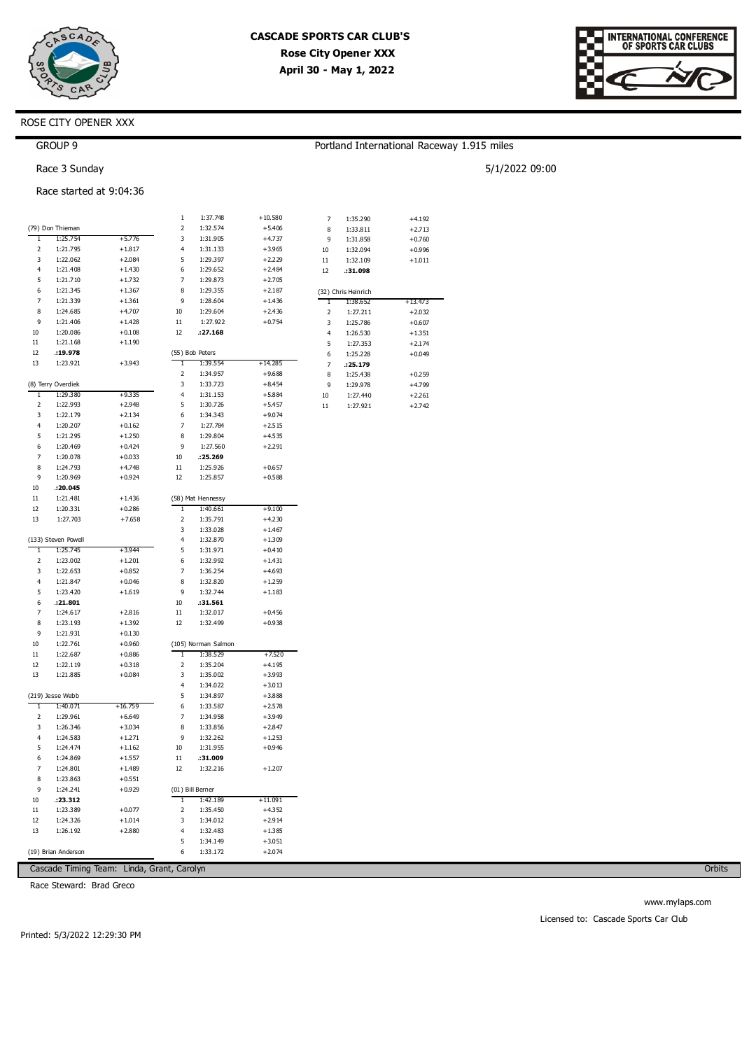# CASCADE SPORTS CAR CLUB'S
## Rose City Opener XXX
### April 30 - May 1, 2022

ROSE CITY OPENER XXX

GROUP 9

Portland International Raceway 1.915 miles

Race 3 Sunday

5/1/2022 09:00

Race started at 9:04:36

(79) Don Thieman

| Lap | Time | Diff |
|---|---|---|
| 1 | 1:25.754 | +5.776 |
| 2 | 1:21.795 | +1.817 |
| 3 | 1:22.062 | +2.084 |
| 4 | 1:21.408 | +1.430 |
| 5 | 1:21.710 | +1.732 |
| 6 | 1:21.345 | +1.367 |
| 7 | 1:21.339 | +1.361 |
| 8 | 1:24.685 | +4.707 |
| 9 | 1:21.406 | +1.428 |
| 10 | 1:20.086 | +0.108 |
| 11 | 1:21.168 | +1.190 |
| 12 | **:19.978** | |
| 13 | 1:23.921 | +3.943 |

(8) Terry Overdiek

| Lap | Time | Diff |
|---|---|---|
| 1 | 1:29.380 | +9.335 |
| 2 | 1:22.993 | +2.948 |
| 3 | 1:22.179 | +2.134 |
| 4 | 1:20.207 | +0.162 |
| 5 | 1:21.295 | +1.250 |
| 6 | 1:20.469 | +0.424 |
| 7 | 1:20.078 | +0.033 |
| 8 | 1:24.793 | +4.748 |
| 9 | 1:20.969 | +0.924 |
| 10 | **:20.045** | |
| 11 | 1:21.481 | +1.436 |
| 12 | 1:20.331 | +0.286 |
| 13 | 1:27.703 | +7.658 |

(133) Steven Powell

| Lap | Time | Diff |
|---|---|---|
| 1 | 1:25.745 | +3.944 |
| 2 | 1:23.002 | +1.201 |
| 3 | 1:22.653 | +0.852 |
| 4 | 1:21.847 | +0.046 |
| 5 | 1:23.420 | +1.619 |
| 6 | **:21.801** | |
| 7 | 1:24.617 | +2.816 |
| 8 | 1:23.193 | +1.392 |
| 9 | 1:21.931 | +0.130 |
| 10 | 1:22.761 | +0.960 |
| 11 | 1:22.687 | +0.886 |
| 12 | 1:22.119 | +0.318 |
| 13 | 1:21.885 | +0.084 |

(219) Jesse Webb

| Lap | Time | Diff |
|---|---|---|
| 1 | 1:40.071 | +16.759 |
| 2 | 1:29.961 | +6.649 |
| 3 | 1:26.346 | +3.034 |
| 4 | 1:24.583 | +1.271 |
| 5 | 1:24.474 | +1.162 |
| 6 | 1:24.869 | +1.557 |
| 7 | 1:24.801 | +1.489 |
| 8 | 1:23.863 | +0.551 |
| 9 | 1:24.241 | +0.929 |
| 10 | **:23.312** | |
| 11 | 1:23.389 | +0.077 |
| 12 | 1:24.326 | +1.014 |
| 13 | 1:26.192 | +2.880 |

(19) Brian Anderson

| Lap | Time | Diff |
|---|---|---|
| 1 | 1:37.748 | +10.580 |
| 2 | 1:32.574 | +5.406 |
| 3 | 1:31.905 | +4.737 |
| 4 | 1:31.133 | +3.965 |
| 5 | 1:29.397 | +2.229 |
| 6 | 1:29.652 | +2.484 |
| 7 | 1:29.873 | +2.705 |
| 8 | 1:29.355 | +2.187 |
| 9 | 1:28.604 | +1.436 |
| 10 | 1:29.604 | +2.436 |
| 11 | 1:27.922 | +0.754 |
| 12 | **:27.168** | |

(55) Bob Peters

| Lap | Time | Diff |
|---|---|---|
| 1 | 1:39.554 | +14.285 |
| 2 | 1:34.957 | +9.688 |
| 3 | 1:33.723 | +8.454 |
| 4 | 1:31.153 | +5.884 |
| 5 | 1:30.726 | +5.457 |
| 6 | 1:34.343 | +9.074 |
| 7 | 1:27.784 | +2.515 |
| 8 | 1:29.804 | +4.535 |
| 9 | 1:27.560 | +2.291 |
| 10 | **:25.269** | |
| 11 | 1:25.926 | +0.657 |
| 12 | 1:25.857 | +0.588 |

(58) Mat Hennessy

| Lap | Time | Diff |
|---|---|---|
| 1 | 1:40.661 | +9.100 |
| 2 | 1:35.791 | +4.230 |
| 3 | 1:33.028 | +1.467 |
| 4 | 1:32.870 | +1.309 |
| 5 | 1:31.971 | +0.410 |
| 6 | 1:32.992 | +1.431 |
| 7 | 1:36.254 | +4.693 |
| 8 | 1:32.820 | +1.259 |
| 9 | 1:32.744 | +1.183 |
| 10 | **:31.561** | |
| 11 | 1:32.017 | +0.456 |
| 12 | 1:32.499 | +0.938 |

(105) Norman Salmon

| Lap | Time | Diff |
|---|---|---|
| 1 | 1:38.529 | +7.520 |
| 2 | 1:35.204 | +4.195 |
| 3 | 1:35.002 | +3.993 |
| 4 | 1:34.022 | +3.013 |
| 5 | 1:34.897 | +3.888 |
| 6 | 1:33.587 | +2.578 |
| 7 | 1:34.958 | +3.949 |
| 8 | 1:33.856 | +2.847 |
| 9 | 1:32.262 | +1.253 |
| 10 | 1:31.955 | +0.946 |
| 11 | **:31.009** | |
| 12 | 1:32.216 | +1.207 |

(01) Bill Berner

| Lap | Time | Diff |
|---|---|---|
| 1 | 1:42.189 | +11.091 |
| 2 | 1:35.450 | +4.352 |
| 3 | 1:34.012 | +2.914 |
| 4 | 1:32.483 | +1.385 |
| 5 | 1:34.149 | +3.051 |
| 6 | 1:33.172 | +2.074 |
| 7 | 1:35.290 | +4.192 |
| 8 | 1:33.811 | +2.713 |
| 9 | 1:31.858 | +0.760 |
| 10 | 1:32.094 | +0.996 |
| 11 | 1:32.109 | +1.011 |
| 12 | **:31.098** | |

(32) Chris Heinrich

| Lap | Time | Diff |
|---|---|---|
| 1 | 1:38.652 | +13.473 |
| 2 | 1:27.211 | +2.032 |
| 3 | 1:25.786 | +0.607 |
| 4 | 1:26.530 | +1.351 |
| 5 | 1:27.353 | +2.174 |
| 6 | 1:25.228 | +0.049 |
| 7 | **:25.179** | |
| 8 | 1:25.438 | +0.259 |
| 9 | 1:29.978 | +4.799 |
| 10 | 1:27.440 | +2.261 |
| 11 | 1:27.921 | +2.742 |

Cascade Timing Team: Linda, Grant, Carolyn

Orbits

Race Steward: Brad Greco

www.mylaps.com

Licensed to: Cascade Sports Car Club

Printed: 5/3/2022 12:29:30 PM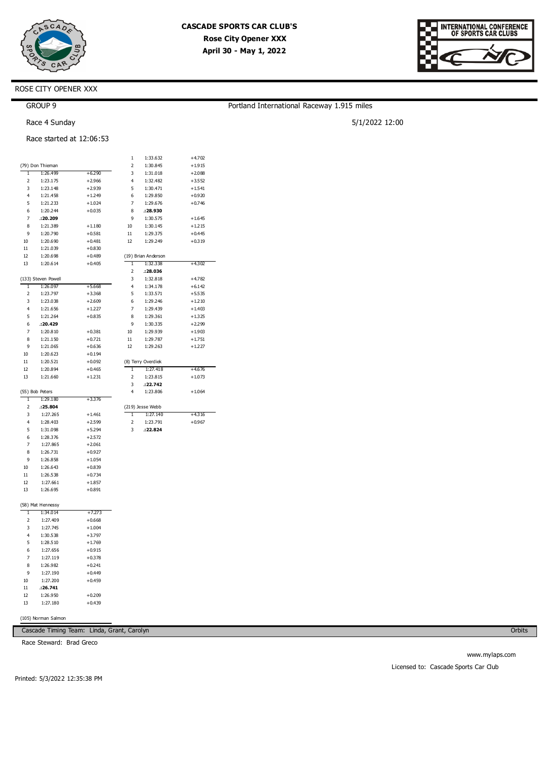# CASCADE SPORTS CAR CLUB'S
**Rose City Opener XXX**
**April 30 - May 1, 2022**

ROSE CITY OPENER XXX

GROUP 9

Portland International Raceway 1.915 miles

Race 4 Sunday

5/1/2022 12:00

Race started at 12:06:53

(79) Don Thieman

| | | |
|---|---|---|
| 1 | 1:26.499 | +6.290 |
| 2 | 1:23.175 | +2.966 |
| 3 | 1:23.148 | +2.939 |
| 4 | 1:21.458 | +1.249 |
| 5 | 1:21.233 | +1.024 |
| 6 | 1:20.244 | +0.035 |
| 7 | **:20.209** | |
| 8 | 1:21.389 | +1.180 |
| 9 | 1:20.790 | +0.581 |
| 10 | 1:20.690 | +0.481 |
| 11 | 1:21.039 | +0.830 |
| 12 | 1:20.698 | +0.489 |
| 13 | 1:20.614 | +0.405 |

(133) Steven Powell

| | | |
|---|---|---|
| 1 | 1:26.097 | +5.668 |
| 2 | 1:23.797 | +3.368 |
| 3 | 1:23.038 | +2.609 |
| 4 | 1:21.656 | +1.227 |
| 5 | 1:21.264 | +0.835 |
| 6 | **:20.429** | |
| 7 | 1:20.810 | +0.381 |
| 8 | 1:21.150 | +0.721 |
| 9 | 1:21.065 | +0.636 |
| 10 | 1:20.623 | +0.194 |
| 11 | 1:20.521 | +0.092 |
| 12 | 1:20.894 | +0.465 |
| 13 | 1:21.660 | +1.231 |

(55) Bob Peters

| | | |
|---|---|---|
| 1 | 1:29.180 | +3.376 |
| 2 | **:25.804** | |
| 3 | 1:27.265 | +1.461 |
| 4 | 1:28.403 | +2.599 |
| 5 | 1:31.098 | +5.294 |
| 6 | 1:28.376 | +2.572 |
| 7 | 1:27.865 | +2.061 |
| 8 | 1:26.731 | +0.927 |
| 9 | 1:26.858 | +1.054 |
| 10 | 1:26.643 | +0.839 |
| 11 | 1:26.538 | +0.734 |
| 12 | 1:27.661 | +1.857 |
| 13 | 1:26.695 | +0.891 |

(58) Mat Hennessy

| | | |
|---|---|---|
| 1 | 1:34.014 | +7.273 |
| 2 | 1:27.409 | +0.668 |
| 3 | 1:27.745 | +1.004 |
| 4 | 1:30.538 | +3.797 |
| 5 | 1:28.510 | +1.769 |
| 6 | 1:27.656 | +0.915 |
| 7 | 1:27.119 | +0.378 |
| 8 | 1:26.982 | +0.241 |
| 9 | 1:27.190 | +0.449 |
| 10 | 1:27.200 | +0.459 |
| 11 | **:26.741** | |
| 12 | 1:26.950 | +0.209 |
| 13 | 1:27.180 | +0.439 |

(105) Norman Salmon

| | | |
|---|---|---|
| 1 | 1:33.632 | +4.702 |
| 2 | 1:30.845 | +1.915 |
| 3 | 1:31.018 | +2.088 |
| 4 | 1:32.482 | +3.552 |
| 5 | 1:30.471 | +1.541 |
| 6 | 1:29.850 | +0.920 |
| 7 | 1:29.676 | +0.746 |
| 8 | **:28.930** | |
| 9 | 1:30.575 | +1.645 |
| 10 | 1:30.145 | +1.215 |
| 11 | 1:29.375 | +0.445 |
| 12 | 1:29.249 | +0.319 |

(19) Brian Anderson

| | | |
|---|---|---|
| 1 | 1:32.338 | +4.302 |
| 2 | **:28.036** | |
| 3 | 1:32.818 | +4.782 |
| 4 | 1:34.178 | +6.142 |
| 5 | 1:33.571 | +5.535 |
| 6 | 1:29.246 | +1.210 |
| 7 | 1:29.439 | +1.403 |
| 8 | 1:29.361 | +1.325 |
| 9 | 1:30.335 | +2.299 |
| 10 | 1:29.939 | +1.903 |
| 11 | 1:29.787 | +1.751 |
| 12 | 1:29.263 | +1.227 |

(8) Terry Overdiek

| | | |
|---|---|---|
| 1 | 1:27.418 | +4.676 |
| 2 | 1:23.815 | +1.073 |
| 3 | **:22.742** | |
| 4 | 1:23.806 | +1.064 |

(219) Jesse Webb

| | | |
|---|---|---|
| 1 | 1:27.140 | +4.316 |
| 2 | 1:23.791 | +0.967 |
| 3 | **:22.824** | |

Cascade Timing Team: Linda, Grant, Carolyn

Orbits

Race Steward: Brad Greco

www.mylaps.com

Licensed to: Cascade Sports Car Club

Printed: 5/3/2022 12:35:38 PM